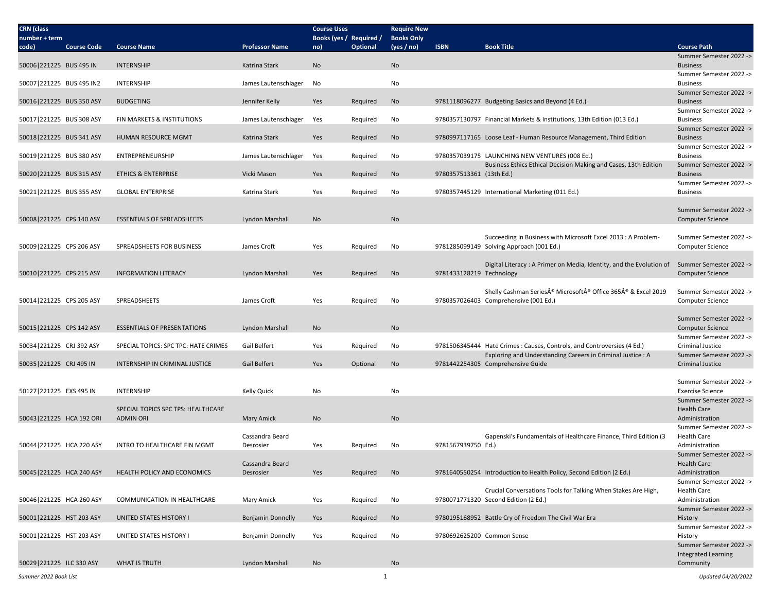| CRN (class number + term code) | Course Code | Course Name | Professor Name | Course Uses Books (yes / no) | Required / Optional | Require New Books Only (yes / no) | ISBN | Book Title | Course Path |
|---|---|---|---|---|---|---|---|---|---|
| 50006\|221225 | BUS 495 IN | INTERNSHIP | Katrina Stark | No | | No | | | Summer Semester 2022 -> Business |
| 50007\|221225 | BUS 495 IN2 | INTERNSHIP | James Lautenschlager | No | | No | | | Summer Semester 2022 -> Business |
| 50016\|221225 | BUS 350 ASY | BUDGETING | Jennifer Kelly | Yes | Required | No | 9781118096277 | Budgeting Basics and Beyond (4 Ed.) | Summer Semester 2022 -> Business |
| 50017\|221225 | BUS 308 ASY | FIN MARKETS & INSTITUTIONS | James Lautenschlager | Yes | Required | No | 9780357130797 | Financial Markets & Institutions, 13th Edition (013 Ed.) | Summer Semester 2022 -> Business |
| 50018\|221225 | BUS 341 ASY | HUMAN RESOURCE MGMT | Katrina Stark | Yes | Required | No | 9780997117165 | Loose Leaf - Human Resource Management, Third Edition | Summer Semester 2022 -> Business |
| 50019\|221225 | BUS 380 ASY | ENTREPRENEURSHIP | James Lautenschlager | Yes | Required | No | 9780357039175 | LAUNCHING NEW VENTURES (008 Ed.) | Summer Semester 2022 -> Business |
| 50020\|221225 | BUS 315 ASY | ETHICS & ENTERPRISE | Vicki Mason | Yes | Required | No | 9780357513361 | Business Ethics Ethical Decision Making and Cases, 13th Edition (13th Ed.) | Summer Semester 2022 -> Business |
| 50021\|221225 | BUS 355 ASY | GLOBAL ENTERPRISE | Katrina Stark | Yes | Required | No | 9780357445129 | International Marketing (011 Ed.) | Summer Semester 2022 -> Business |
| 50008\|221225 | CPS 140 ASY | ESSENTIALS OF SPREADSHEETS | Lyndon Marshall | No | | No | | | Summer Semester 2022 -> Computer Science |
| 50009\|221225 | CPS 206 ASY | SPREADSHEETS FOR BUSINESS | James Croft | Yes | Required | No | 9781285099149 | Succeeding in Business with Microsoft Excel 2013 : A Problem-Solving Approach (001 Ed.) | Summer Semester 2022 -> Computer Science |
| 50010\|221225 | CPS 215 ASY | INFORMATION LITERACY | Lyndon Marshall | Yes | Required | No | 9781433128219 | Digital Literacy : A Primer on Media, Identity, and the Evolution of Technology | Summer Semester 2022 -> Computer Science |
| 50014\|221225 | CPS 205 ASY | SPREADSHEETS | James Croft | Yes | Required | No | 9780357026403 | Shelly Cashman SeriesÂ® MicrosoftÂ® Office 365Â® & Excel 2019 Comprehensive (001 Ed.) | Summer Semester 2022 -> Computer Science |
| 50015\|221225 | CPS 142 ASY | ESSENTIALS OF PRESENTATIONS | Lyndon Marshall | No | | No | | | Summer Semester 2022 -> Computer Science |
| 50034\|221225 | CRJ 392 ASY | SPECIAL TOPICS: SPC TPC: HATE CRIMES | Gail Belfert | Yes | Required | No | 9781506345444 | Hate Crimes : Causes, Controls, and Controversies (4 Ed.) | Summer Semester 2022 -> Criminal Justice |
| 50035\|221225 | CRJ 495 IN | INTERNSHIP IN CRIMINAL JUSTICE | Gail Belfert | Yes | Optional | No | 9781442254305 | Exploring and Understanding Careers in Criminal Justice : A Comprehensive Guide | Summer Semester 2022 -> Criminal Justice |
| 50127\|221225 | EXS 495 IN | INTERNSHIP | Kelly Quick | No | | No | | | Summer Semester 2022 -> Exercise Science |
| 50043\|221225 | HCA 192 ORI | SPECIAL TOPICS SPC TPS: HEALTHCARE ADMIN ORI | Mary Amick | No | | No | | | Summer Semester 2022 -> Health Care Administration |
| 50044\|221225 | HCA 220 ASY | INTRO TO HEALTHCARE FIN MGMT | Cassandra Beard Desrosier | Yes | Required | No | 9781567939750 | Gapenski's Fundamentals of Healthcare Finance, Third Edition (3 Ed.) | Summer Semester 2022 -> Health Care Administration |
| 50045\|221225 | HCA 240 ASY | HEALTH POLICY AND ECONOMICS | Cassandra Beard Desrosier | Yes | Required | No | 9781640550254 | Introduction to Health Policy, Second Edition (2 Ed.) | Summer Semester 2022 -> Health Care Administration |
| 50046\|221225 | HCA 260 ASY | COMMUNICATION IN HEALTHCARE | Mary Amick | Yes | Required | No | 9780071771320 | Crucial Conversations Tools for Talking When Stakes Are High, Second Edition (2 Ed.) | Summer Semester 2022 -> Health Care Administration |
| 50001\|221225 | HST 203 ASY | UNITED STATES HISTORY I | Benjamin Donnelly | Yes | Required | No | 9780195168952 | Battle Cry of Freedom The Civil War Era | Summer Semester 2022 -> History |
| 50001\|221225 | HST 203 ASY | UNITED STATES HISTORY I | Benjamin Donnelly | Yes | Required | No | 9780692625200 | Common Sense | Summer Semester 2022 -> History |
| 50029\|221225 | ILC 330 ASY | WHAT IS TRUTH | Lyndon Marshall | No | | No | | | Summer Semester 2022 -> Integrated Learning Community |

*Summer 2022 Book List* — *Updated 04/20/2022*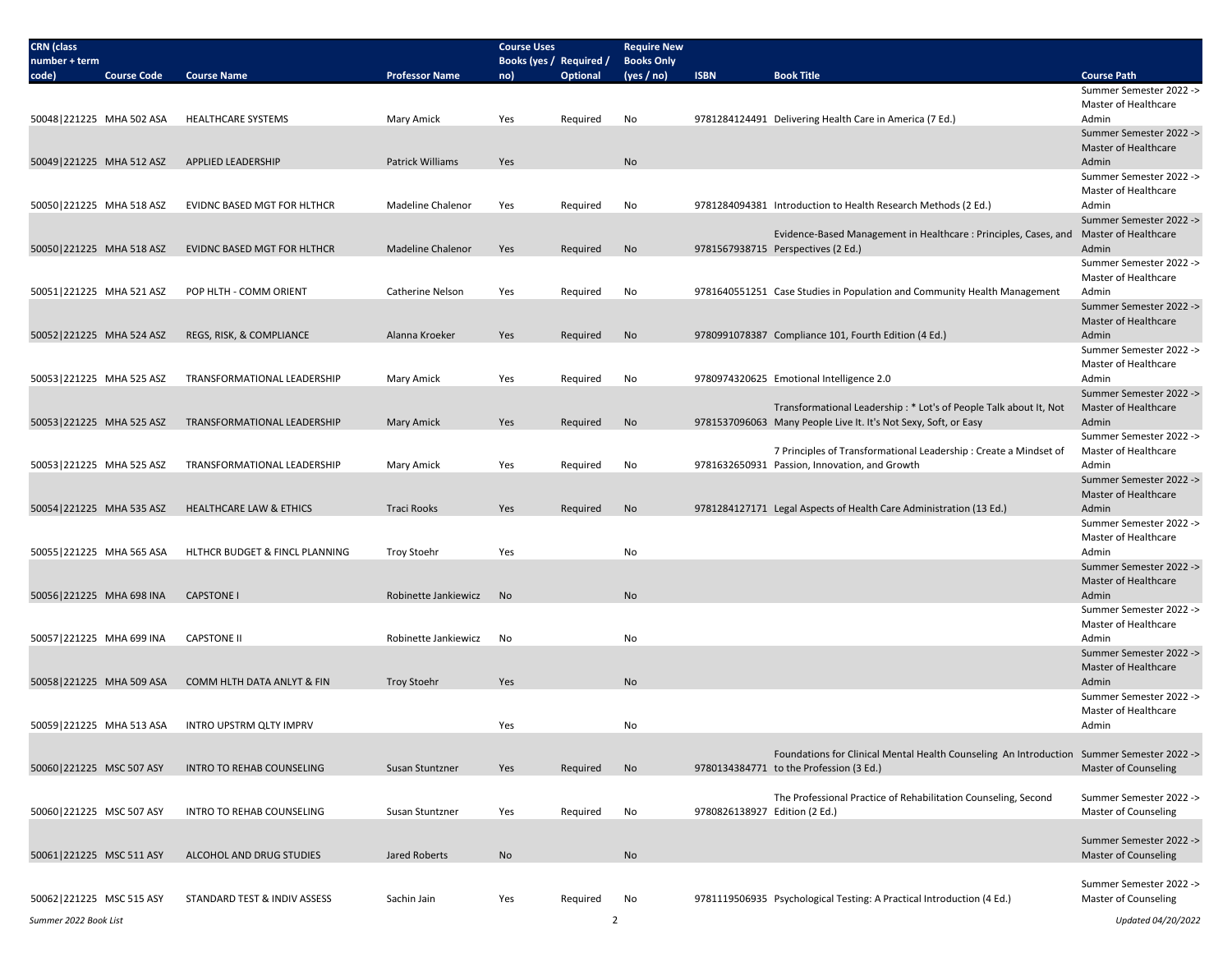| CRN (class number + term code) | Course Code | Course Name | Professor Name | Course Uses Books (yes / no) | Required / Optional | Require New Books Only (yes / no) | ISBN | Book Title | Course Path |
|---|---|---|---|---|---|---|---|---|---|
| 50048\|221225 | MHA 502 ASA | HEALTHCARE SYSTEMS | Mary Amick | Yes | Required | No | 9781284124491 | Delivering Health Care in America (7 Ed.) | Summer Semester 2022 -> Master of Healthcare Admin |
| 50049\|221225 | MHA 512 ASZ | APPLIED LEADERSHIP | Patrick Williams | Yes | | No | | | Summer Semester 2022 -> Master of Healthcare Admin |
| 50050\|221225 | MHA 518 ASZ | EVIDNC BASED MGT FOR HLTHCR | Madeline Chalenor | Yes | Required | No | 9781284094381 | Introduction to Health Research Methods (2 Ed.) | Summer Semester 2022 -> Master of Healthcare Admin |
| 50050\|221225 | MHA 518 ASZ | EVIDNC BASED MGT FOR HLTHCR | Madeline Chalenor | Yes | Required | No | 9781567938715 | Evidence-Based Management in Healthcare : Principles, Cases, and Perspectives (2 Ed.) | Summer Semester 2022 -> Master of Healthcare Admin |
| 50051\|221225 | MHA 521 ASZ | POP HLTH - COMM ORIENT | Catherine Nelson | Yes | Required | No | 9781640551251 | Case Studies in Population and Community Health Management | Summer Semester 2022 -> Master of Healthcare Admin |
| 50052\|221225 | MHA 524 ASZ | REGS, RISK, & COMPLIANCE | Alanna Kroeker | Yes | Required | No | 9780991078387 | Compliance 101, Fourth Edition (4 Ed.) | Summer Semester 2022 -> Master of Healthcare Admin |
| 50053\|221225 | MHA 525 ASZ | TRANSFORMATIONAL LEADERSHIP | Mary Amick | Yes | Required | No | 9780974320625 | Emotional Intelligence 2.0 | Summer Semester 2022 -> Master of Healthcare Admin |
| 50053\|221225 | MHA 525 ASZ | TRANSFORMATIONAL LEADERSHIP | Mary Amick | Yes | Required | No | 9781537096063 | Transformational Leadership : * Lot's of People Talk about It, Not Many People Live It. It's Not Sexy, Soft, or Easy | Summer Semester 2022 -> Master of Healthcare Admin |
| 50053\|221225 | MHA 525 ASZ | TRANSFORMATIONAL LEADERSHIP | Mary Amick | Yes | Required | No | 9781632650931 | 7 Principles of Transformational Leadership : Create a Mindset of Passion, Innovation, and Growth | Summer Semester 2022 -> Master of Healthcare Admin |
| 50054\|221225 | MHA 535 ASZ | HEALTHCARE LAW & ETHICS | Traci Rooks | Yes | Required | No | 9781284127171 | Legal Aspects of Health Care Administration (13 Ed.) | Summer Semester 2022 -> Master of Healthcare Admin |
| 50055\|221225 | MHA 565 ASA | HLTHCR BUDGET & FINCL PLANNING | Troy Stoehr | Yes | | No | | | Summer Semester 2022 -> Master of Healthcare Admin |
| 50056\|221225 | MHA 698 INA | CAPSTONE I | Robinette Jankiewicz | No | | No | | | Summer Semester 2022 -> Master of Healthcare Admin |
| 50057\|221225 | MHA 699 INA | CAPSTONE II | Robinette Jankiewicz | No | | No | | | Summer Semester 2022 -> Master of Healthcare Admin |
| 50058\|221225 | MHA 509 ASA | COMM HLTH DATA ANLYT & FIN | Troy Stoehr | Yes | | No | | | Summer Semester 2022 -> Master of Healthcare Admin |
| 50059\|221225 | MHA 513 ASA | INTRO UPSTRM QLTY IMPRV | | Yes | | No | | | Summer Semester 2022 -> Master of Healthcare Admin |
| 50060\|221225 | MSC 507 ASY | INTRO TO REHAB COUNSELING | Susan Stuntzner | Yes | Required | No | 9780134384771 | Foundations for Clinical Mental Health Counseling An Introduction to the Profession (3 Ed.) | Summer Semester 2022 -> Master of Counseling |
| 50060\|221225 | MSC 507 ASY | INTRO TO REHAB COUNSELING | Susan Stuntzner | Yes | Required | No | 9780826138927 | The Professional Practice of Rehabilitation Counseling, Second Edition (2 Ed.) | Summer Semester 2022 -> Master of Counseling |
| 50061\|221225 | MSC 511 ASY | ALCOHOL AND DRUG STUDIES | Jared Roberts | No | | No | | | Summer Semester 2022 -> Master of Counseling |
| 50062\|221225 | MSC 515 ASY | STANDARD TEST & INDIV ASSESS | Sachin Jain | Yes | Required | No | 9781119506935 | Psychological Testing: A Practical Introduction (4 Ed.) | Summer Semester 2022 -> Master of Counseling |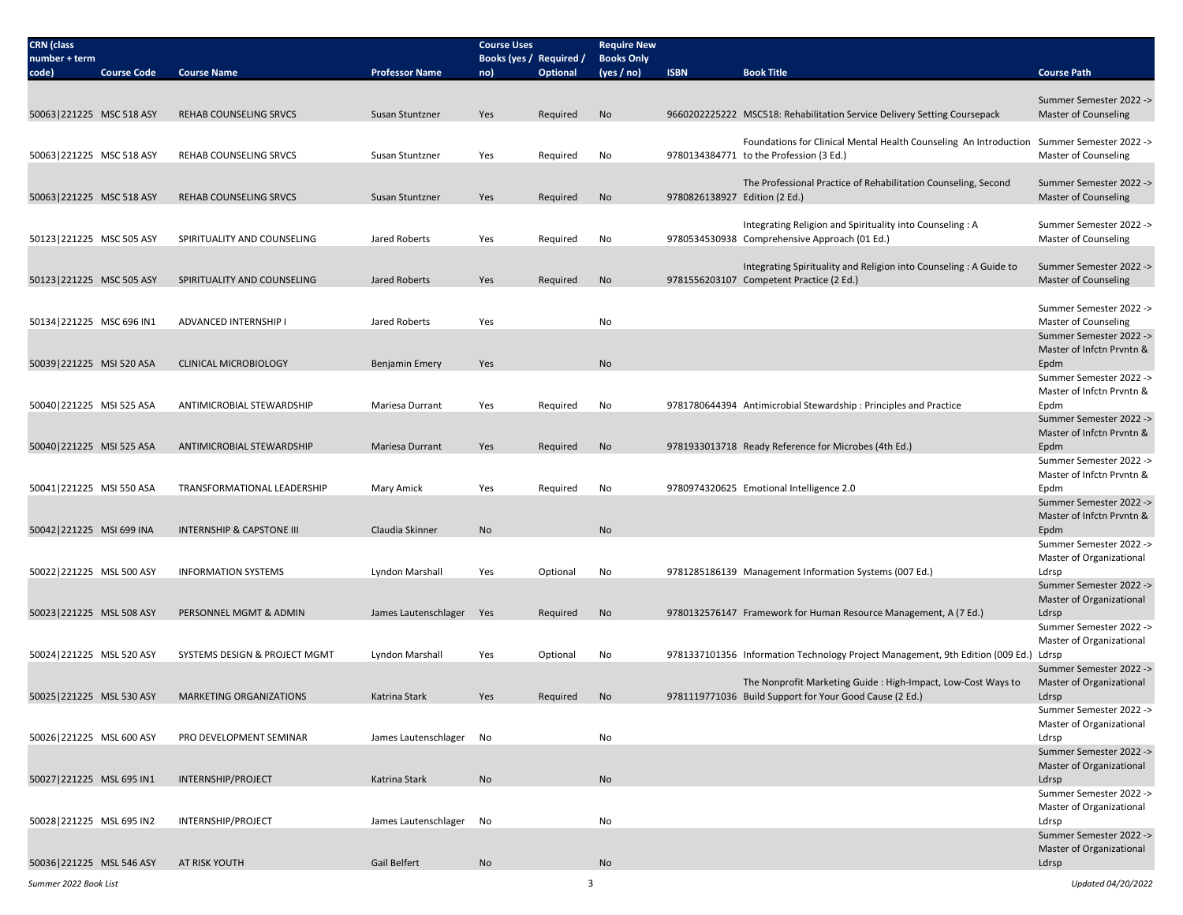| CRN (class number + term code) | Course Code | Course Name | Professor Name | Course Uses Books (yes / no) | Required / Optional | Require New Books Only (yes / no) | ISBN | Book Title | Course Path |
|---|---|---|---|---|---|---|---|---|---|
| 50063\|221225 | MSC 518 ASY | REHAB COUNSELING SRVCS | Susan Stuntzner | Yes | Required | No | 9660202225222 | MSC518: Rehabilitation Service Delivery Setting Coursepack | Summer Semester 2022 -> Master of Counseling |
| 50063\|221225 | MSC 518 ASY | REHAB COUNSELING SRVCS | Susan Stuntzner | Yes | Required | No | 9780134384771 | Foundations for Clinical Mental Health Counseling An Introduction to the Profession (3 Ed.) | Summer Semester 2022 -> Master of Counseling |
| 50063\|221225 | MSC 518 ASY | REHAB COUNSELING SRVCS | Susan Stuntzner | Yes | Required | No | 9780826138927 | The Professional Practice of Rehabilitation Counseling, Second Edition (2 Ed.) | Summer Semester 2022 -> Master of Counseling |
| 50123\|221225 | MSC 505 ASY | SPIRITUALITY AND COUNSELING | Jared Roberts | Yes | Required | No | 9780534530938 | Integrating Religion and Spirituality into Counseling : A Comprehensive Approach (01 Ed.) | Summer Semester 2022 -> Master of Counseling |
| 50123\|221225 | MSC 505 ASY | SPIRITUALITY AND COUNSELING | Jared Roberts | Yes | Required | No | 9781556203107 | Integrating Spirituality and Religion into Counseling : A Guide to Competent Practice (2 Ed.) | Summer Semester 2022 -> Master of Counseling |
| 50134\|221225 | MSC 696 IN1 | ADVANCED INTERNSHIP I | Jared Roberts | Yes | | No | | | Summer Semester 2022 -> Master of Counseling |
| 50039\|221225 | MSI 520 ASA | CLINICAL MICROBIOLOGY | Benjamin Emery | Yes | | No | | | Summer Semester 2022 -> Master of Infctn Prvntn & Epdm |
| 50040\|221225 | MSI 525 ASA | ANTIMICROBIAL STEWARDSHIP | Mariesa Durrant | Yes | Required | No | 9781780644394 | Antimicrobial Stewardship : Principles and Practice | Summer Semester 2022 -> Master of Infctn Prvntn & Epdm |
| 50040\|221225 | MSI 525 ASA | ANTIMICROBIAL STEWARDSHIP | Mariesa Durrant | Yes | Required | No | 9781933013718 | Ready Reference for Microbes (4th Ed.) | Summer Semester 2022 -> Master of Infctn Prvntn & Epdm |
| 50041\|221225 | MSI 550 ASA | TRANSFORMATIONAL LEADERSHIP | Mary Amick | Yes | Required | No | 9780974320625 | Emotional Intelligence 2.0 | Summer Semester 2022 -> Master of Infctn Prvntn & Epdm |
| 50042\|221225 | MSI 699 INA | INTERNSHIP & CAPSTONE III | Claudia Skinner | No | | No | | | Summer Semester 2022 -> Master of Infctn Prvntn & Epdm |
| 50022\|221225 | MSL 500 ASY | INFORMATION SYSTEMS | Lyndon Marshall | Yes | Optional | No | 9781285186139 | Management Information Systems (007 Ed.) | Summer Semester 2022 -> Master of Organizational Ldrsp |
| 50023\|221225 | MSL 508 ASY | PERSONNEL MGMT & ADMIN | James Lautenschlager | Yes | Required | No | 9780132576147 | Framework for Human Resource Management, A (7 Ed.) | Summer Semester 2022 -> Master of Organizational Ldrsp |
| 50024\|221225 | MSL 520 ASY | SYSTEMS DESIGN & PROJECT MGMT | Lyndon Marshall | Yes | Optional | No | 9781337101356 | Information Technology Project Management, 9th Edition (009 Ed.) | Summer Semester 2022 -> Master of Organizational Ldrsp |
| 50025\|221225 | MSL 530 ASY | MARKETING ORGANIZATIONS | Katrina Stark | Yes | Required | No | 9781119771036 | The Nonprofit Marketing Guide : High-Impact, Low-Cost Ways to Build Support for Your Good Cause (2 Ed.) | Summer Semester 2022 -> Master of Organizational Ldrsp |
| 50026\|221225 | MSL 600 ASY | PRO DEVELOPMENT SEMINAR | James Lautenschlager | No | | No | | | Summer Semester 2022 -> Master of Organizational Ldrsp |
| 50027\|221225 | MSL 695 IN1 | INTERNSHIP/PROJECT | Katrina Stark | No | | No | | | Summer Semester 2022 -> Master of Organizational Ldrsp |
| 50028\|221225 | MSL 695 IN2 | INTERNSHIP/PROJECT | James Lautenschlager | No | | No | | | Summer Semester 2022 -> Master of Organizational Ldrsp |
| 50036\|221225 | MSL 546 ASY | AT RISK YOUTH | Gail Belfert | No | | No | | | Summer Semester 2022 -> Master of Organizational Ldrsp |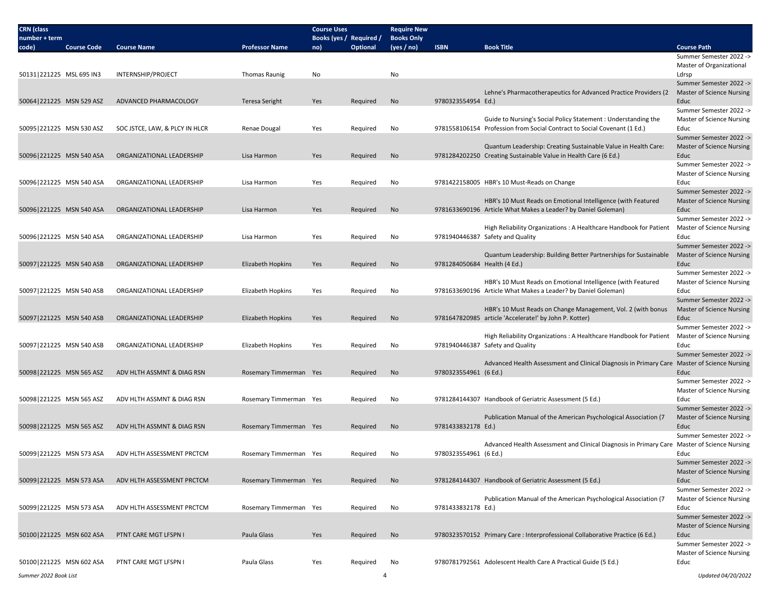| CRN (class number + term code) | Course Code | Course Name | Professor Name | Course Uses Books (yes / no) | Required / Optional | Require New Books Only (yes / no) | ISBN | Book Title | Course Path |
|---|---|---|---|---|---|---|---|---|---|
| 50131\|221225 | MSL 695 IN3 | INTERNSHIP/PROJECT | Thomas Raunig | No | | No | | | Summer Semester 2022 -> Master of Organizational Ldrsp |
| 50064\|221225 | MSN 529 ASZ | ADVANCED PHARMACOLOGY | Teresa Seright | Yes | Required | No | 9780323554954 | Lehne's Pharmacotherapeutics for Advanced Practice Providers (2 Ed.) | Summer Semester 2022 -> Master of Science Nursing Educ |
| 50095\|221225 | MSN 530 ASZ | SOC JSTCE, LAW, & PLCY IN HLCR | Renae Dougal | Yes | Required | No | 9781558106154 | Guide to Nursing's Social Policy Statement : Understanding the Profession from Social Contract to Social Covenant (1 Ed.) | Summer Semester 2022 -> Master of Science Nursing Educ |
| 50096\|221225 | MSN 540 ASA | ORGANIZATIONAL LEADERSHIP | Lisa Harmon | Yes | Required | No | 9781284202250 | Quantum Leadership: Creating Sustainable Value in Health Care: Creating Sustainable Value in Health Care (6 Ed.) | Summer Semester 2022 -> Master of Science Nursing Educ |
| 50096\|221225 | MSN 540 ASA | ORGANIZATIONAL LEADERSHIP | Lisa Harmon | Yes | Required | No | 9781422158005 | HBR's 10 Must-Reads on Change | Summer Semester 2022 -> Master of Science Nursing Educ |
| 50096\|221225 | MSN 540 ASA | ORGANIZATIONAL LEADERSHIP | Lisa Harmon | Yes | Required | No | 9781633690196 | HBR's 10 Must Reads on Emotional Intelligence (with Featured Article What Makes a Leader? by Daniel Goleman) | Summer Semester 2022 -> Master of Science Nursing Educ |
| 50096\|221225 | MSN 540 ASA | ORGANIZATIONAL LEADERSHIP | Lisa Harmon | Yes | Required | No | 9781940446387 | High Reliability Organizations : A Healthcare Handbook for Patient Safety and Quality | Summer Semester 2022 -> Master of Science Nursing Educ |
| 50097\|221225 | MSN 540 ASB | ORGANIZATIONAL LEADERSHIP | Elizabeth Hopkins | Yes | Required | No | 9781284050684 | Quantum Leadership: Building Better Partnerships for Sustainable Health (4 Ed.) | Summer Semester 2022 -> Master of Science Nursing Educ |
| 50097\|221225 | MSN 540 ASB | ORGANIZATIONAL LEADERSHIP | Elizabeth Hopkins | Yes | Required | No | 9781633690196 | HBR's 10 Must Reads on Emotional Intelligence (with Featured Article What Makes a Leader? by Daniel Goleman) | Summer Semester 2022 -> Master of Science Nursing Educ |
| 50097\|221225 | MSN 540 ASB | ORGANIZATIONAL LEADERSHIP | Elizabeth Hopkins | Yes | Required | No | 9781647820985 | HBR's 10 Must Reads on Change Management, Vol. 2 (with bonus article 'Accelerate!' by John P. Kotter) | Summer Semester 2022 -> Master of Science Nursing Educ |
| 50097\|221225 | MSN 540 ASB | ORGANIZATIONAL LEADERSHIP | Elizabeth Hopkins | Yes | Required | No | 9781940446387 | High Reliability Organizations : A Healthcare Handbook for Patient Safety and Quality | Summer Semester 2022 -> Master of Science Nursing Educ |
| 50098\|221225 | MSN 565 ASZ | ADV HLTH ASSMNT & DIAG RSN | Rosemary Timmerman | Yes | Required | No | 9780323554961 | Advanced Health Assessment and Clinical Diagnosis in Primary Care (6 Ed.) | Summer Semester 2022 -> Master of Science Nursing Educ |
| 50098\|221225 | MSN 565 ASZ | ADV HLTH ASSMNT & DIAG RSN | Rosemary Timmerman | Yes | Required | No | 9781284144307 | Handbook of Geriatric Assessment (5 Ed.) | Summer Semester 2022 -> Master of Science Nursing Educ |
| 50098\|221225 | MSN 565 ASZ | ADV HLTH ASSMNT & DIAG RSN | Rosemary Timmerman | Yes | Required | No | 9781433832178 | Publication Manual of the American Psychological Association (7 Ed.) | Summer Semester 2022 -> Master of Science Nursing Educ |
| 50099\|221225 | MSN 573 ASA | ADV HLTH ASSESSMENT PRCTCM | Rosemary Timmerman | Yes | Required | No | 9780323554961 | Advanced Health Assessment and Clinical Diagnosis in Primary Care (6 Ed.) | Summer Semester 2022 -> Master of Science Nursing Educ |
| 50099\|221225 | MSN 573 ASA | ADV HLTH ASSESSMENT PRCTCM | Rosemary Timmerman | Yes | Required | No | 9781284144307 | Handbook of Geriatric Assessment (5 Ed.) | Summer Semester 2022 -> Master of Science Nursing Educ |
| 50099\|221225 | MSN 573 ASA | ADV HLTH ASSESSMENT PRCTCM | Rosemary Timmerman | Yes | Required | No | 9781433832178 | Publication Manual of the American Psychological Association (7 Ed.) | Summer Semester 2022 -> Master of Science Nursing Educ |
| 50100\|221225 | MSN 602 ASA | PTNT CARE MGT LFSPN I | Paula Glass | Yes | Required | No | 9780323570152 | Primary Care : Interprofessional Collaborative Practice (6 Ed.) | Summer Semester 2022 -> Master of Science Nursing Educ |
| 50100\|221225 | MSN 602 ASA | PTNT CARE MGT LFSPN I | Paula Glass | Yes | Required | No | 9780781792561 | Adolescent Health Care A Practical Guide (5 Ed.) | Summer Semester 2022 -> Master of Science Nursing Educ |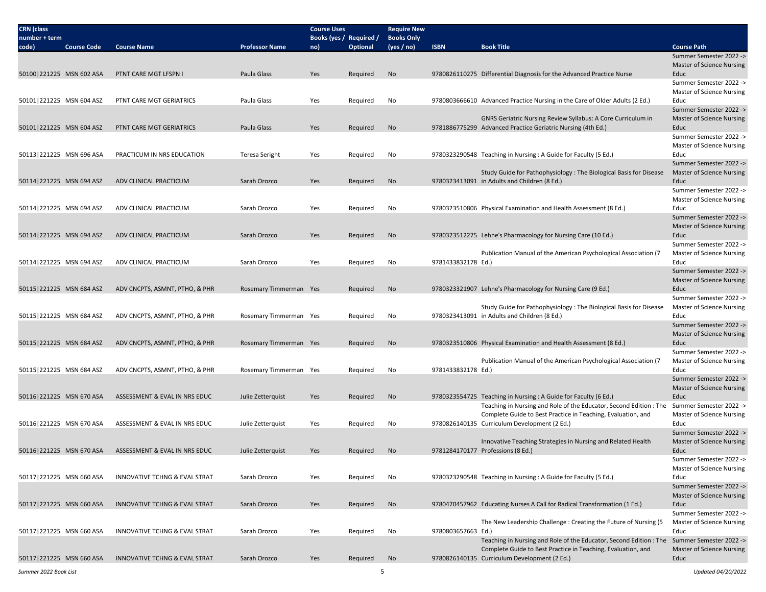| CRN (class number + term code) | Course Code | Course Name | Professor Name | Course Uses Books (yes / no) | Required / Optional | Require New Books Only (yes / no) | ISBN | Book Title | Course Path |
|---|---|---|---|---|---|---|---|---|---|
| 50100\|221225 | MSN 602 ASA | PTNT CARE MGT LFSPN I | Paula Glass | Yes | Required | No | 9780826110275 | Differential Diagnosis for the Advanced Practice Nurse | Summer Semester 2022 -> Master of Science Nursing Educ |
| 50101\|221225 | MSN 604 ASZ | PTNT CARE MGT GERIATRICS | Paula Glass | Yes | Required | No | 9780803666610 | Advanced Practice Nursing in the Care of Older Adults (2 Ed.) | Summer Semester 2022 -> Master of Science Nursing Educ |
| 50101\|221225 | MSN 604 ASZ | PTNT CARE MGT GERIATRICS | Paula Glass | Yes | Required | No | 9781886775299 | GNRS Geriatric Nursing Review Syllabus: A Core Curriculum in Advanced Practice Geriatric Nursing (4th Ed.) | Summer Semester 2022 -> Master of Science Nursing Educ |
| 50113\|221225 | MSN 696 ASA | PRACTICUM IN NRS EDUCATION | Teresa Seright | Yes | Required | No | 9780323290548 | Teaching in Nursing : A Guide for Faculty (5 Ed.) | Summer Semester 2022 -> Master of Science Nursing Educ |
| 50114\|221225 | MSN 694 ASZ | ADV CLINICAL PRACTICUM | Sarah Orozco | Yes | Required | No | 9780323413091 | Study Guide for Pathophysiology : The Biological Basis for Disease in Adults and Children (8 Ed.) | Summer Semester 2022 -> Master of Science Nursing Educ |
| 50114\|221225 | MSN 694 ASZ | ADV CLINICAL PRACTICUM | Sarah Orozco | Yes | Required | No | 9780323510806 | Physical Examination and Health Assessment (8 Ed.) | Summer Semester 2022 -> Master of Science Nursing Educ |
| 50114\|221225 | MSN 694 ASZ | ADV CLINICAL PRACTICUM | Sarah Orozco | Yes | Required | No | 9780323512275 | Lehne's Pharmacology for Nursing Care (10 Ed.) | Summer Semester 2022 -> Master of Science Nursing Educ |
| 50114\|221225 | MSN 694 ASZ | ADV CLINICAL PRACTICUM | Sarah Orozco | Yes | Required | No | 9781433832178 | Publication Manual of the American Psychological Association (7 Ed.) | Summer Semester 2022 -> Master of Science Nursing Educ |
| 50115\|221225 | MSN 684 ASZ | ADV CNCPTS, ASMNT, PTHO, & PHR | Rosemary Timmerman | Yes | Required | No | 9780323321907 | Lehne's Pharmacology for Nursing Care (9 Ed.) | Summer Semester 2022 -> Master of Science Nursing Educ |
| 50115\|221225 | MSN 684 ASZ | ADV CNCPTS, ASMNT, PTHO, & PHR | Rosemary Timmerman | Yes | Required | No | 9780323413091 | Study Guide for Pathophysiology : The Biological Basis for Disease in Adults and Children (8 Ed.) | Summer Semester 2022 -> Master of Science Nursing Educ |
| 50115\|221225 | MSN 684 ASZ | ADV CNCPTS, ASMNT, PTHO, & PHR | Rosemary Timmerman | Yes | Required | No | 9780323510806 | Physical Examination and Health Assessment (8 Ed.) | Summer Semester 2022 -> Master of Science Nursing Educ |
| 50115\|221225 | MSN 684 ASZ | ADV CNCPTS, ASMNT, PTHO, & PHR | Rosemary Timmerman | Yes | Required | No | 9781433832178 | Publication Manual of the American Psychological Association (7 Ed.) | Summer Semester 2022 -> Master of Science Nursing Educ |
| 50116\|221225 | MSN 670 ASA | ASSESSMENT & EVAL IN NRS EDUC | Julie Zetterquist | Yes | Required | No | 9780323554725 | Teaching in Nursing : A Guide for Faculty (6 Ed.) | Summer Semester 2022 -> Master of Science Nursing Educ |
| 50116\|221225 | MSN 670 ASA | ASSESSMENT & EVAL IN NRS EDUC | Julie Zetterquist | Yes | Required | No | 9780826140135 | Teaching in Nursing and Role of the Educator, Second Edition : The Complete Guide to Best Practice in Teaching, Evaluation, and Curriculum Development (2 Ed.) | Summer Semester 2022 -> Master of Science Nursing Educ |
| 50116\|221225 | MSN 670 ASA | ASSESSMENT & EVAL IN NRS EDUC | Julie Zetterquist | Yes | Required | No | 9781284170177 | Innovative Teaching Strategies in Nursing and Related Health Professions (8 Ed.) | Summer Semester 2022 -> Master of Science Nursing Educ |
| 50117\|221225 | MSN 660 ASA | INNOVATIVE TCHNG & EVAL STRAT | Sarah Orozco | Yes | Required | No | 9780323290548 | Teaching in Nursing : A Guide for Faculty (5 Ed.) | Summer Semester 2022 -> Master of Science Nursing Educ |
| 50117\|221225 | MSN 660 ASA | INNOVATIVE TCHNG & EVAL STRAT | Sarah Orozco | Yes | Required | No | 9780470457962 | Educating Nurses A Call for Radical Transformation (1 Ed.) | Summer Semester 2022 -> Master of Science Nursing Educ |
| 50117\|221225 | MSN 660 ASA | INNOVATIVE TCHNG & EVAL STRAT | Sarah Orozco | Yes | Required | No | 9780803657663 | The New Leadership Challenge : Creating the Future of Nursing (5 Ed.) | Summer Semester 2022 -> Master of Science Nursing Educ |
| 50117\|221225 | MSN 660 ASA | INNOVATIVE TCHNG & EVAL STRAT | Sarah Orozco | Yes | Required | No | 9780826140135 | Teaching in Nursing and Role of the Educator, Second Edition : The Complete Guide to Best Practice in Teaching, Evaluation, and Curriculum Development (2 Ed.) | Summer Semester 2022 -> Master of Science Nursing Educ |

*Summer 2022 Book List* — *Updated 04/20/2022*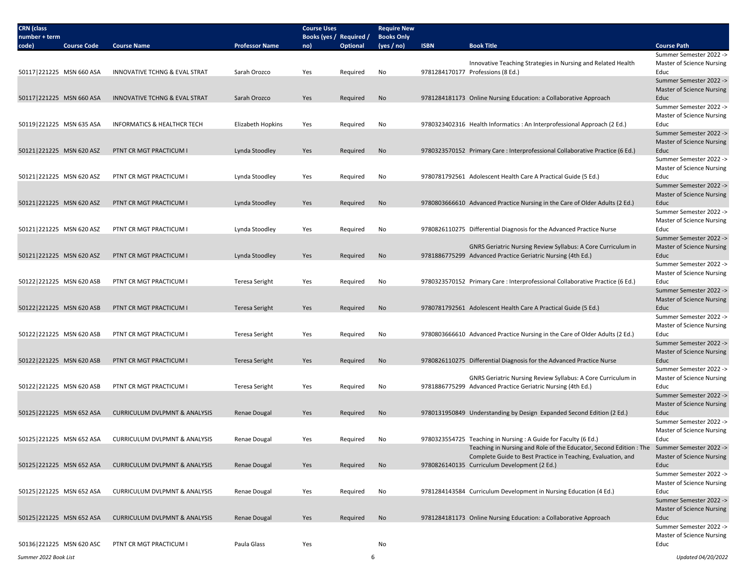| CRN (class number + term code) | Course Code | Course Name | Professor Name | Course Uses Books (yes / no) | Required / Optional | Require New Books Only (yes / no) | ISBN | Book Title | Course Path |
|---|---|---|---|---|---|---|---|---|---|
| 50117\|221225 | MSN 660 ASA | INNOVATIVE TCHNG & EVAL STRAT | Sarah Orozco | Yes | Required | No | 9781284170177 | Innovative Teaching Strategies in Nursing and Related Health Professions (8 Ed.) | Summer Semester 2022 -> Master of Science Nursing Educ |
| 50117\|221225 | MSN 660 ASA | INNOVATIVE TCHNG & EVAL STRAT | Sarah Orozco | Yes | Required | No | 9781284181173 | Online Nursing Education: a Collaborative Approach | Summer Semester 2022 -> Master of Science Nursing Educ |
| 50119\|221225 | MSN 635 ASA | INFORMATICS & HEALTHCR TECH | Elizabeth Hopkins | Yes | Required | No | 9780323402316 | Health Informatics : An Interprofessional Approach (2 Ed.) | Summer Semester 2022 -> Master of Science Nursing Educ |
| 50121\|221225 | MSN 620 ASZ | PTNT CR MGT PRACTICUM I | Lynda Stoodley | Yes | Required | No | 9780323570152 | Primary Care : Interprofessional Collaborative Practice (6 Ed.) | Summer Semester 2022 -> Master of Science Nursing Educ |
| 50121\|221225 | MSN 620 ASZ | PTNT CR MGT PRACTICUM I | Lynda Stoodley | Yes | Required | No | 9780781792561 | Adolescent Health Care A Practical Guide (5 Ed.) | Summer Semester 2022 -> Master of Science Nursing Educ |
| 50121\|221225 | MSN 620 ASZ | PTNT CR MGT PRACTICUM I | Lynda Stoodley | Yes | Required | No | 9780803666610 | Advanced Practice Nursing in the Care of Older Adults (2 Ed.) | Summer Semester 2022 -> Master of Science Nursing Educ |
| 50121\|221225 | MSN 620 ASZ | PTNT CR MGT PRACTICUM I | Lynda Stoodley | Yes | Required | No | 9780826110275 | Differential Diagnosis for the Advanced Practice Nurse | Summer Semester 2022 -> Master of Science Nursing Educ |
| 50121\|221225 | MSN 620 ASZ | PTNT CR MGT PRACTICUM I | Lynda Stoodley | Yes | Required | No | 9781886775299 | GNRS Geriatric Nursing Review Syllabus: A Core Curriculum in Advanced Practice Geriatric Nursing (4th Ed.) | Summer Semester 2022 -> Master of Science Nursing Educ |
| 50122\|221225 | MSN 620 ASB | PTNT CR MGT PRACTICUM I | Teresa Seright | Yes | Required | No | 9780323570152 | Primary Care : Interprofessional Collaborative Practice (6 Ed.) | Summer Semester 2022 -> Master of Science Nursing Educ |
| 50122\|221225 | MSN 620 ASB | PTNT CR MGT PRACTICUM I | Teresa Seright | Yes | Required | No | 9780781792561 | Adolescent Health Care A Practical Guide (5 Ed.) | Summer Semester 2022 -> Master of Science Nursing Educ |
| 50122\|221225 | MSN 620 ASB | PTNT CR MGT PRACTICUM I | Teresa Seright | Yes | Required | No | 9780803666610 | Advanced Practice Nursing in the Care of Older Adults (2 Ed.) | Summer Semester 2022 -> Master of Science Nursing Educ |
| 50122\|221225 | MSN 620 ASB | PTNT CR MGT PRACTICUM I | Teresa Seright | Yes | Required | No | 9780826110275 | Differential Diagnosis for the Advanced Practice Nurse | Summer Semester 2022 -> Master of Science Nursing Educ |
| 50122\|221225 | MSN 620 ASB | PTNT CR MGT PRACTICUM I | Teresa Seright | Yes | Required | No | 9781886775299 | GNRS Geriatric Nursing Review Syllabus: A Core Curriculum in Advanced Practice Geriatric Nursing (4th Ed.) | Summer Semester 2022 -> Master of Science Nursing Educ |
| 50125\|221225 | MSN 652 ASA | CURRICULUM DVLPMNT & ANALYSIS | Renae Dougal | Yes | Required | No | 9780131950849 | Understanding by Design Expanded Second Edition (2 Ed.) | Summer Semester 2022 -> Master of Science Nursing Educ |
| 50125\|221225 | MSN 652 ASA | CURRICULUM DVLPMNT & ANALYSIS | Renae Dougal | Yes | Required | No | 9780323554725 | Teaching in Nursing : A Guide for Faculty (6 Ed.) | Summer Semester 2022 -> Master of Science Nursing Educ |
| 50125\|221225 | MSN 652 ASA | CURRICULUM DVLPMNT & ANALYSIS | Renae Dougal | Yes | Required | No | 9780826140135 | Teaching in Nursing and Role of the Educator, Second Edition : The Complete Guide to Best Practice in Teaching, Evaluation, and Curriculum Development (2 Ed.) | Summer Semester 2022 -> Master of Science Nursing Educ |
| 50125\|221225 | MSN 652 ASA | CURRICULUM DVLPMNT & ANALYSIS | Renae Dougal | Yes | Required | No | 9781284143584 | Curriculum Development in Nursing Education (4 Ed.) | Summer Semester 2022 -> Master of Science Nursing Educ |
| 50125\|221225 | MSN 652 ASA | CURRICULUM DVLPMNT & ANALYSIS | Renae Dougal | Yes | Required | No | 9781284181173 | Online Nursing Education: a Collaborative Approach | Summer Semester 2022 -> Master of Science Nursing Educ |
| 50136\|221225 | MSN 620 ASC | PTNT CR MGT PRACTICUM I | Paula Glass | Yes | | No | | | Summer Semester 2022 -> Master of Science Nursing Educ |

*Summer 2022 Book List* *Updated 04/20/2022*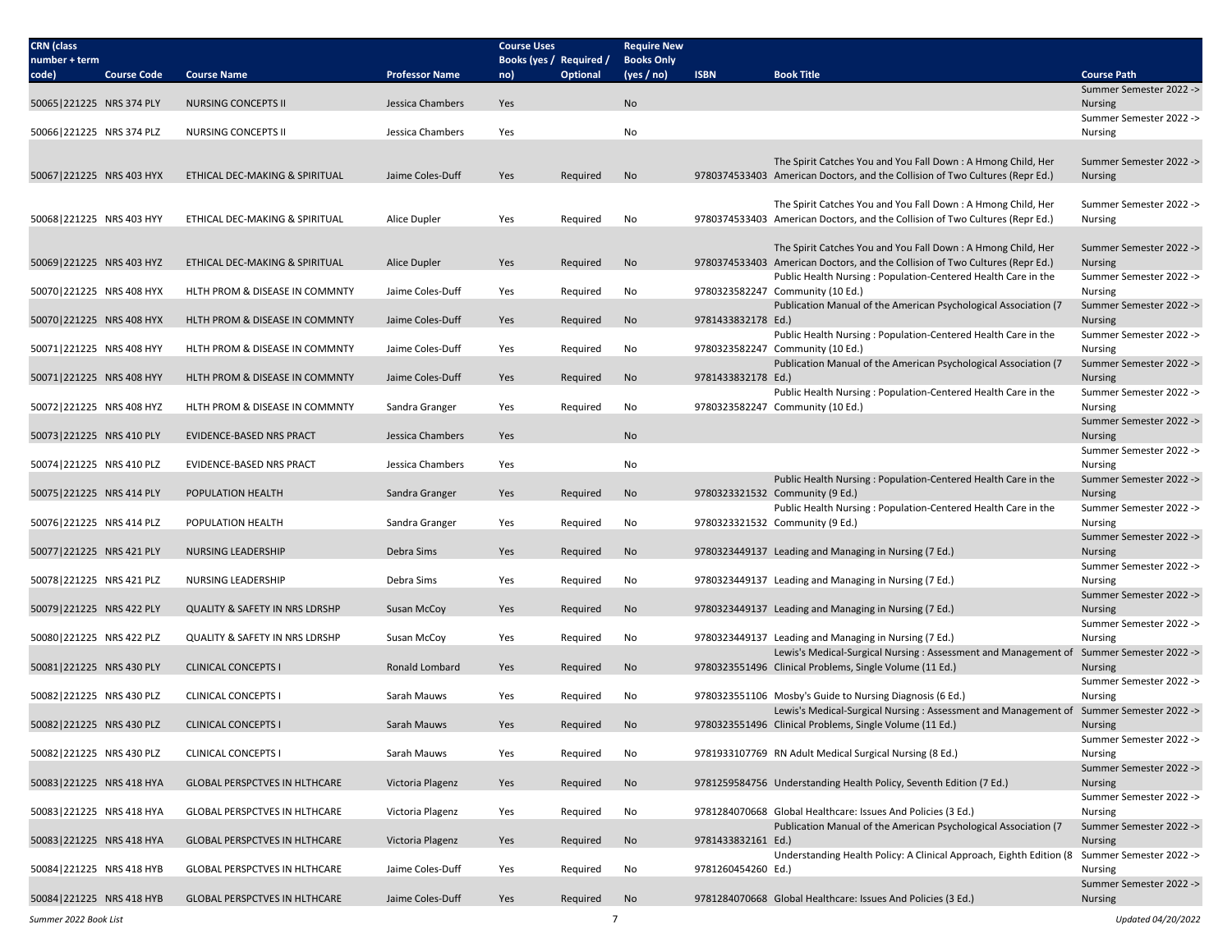| CRN (class number + term code) | Course Code | Course Name | Professor Name | Course Uses Books (yes / no) | Required / Optional | Require New Books Only (yes / no) | ISBN | Book Title | Course Path |
|---|---|---|---|---|---|---|---|---|---|
| 50065\|221225 | NRS 374 PLY | NURSING CONCEPTS II | Jessica Chambers | Yes | | No | | | Summer Semester 2022 -> Nursing |
| 50066\|221225 | NRS 374 PLZ | NURSING CONCEPTS II | Jessica Chambers | Yes | | No | | | Summer Semester 2022 -> Nursing |
| 50067\|221225 | NRS 403 HYX | ETHICAL DEC-MAKING & SPIRITUAL | Jaime Coles-Duff | Yes | Required | No | 9780374533403 | The Spirit Catches You and You Fall Down : A Hmong Child, Her American Doctors, and the Collision of Two Cultures (Repr Ed.) | Summer Semester 2022 -> Nursing |
| 50068\|221225 | NRS 403 HYY | ETHICAL DEC-MAKING & SPIRITUAL | Alice Dupler | Yes | Required | No | 9780374533403 | The Spirit Catches You and You Fall Down : A Hmong Child, Her American Doctors, and the Collision of Two Cultures (Repr Ed.) | Summer Semester 2022 -> Nursing |
| 50069\|221225 | NRS 403 HYZ | ETHICAL DEC-MAKING & SPIRITUAL | Alice Dupler | Yes | Required | No | 9780374533403 | The Spirit Catches You and You Fall Down : A Hmong Child, Her American Doctors, and the Collision of Two Cultures (Repr Ed.) | Summer Semester 2022 -> Nursing |
| 50070\|221225 | NRS 408 HYX | HLTH PROM & DISEASE IN COMMNTY | Jaime Coles-Duff | Yes | Required | No | 9780323582247 | Public Health Nursing : Population-Centered Health Care in the Community (10 Ed.) | Summer Semester 2022 -> Nursing |
| 50070\|221225 | NRS 408 HYX | HLTH PROM & DISEASE IN COMMNTY | Jaime Coles-Duff | Yes | Required | No | 9781433832178 | Publication Manual of the American Psychological Association (7 Ed.) | Summer Semester 2022 -> Nursing |
| 50071\|221225 | NRS 408 HYY | HLTH PROM & DISEASE IN COMMNTY | Jaime Coles-Duff | Yes | Required | No | 9780323582247 | Public Health Nursing : Population-Centered Health Care in the Community (10 Ed.) | Summer Semester 2022 -> Nursing |
| 50071\|221225 | NRS 408 HYY | HLTH PROM & DISEASE IN COMMNTY | Jaime Coles-Duff | Yes | Required | No | 9781433832178 | Publication Manual of the American Psychological Association (7 Ed.) | Summer Semester 2022 -> Nursing |
| 50072\|221225 | NRS 408 HYZ | HLTH PROM & DISEASE IN COMMNTY | Sandra Granger | Yes | Required | No | 9780323582247 | Public Health Nursing : Population-Centered Health Care in the Community (10 Ed.) | Summer Semester 2022 -> Nursing |
| 50073\|221225 | NRS 410 PLY | EVIDENCE-BASED NRS PRACT | Jessica Chambers | Yes | | No | | | Summer Semester 2022 -> Nursing |
| 50074\|221225 | NRS 410 PLZ | EVIDENCE-BASED NRS PRACT | Jessica Chambers | Yes | | No | | | Summer Semester 2022 -> Nursing |
| 50075\|221225 | NRS 414 PLY | POPULATION HEALTH | Sandra Granger | Yes | Required | No | 9780323321532 | Public Health Nursing : Population-Centered Health Care in the Community (9 Ed.) | Summer Semester 2022 -> Nursing |
| 50076\|221225 | NRS 414 PLZ | POPULATION HEALTH | Sandra Granger | Yes | Required | No | 9780323321532 | Public Health Nursing : Population-Centered Health Care in the Community (9 Ed.) | Summer Semester 2022 -> Nursing |
| 50077\|221225 | NRS 421 PLY | NURSING LEADERSHIP | Debra Sims | Yes | Required | No | 9780323449137 | Leading and Managing in Nursing (7 Ed.) | Summer Semester 2022 -> Nursing |
| 50078\|221225 | NRS 421 PLZ | NURSING LEADERSHIP | Debra Sims | Yes | Required | No | 9780323449137 | Leading and Managing in Nursing (7 Ed.) | Summer Semester 2022 -> Nursing |
| 50079\|221225 | NRS 422 PLY | QUALITY & SAFETY IN NRS LDRSHP | Susan McCoy | Yes | Required | No | 9780323449137 | Leading and Managing in Nursing (7 Ed.) | Summer Semester 2022 -> Nursing |
| 50080\|221225 | NRS 422 PLZ | QUALITY & SAFETY IN NRS LDRSHP | Susan McCoy | Yes | Required | No | 9780323449137 | Leading and Managing in Nursing (7 Ed.) | Summer Semester 2022 -> Nursing |
| 50081\|221225 | NRS 430 PLY | CLINICAL CONCEPTS I | Ronald Lombard | Yes | Required | No | 9780323551496 | Lewis's Medical-Surgical Nursing : Assessment and Management of Clinical Problems, Single Volume (11 Ed.) | Summer Semester 2022 -> Nursing |
| 50082\|221225 | NRS 430 PLZ | CLINICAL CONCEPTS I | Sarah Mauws | Yes | Required | No | 9780323551106 | Mosby's Guide to Nursing Diagnosis (6 Ed.) | Summer Semester 2022 -> Nursing |
| 50082\|221225 | NRS 430 PLZ | CLINICAL CONCEPTS I | Sarah Mauws | Yes | Required | No | 9780323551496 | Lewis's Medical-Surgical Nursing : Assessment and Management of Clinical Problems, Single Volume (11 Ed.) | Summer Semester 2022 -> Nursing |
| 50082\|221225 | NRS 430 PLZ | CLINICAL CONCEPTS I | Sarah Mauws | Yes | Required | No | 9781933107769 | RN Adult Medical Surgical Nursing (8 Ed.) | Summer Semester 2022 -> Nursing |
| 50083\|221225 | NRS 418 HYA | GLOBAL PERSPCTVES IN HLTHCARE | Victoria Plagenz | Yes | Required | No | 9781259584756 | Understanding Health Policy, Seventh Edition (7 Ed.) | Summer Semester 2022 -> Nursing |
| 50083\|221225 | NRS 418 HYA | GLOBAL PERSPCTVES IN HLTHCARE | Victoria Plagenz | Yes | Required | No | 9781284070668 | Global Healthcare: Issues And Policies (3 Ed.) | Summer Semester 2022 -> Nursing |
| 50083\|221225 | NRS 418 HYA | GLOBAL PERSPCTVES IN HLTHCARE | Victoria Plagenz | Yes | Required | No | 9781433832161 | Publication Manual of the American Psychological Association (7 Ed.) | Summer Semester 2022 -> Nursing |
| 50084\|221225 | NRS 418 HYB | GLOBAL PERSPCTVES IN HLTHCARE | Jaime Coles-Duff | Yes | Required | No | 9781260454260 | Understanding Health Policy: A Clinical Approach, Eighth Edition (8 Ed.) | Summer Semester 2022 -> Nursing |
| 50084\|221225 | NRS 418 HYB | GLOBAL PERSPCTVES IN HLTHCARE | Jaime Coles-Duff | Yes | Required | No | 9781284070668 | Global Healthcare: Issues And Policies (3 Ed.) | Summer Semester 2022 -> Nursing |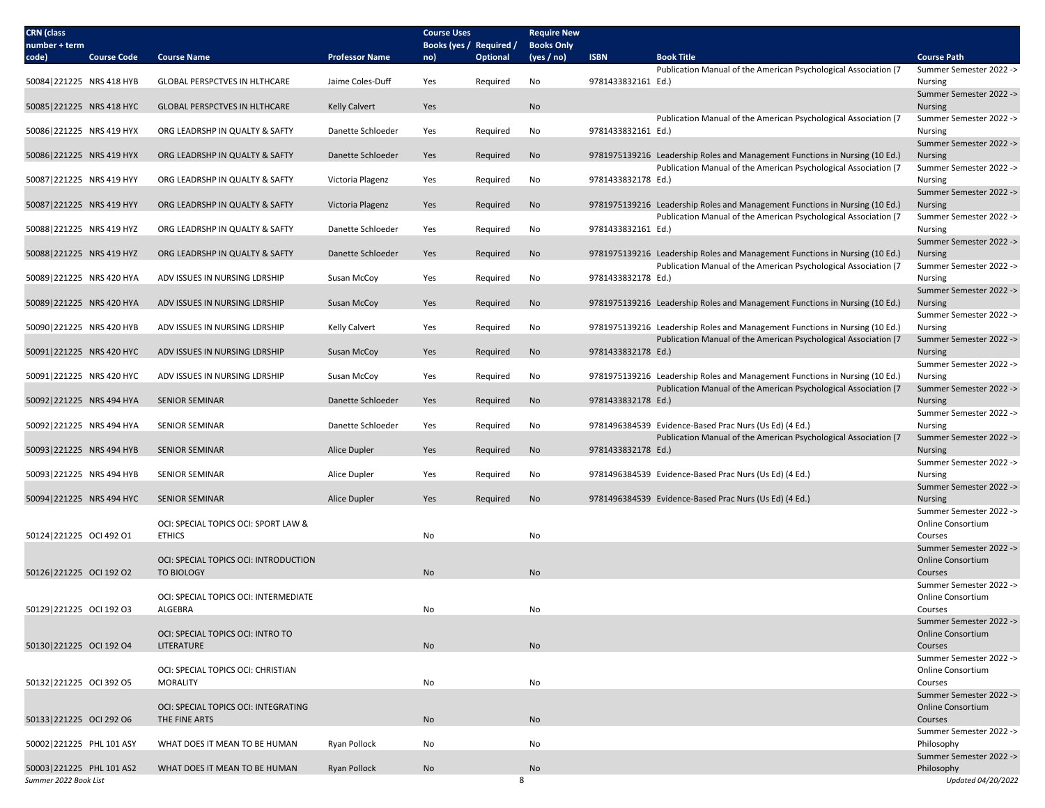| CRN (class number + term code) | Course Code | Course Name | Professor Name | Course Uses Books (yes / no) | Required / Optional | Require New Books Only (yes / no) | ISBN | Book Title | Course Path |
|---|---|---|---|---|---|---|---|---|---|
| 50084\|221225 | NRS 418 HYB | GLOBAL PERSPCTVES IN HLTHCARE | Jaime Coles-Duff | Yes | Required | No | 9781433832161 | Publication Manual of the American Psychological Association (7 Ed.) | Summer Semester 2022 -> Nursing |
| 50085\|221225 | NRS 418 HYC | GLOBAL PERSPCTVES IN HLTHCARE | Kelly Calvert | Yes | | No | | | Summer Semester 2022 -> Nursing |
| 50086\|221225 | NRS 419 HYX | ORG LEADRSHP IN QUALTY & SAFTY | Danette Schloeder | Yes | Required | No | 9781433832161 | Publication Manual of the American Psychological Association (7 Ed.) | Summer Semester 2022 -> Nursing |
| 50086\|221225 | NRS 419 HYX | ORG LEADRSHP IN QUALTY & SAFTY | Danette Schloeder | Yes | Required | No | 9781975139216 | Leadership Roles and Management Functions in Nursing (10 Ed.) | Summer Semester 2022 -> Nursing |
| 50087\|221225 | NRS 419 HYY | ORG LEADRSHP IN QUALTY & SAFTY | Victoria Plagenz | Yes | Required | No | 9781433832178 | Publication Manual of the American Psychological Association (7 Ed.) | Summer Semester 2022 -> Nursing |
| 50087\|221225 | NRS 419 HYY | ORG LEADRSHP IN QUALTY & SAFTY | Victoria Plagenz | Yes | Required | No | 9781975139216 | Leadership Roles and Management Functions in Nursing (10 Ed.) | Summer Semester 2022 -> Nursing |
| 50088\|221225 | NRS 419 HYZ | ORG LEADRSHP IN QUALTY & SAFTY | Danette Schloeder | Yes | Required | No | 9781433832161 | Publication Manual of the American Psychological Association (7 Ed.) | Summer Semester 2022 -> Nursing |
| 50088\|221225 | NRS 419 HYZ | ORG LEADRSHP IN QUALTY & SAFTY | Danette Schloeder | Yes | Required | No | 9781975139216 | Leadership Roles and Management Functions in Nursing (10 Ed.) | Summer Semester 2022 -> Nursing |
| 50089\|221225 | NRS 420 HYA | ADV ISSUES IN NURSING LDRSHIP | Susan McCoy | Yes | Required | No | 9781433832178 | Publication Manual of the American Psychological Association (7 Ed.) | Summer Semester 2022 -> Nursing |
| 50089\|221225 | NRS 420 HYA | ADV ISSUES IN NURSING LDRSHIP | Susan McCoy | Yes | Required | No | 9781975139216 | Leadership Roles and Management Functions in Nursing (10 Ed.) | Summer Semester 2022 -> Nursing |
| 50090\|221225 | NRS 420 HYB | ADV ISSUES IN NURSING LDRSHIP | Kelly Calvert | Yes | Required | No | 9781975139216 | Leadership Roles and Management Functions in Nursing (10 Ed.) | Summer Semester 2022 -> Nursing |
| 50091\|221225 | NRS 420 HYC | ADV ISSUES IN NURSING LDRSHIP | Susan McCoy | Yes | Required | No | 9781433832178 | Publication Manual of the American Psychological Association (7 Ed.) | Summer Semester 2022 -> Nursing |
| 50091\|221225 | NRS 420 HYC | ADV ISSUES IN NURSING LDRSHIP | Susan McCoy | Yes | Required | No | 9781975139216 | Leadership Roles and Management Functions in Nursing (10 Ed.) | Summer Semester 2022 -> Nursing |
| 50092\|221225 | NRS 494 HYA | SENIOR SEMINAR | Danette Schloeder | Yes | Required | No | 9781433832178 | Publication Manual of the American Psychological Association (7 Ed.) | Summer Semester 2022 -> Nursing |
| 50092\|221225 | NRS 494 HYA | SENIOR SEMINAR | Danette Schloeder | Yes | Required | No | 9781496384539 | Evidence-Based Prac Nurs (Us Ed) (4 Ed.) | Summer Semester 2022 -> Nursing |
| 50093\|221225 | NRS 494 HYB | SENIOR SEMINAR | Alice Dupler | Yes | Required | No | 9781433832178 | Publication Manual of the American Psychological Association (7 Ed.) | Summer Semester 2022 -> Nursing |
| 50093\|221225 | NRS 494 HYB | SENIOR SEMINAR | Alice Dupler | Yes | Required | No | 9781496384539 | Evidence-Based Prac Nurs (Us Ed) (4 Ed.) | Summer Semester 2022 -> Nursing |
| 50094\|221225 | NRS 494 HYC | SENIOR SEMINAR | Alice Dupler | Yes | Required | No | 9781496384539 | Evidence-Based Prac Nurs (Us Ed) (4 Ed.) | Summer Semester 2022 -> Nursing |
| 50124\|221225 | OCI 492 O1 | OCI: SPECIAL TOPICS OCI: SPORT LAW & ETHICS | | No | | No | | | Summer Semester 2022 -> Online Consortium Courses |
| 50126\|221225 | OCI 192 O2 | OCI: SPECIAL TOPICS OCI: INTRODUCTION TO BIOLOGY | | No | | No | | | Summer Semester 2022 -> Online Consortium Courses |
| 50129\|221225 | OCI 192 O3 | OCI: SPECIAL TOPICS OCI: INTERMEDIATE ALGEBRA | | No | | No | | | Summer Semester 2022 -> Online Consortium Courses |
| 50130\|221225 | OCI 192 O4 | OCI: SPECIAL TOPICS OCI: INTRO TO LITERATURE | | No | | No | | | Summer Semester 2022 -> Online Consortium Courses |
| 50132\|221225 | OCI 392 O5 | OCI: SPECIAL TOPICS OCI: CHRISTIAN MORALITY | | No | | No | | | Summer Semester 2022 -> Online Consortium Courses |
| 50133\|221225 | OCI 292 O6 | OCI: SPECIAL TOPICS OCI: INTEGRATING THE FINE ARTS | | No | | No | | | Summer Semester 2022 -> Online Consortium Courses |
| 50002\|221225 | PHL 101 ASY | WHAT DOES IT MEAN TO BE HUMAN | Ryan Pollock | No | | No | | | Summer Semester 2022 -> Philosophy |
| 50003\|221225 | PHL 101 AS2 | WHAT DOES IT MEAN TO BE HUMAN | Ryan Pollock | No | | No | | | Summer Semester 2022 -> Philosophy |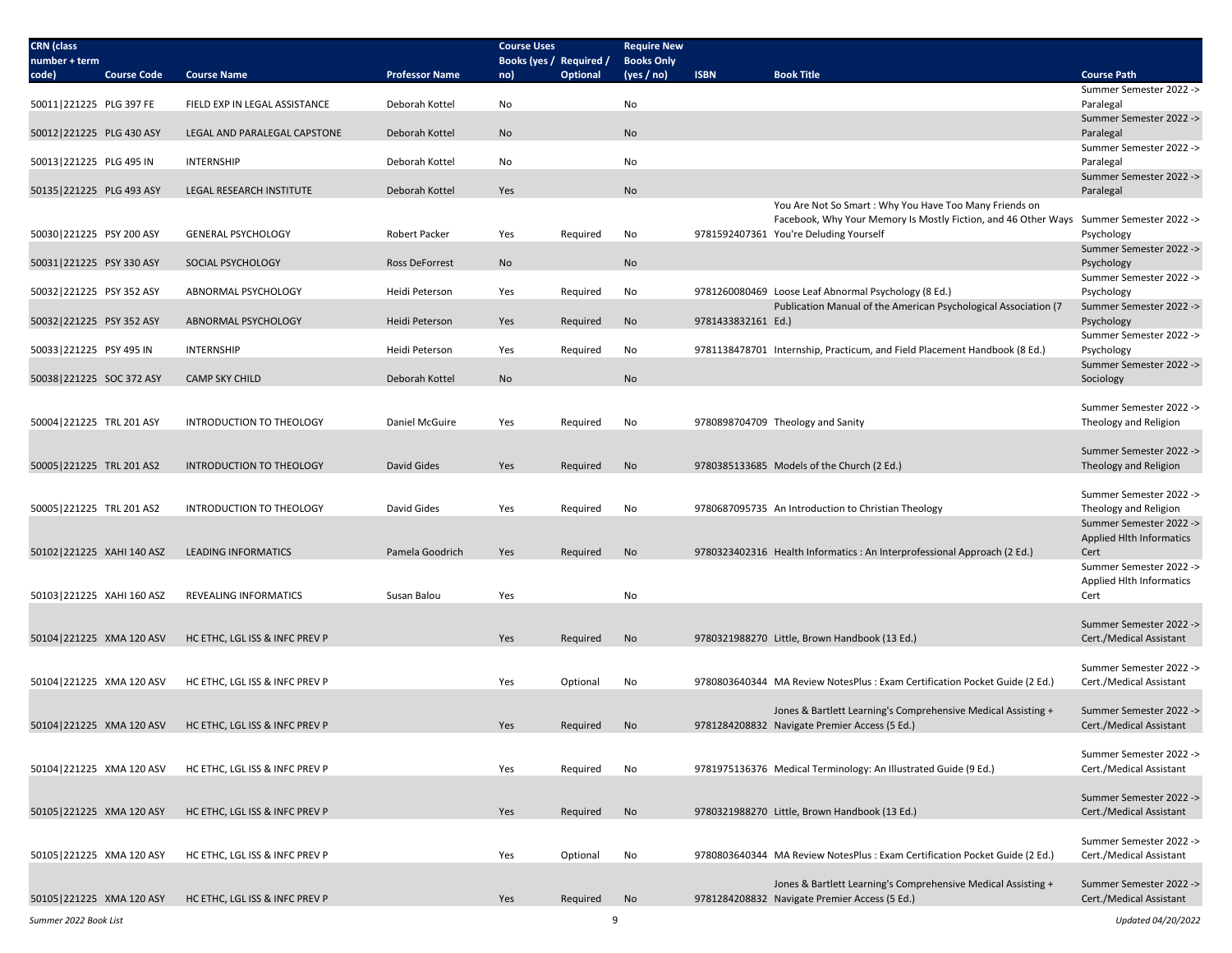| CRN (class number + term code) | Course Code | Course Name | Professor Name | Course Uses Books (yes / no) | Required / Optional | Require New Books Only (yes / no) | ISBN | Book Title | Course Path |
|---|---|---|---|---|---|---|---|---|---|
| 50011\|221225 | PLG 397 FE | FIELD EXP IN LEGAL ASSISTANCE | Deborah Kottel | No | | No | | | Summer Semester 2022 -> Paralegal |
| 50012\|221225 | PLG 430 ASY | LEGAL AND PARALEGAL CAPSTONE | Deborah Kottel | No | | No | | | Summer Semester 2022 -> Paralegal |
| 50013\|221225 | PLG 495 IN | INTERNSHIP | Deborah Kottel | No | | No | | | Summer Semester 2022 -> Paralegal |
| 50135\|221225 | PLG 493 ASY | LEGAL RESEARCH INSTITUTE | Deborah Kottel | Yes | | No | | | Summer Semester 2022 -> Paralegal |
| 50030\|221225 | PSY 200 ASY | GENERAL PSYCHOLOGY | Robert Packer | Yes | Required | No | 9781592407361 | You Are Not So Smart : Why You Have Too Many Friends on Facebook, Why Your Memory Is Mostly Fiction, and 46 Other Ways You're Deluding Yourself | Summer Semester 2022 -> Psychology |
| 50031\|221225 | PSY 330 ASY | SOCIAL PSYCHOLOGY | Ross DeForrest | No | | No | | | Summer Semester 2022 -> Psychology |
| 50032\|221225 | PSY 352 ASY | ABNORMAL PSYCHOLOGY | Heidi Peterson | Yes | Required | No | 9781260080469 | Loose Leaf Abnormal Psychology (8 Ed.) | Summer Semester 2022 -> Psychology |
| 50032\|221225 | PSY 352 ASY | ABNORMAL PSYCHOLOGY | Heidi Peterson | Yes | Required | No | 9781433832161 | Publication Manual of the American Psychological Association (7 Ed.) | Summer Semester 2022 -> Psychology |
| 50033\|221225 | PSY 495 IN | INTERNSHIP | Heidi Peterson | Yes | Required | No | 9781138478701 | Internship, Practicum, and Field Placement Handbook (8 Ed.) | Summer Semester 2022 -> Psychology |
| 50038\|221225 | SOC 372 ASY | CAMP SKY CHILD | Deborah Kottel | No | | No | | | Summer Semester 2022 -> Sociology |
| 50004\|221225 | TRL 201 ASY | INTRODUCTION TO THEOLOGY | Daniel McGuire | Yes | Required | No | 9780898704709 | Theology and Sanity | Summer Semester 2022 -> Theology and Religion |
| 50005\|221225 | TRL 201 AS2 | INTRODUCTION TO THEOLOGY | David Gides | Yes | Required | No | 9780385133685 | Models of the Church (2 Ed.) | Summer Semester 2022 -> Theology and Religion |
| 50005\|221225 | TRL 201 AS2 | INTRODUCTION TO THEOLOGY | David Gides | Yes | Required | No | 9780687095735 | An Introduction to Christian Theology | Summer Semester 2022 -> Theology and Religion |
| 50102\|221225 | XAHI 140 ASZ | LEADING INFORMATICS | Pamela Goodrich | Yes | Required | No | 9780323402316 | Health Informatics : An Interprofessional Approach (2 Ed.) | Summer Semester 2022 -> Applied Hlth Informatics Cert |
| 50103\|221225 | XAHI 160 ASZ | REVEALING INFORMATICS | Susan Balou | Yes | | No | | | Summer Semester 2022 -> Applied Hlth Informatics Cert |
| 50104\|221225 | XMA 120 ASV | HC ETHC, LGL ISS & INFC PREV P | | Yes | Required | No | 9780321988270 | Little, Brown Handbook (13 Ed.) | Summer Semester 2022 -> Cert./Medical Assistant |
| 50104\|221225 | XMA 120 ASV | HC ETHC, LGL ISS & INFC PREV P | | Yes | Optional | No | 9780803640344 | MA Review NotesPlus : Exam Certification Pocket Guide (2 Ed.) | Summer Semester 2022 -> Cert./Medical Assistant |
| 50104\|221225 | XMA 120 ASV | HC ETHC, LGL ISS & INFC PREV P | | Yes | Required | No | 9781284208832 | Jones & Bartlett Learning's Comprehensive Medical Assisting + Navigate Premier Access (5 Ed.) | Summer Semester 2022 -> Cert./Medical Assistant |
| 50104\|221225 | XMA 120 ASV | HC ETHC, LGL ISS & INFC PREV P | | Yes | Required | No | 9781975136376 | Medical Terminology: An Illustrated Guide (9 Ed.) | Summer Semester 2022 -> Cert./Medical Assistant |
| 50105\|221225 | XMA 120 ASY | HC ETHC, LGL ISS & INFC PREV P | | Yes | Required | No | 9780321988270 | Little, Brown Handbook (13 Ed.) | Summer Semester 2022 -> Cert./Medical Assistant |
| 50105\|221225 | XMA 120 ASY | HC ETHC, LGL ISS & INFC PREV P | | Yes | Optional | No | 9780803640344 | MA Review NotesPlus : Exam Certification Pocket Guide (2 Ed.) | Summer Semester 2022 -> Cert./Medical Assistant |
| 50105\|221225 | XMA 120 ASY | HC ETHC, LGL ISS & INFC PREV P | | Yes | Required | No | 9781284208832 | Jones & Bartlett Learning's Comprehensive Medical Assisting + Navigate Premier Access (5 Ed.) | Summer Semester 2022 -> Cert./Medical Assistant |

*Summer 2022 Book List* *Updated 04/20/2022*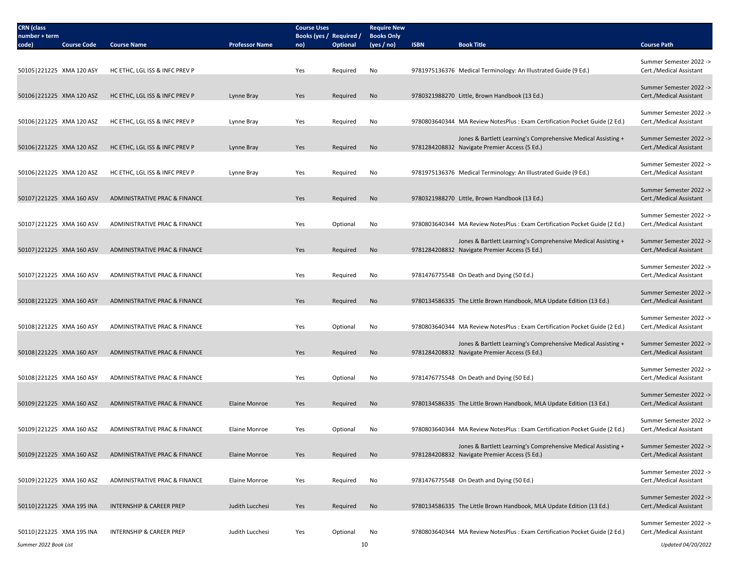| CRN (class number + term code) | Course Code | Course Name | Professor Name | Course Uses Books (yes / no) | Required / Optional | Require New Books Only (yes / no) | ISBN | Book Title | Course Path |
|---|---|---|---|---|---|---|---|---|---|
| 50105\|221225 | XMA 120 ASY | HC ETHC, LGL ISS & INFC PREV P | | Yes | Required | No | 9781975136376 | Medical Terminology: An Illustrated Guide (9 Ed.) | Summer Semester 2022 -> Cert./Medical Assistant |
| 50106\|221225 | XMA 120 ASZ | HC ETHC, LGL ISS & INFC PREV P | Lynne Bray | Yes | Required | No | 9780321988270 | Little, Brown Handbook (13 Ed.) | Summer Semester 2022 -> Cert./Medical Assistant |
| 50106\|221225 | XMA 120 ASZ | HC ETHC, LGL ISS & INFC PREV P | Lynne Bray | Yes | Required | No | 9780803640344 | MA Review NotesPlus : Exam Certification Pocket Guide (2 Ed.) | Summer Semester 2022 -> Cert./Medical Assistant |
| 50106\|221225 | XMA 120 ASZ | HC ETHC, LGL ISS & INFC PREV P | Lynne Bray | Yes | Required | No | 9781284208832 | Jones & Bartlett Learning's Comprehensive Medical Assisting + Navigate Premier Access (5 Ed.) | Summer Semester 2022 -> Cert./Medical Assistant |
| 50106\|221225 | XMA 120 ASZ | HC ETHC, LGL ISS & INFC PREV P | Lynne Bray | Yes | Required | No | 9781975136376 | Medical Terminology: An Illustrated Guide (9 Ed.) | Summer Semester 2022 -> Cert./Medical Assistant |
| 50107\|221225 | XMA 160 ASV | ADMINISTRATIVE PRAC & FINANCE | | Yes | Required | No | 9780321988270 | Little, Brown Handbook (13 Ed.) | Summer Semester 2022 -> Cert./Medical Assistant |
| 50107\|221225 | XMA 160 ASV | ADMINISTRATIVE PRAC & FINANCE | | Yes | Optional | No | 9780803640344 | MA Review NotesPlus : Exam Certification Pocket Guide (2 Ed.) | Summer Semester 2022 -> Cert./Medical Assistant |
| 50107\|221225 | XMA 160 ASV | ADMINISTRATIVE PRAC & FINANCE | | Yes | Required | No | 9781284208832 | Jones & Bartlett Learning's Comprehensive Medical Assisting + Navigate Premier Access (5 Ed.) | Summer Semester 2022 -> Cert./Medical Assistant |
| 50107\|221225 | XMA 160 ASV | ADMINISTRATIVE PRAC & FINANCE | | Yes | Required | No | 9781476775548 | On Death and Dying (50 Ed.) | Summer Semester 2022 -> Cert./Medical Assistant |
| 50108\|221225 | XMA 160 ASY | ADMINISTRATIVE PRAC & FINANCE | | Yes | Required | No | 9780134586335 | The Little Brown Handbook, MLA Update Edition (13 Ed.) | Summer Semester 2022 -> Cert./Medical Assistant |
| 50108\|221225 | XMA 160 ASY | ADMINISTRATIVE PRAC & FINANCE | | Yes | Optional | No | 9780803640344 | MA Review NotesPlus : Exam Certification Pocket Guide (2 Ed.) | Summer Semester 2022 -> Cert./Medical Assistant |
| 50108\|221225 | XMA 160 ASY | ADMINISTRATIVE PRAC & FINANCE | | Yes | Required | No | 9781284208832 | Jones & Bartlett Learning's Comprehensive Medical Assisting + Navigate Premier Access (5 Ed.) | Summer Semester 2022 -> Cert./Medical Assistant |
| 50108\|221225 | XMA 160 ASY | ADMINISTRATIVE PRAC & FINANCE | | Yes | Optional | No | 9781476775548 | On Death and Dying (50 Ed.) | Summer Semester 2022 -> Cert./Medical Assistant |
| 50109\|221225 | XMA 160 ASZ | ADMINISTRATIVE PRAC & FINANCE | Elaine Monroe | Yes | Required | No | 9780134586335 | The Little Brown Handbook, MLA Update Edition (13 Ed.) | Summer Semester 2022 -> Cert./Medical Assistant |
| 50109\|221225 | XMA 160 ASZ | ADMINISTRATIVE PRAC & FINANCE | Elaine Monroe | Yes | Optional | No | 9780803640344 | MA Review NotesPlus : Exam Certification Pocket Guide (2 Ed.) | Summer Semester 2022 -> Cert./Medical Assistant |
| 50109\|221225 | XMA 160 ASZ | ADMINISTRATIVE PRAC & FINANCE | Elaine Monroe | Yes | Required | No | 9781284208832 | Jones & Bartlett Learning's Comprehensive Medical Assisting + Navigate Premier Access (5 Ed.) | Summer Semester 2022 -> Cert./Medical Assistant |
| 50109\|221225 | XMA 160 ASZ | ADMINISTRATIVE PRAC & FINANCE | Elaine Monroe | Yes | Required | No | 9781476775548 | On Death and Dying (50 Ed.) | Summer Semester 2022 -> Cert./Medical Assistant |
| 50110\|221225 | XMA 195 INA | INTERNSHIP & CAREER PREP | Judith Lucchesi | Yes | Required | No | 9780134586335 | The Little Brown Handbook, MLA Update Edition (13 Ed.) | Summer Semester 2022 -> Cert./Medical Assistant |
| 50110\|221225 | XMA 195 INA | INTERNSHIP & CAREER PREP | Judith Lucchesi | Yes | Optional | No | 9780803640344 | MA Review NotesPlus : Exam Certification Pocket Guide (2 Ed.) | Summer Semester 2022 -> Cert./Medical Assistant |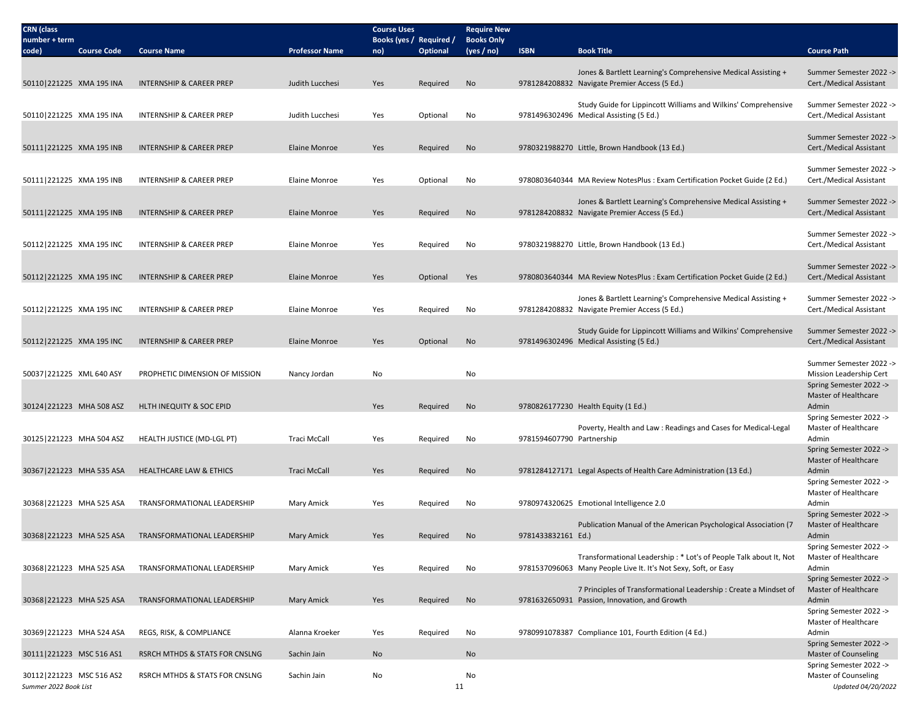| CRN (class number + term code) | Course Code | Course Name | Professor Name | Course Uses Books (yes / no) | Required / Optional | Require New Books Only (yes / no) | ISBN | Book Title | Course Path |
|---|---|---|---|---|---|---|---|---|---|
| 50110\|221225 | XMA 195 INA | INTERNSHIP & CAREER PREP | Judith Lucchesi | Yes | Required | No | 9781284208832 | Jones & Bartlett Learning's Comprehensive Medical Assisting + Navigate Premier Access (5 Ed.) | Summer Semester 2022 -> Cert./Medical Assistant |
| 50110\|221225 | XMA 195 INA | INTERNSHIP & CAREER PREP | Judith Lucchesi | Yes | Optional | No | 9781496302496 | Study Guide for Lippincott Williams and Wilkins' Comprehensive Medical Assisting (5 Ed.) | Summer Semester 2022 -> Cert./Medical Assistant |
| 50111\|221225 | XMA 195 INB | INTERNSHIP & CAREER PREP | Elaine Monroe | Yes | Required | No | 9780321988270 | Little, Brown Handbook (13 Ed.) | Summer Semester 2022 -> Cert./Medical Assistant |
| 50111\|221225 | XMA 195 INB | INTERNSHIP & CAREER PREP | Elaine Monroe | Yes | Optional | No | 9780803640344 | MA Review NotesPlus : Exam Certification Pocket Guide (2 Ed.) | Summer Semester 2022 -> Cert./Medical Assistant |
| 50111\|221225 | XMA 195 INB | INTERNSHIP & CAREER PREP | Elaine Monroe | Yes | Required | No | 9781284208832 | Jones & Bartlett Learning's Comprehensive Medical Assisting + Navigate Premier Access (5 Ed.) | Summer Semester 2022 -> Cert./Medical Assistant |
| 50112\|221225 | XMA 195 INC | INTERNSHIP & CAREER PREP | Elaine Monroe | Yes | Required | No | 9780321988270 | Little, Brown Handbook (13 Ed.) | Summer Semester 2022 -> Cert./Medical Assistant |
| 50112\|221225 | XMA 195 INC | INTERNSHIP & CAREER PREP | Elaine Monroe | Yes | Optional | Yes | 9780803640344 | MA Review NotesPlus : Exam Certification Pocket Guide (2 Ed.) | Summer Semester 2022 -> Cert./Medical Assistant |
| 50112\|221225 | XMA 195 INC | INTERNSHIP & CAREER PREP | Elaine Monroe | Yes | Required | No | 9781284208832 | Jones & Bartlett Learning's Comprehensive Medical Assisting + Navigate Premier Access (5 Ed.) | Summer Semester 2022 -> Cert./Medical Assistant |
| 50112\|221225 | XMA 195 INC | INTERNSHIP & CAREER PREP | Elaine Monroe | Yes | Optional | No | 9781496302496 | Study Guide for Lippincott Williams and Wilkins' Comprehensive Medical Assisting (5 Ed.) | Summer Semester 2022 -> Cert./Medical Assistant |
| 50037\|221225 | XML 640 ASY | PROPHETIC DIMENSION OF MISSION | Nancy Jordan | No | | No | | | Summer Semester 2022 -> Mission Leadership Cert |
| 30124\|221223 | MHA 508 ASZ | HLTH INEQUITY & SOC EPID | | Yes | Required | No | 9780826177230 | Health Equity (1 Ed.) | Spring Semester 2022 -> Master of Healthcare Admin |
| 30125\|221223 | MHA 504 ASZ | HEALTH JUSTICE (MD-LGL PT) | Traci McCall | Yes | Required | No | 9781594607790 | Poverty, Health and Law : Readings and Cases for Medical-Legal Partnership | Spring Semester 2022 -> Master of Healthcare Admin |
| 30367\|221223 | MHA 535 ASA | HEALTHCARE LAW & ETHICS | Traci McCall | Yes | Required | No | 9781284127171 | Legal Aspects of Health Care Administration (13 Ed.) | Spring Semester 2022 -> Master of Healthcare Admin |
| 30368\|221223 | MHA 525 ASA | TRANSFORMATIONAL LEADERSHIP | Mary Amick | Yes | Required | No | 9780974320625 | Emotional Intelligence 2.0 | Spring Semester 2022 -> Master of Healthcare Admin |
| 30368\|221223 | MHA 525 ASA | TRANSFORMATIONAL LEADERSHIP | Mary Amick | Yes | Required | No | 9781433832161 | Publication Manual of the American Psychological Association (7 Ed.) | Spring Semester 2022 -> Master of Healthcare Admin |
| 30368\|221223 | MHA 525 ASA | TRANSFORMATIONAL LEADERSHIP | Mary Amick | Yes | Required | No | 9781537096063 | Transformational Leadership : * Lot's of People Talk about It, Not Many People Live It. It's Not Sexy, Soft, or Easy | Spring Semester 2022 -> Master of Healthcare Admin |
| 30368\|221223 | MHA 525 ASA | TRANSFORMATIONAL LEADERSHIP | Mary Amick | Yes | Required | No | 9781632650931 | 7 Principles of Transformational Leadership : Create a Mindset of Passion, Innovation, and Growth | Spring Semester 2022 -> Master of Healthcare Admin |
| 30369\|221223 | MHA 524 ASA | REGS, RISK, & COMPLIANCE | Alanna Kroeker | Yes | Required | No | 9780991078387 | Compliance 101, Fourth Edition (4 Ed.) | Spring Semester 2022 -> Master of Healthcare Admin |
| 30111\|221223 | MSC 516 AS1 | RSRCH MTHDS & STATS FOR CNSLNG | Sachin Jain | No | | No | | | Spring Semester 2022 -> Master of Counseling |
| 30112\|221223 | MSC 516 AS2 | RSRCH MTHDS & STATS FOR CNSLNG | Sachin Jain | No | | No | | | Spring Semester 2022 -> Master of Counseling |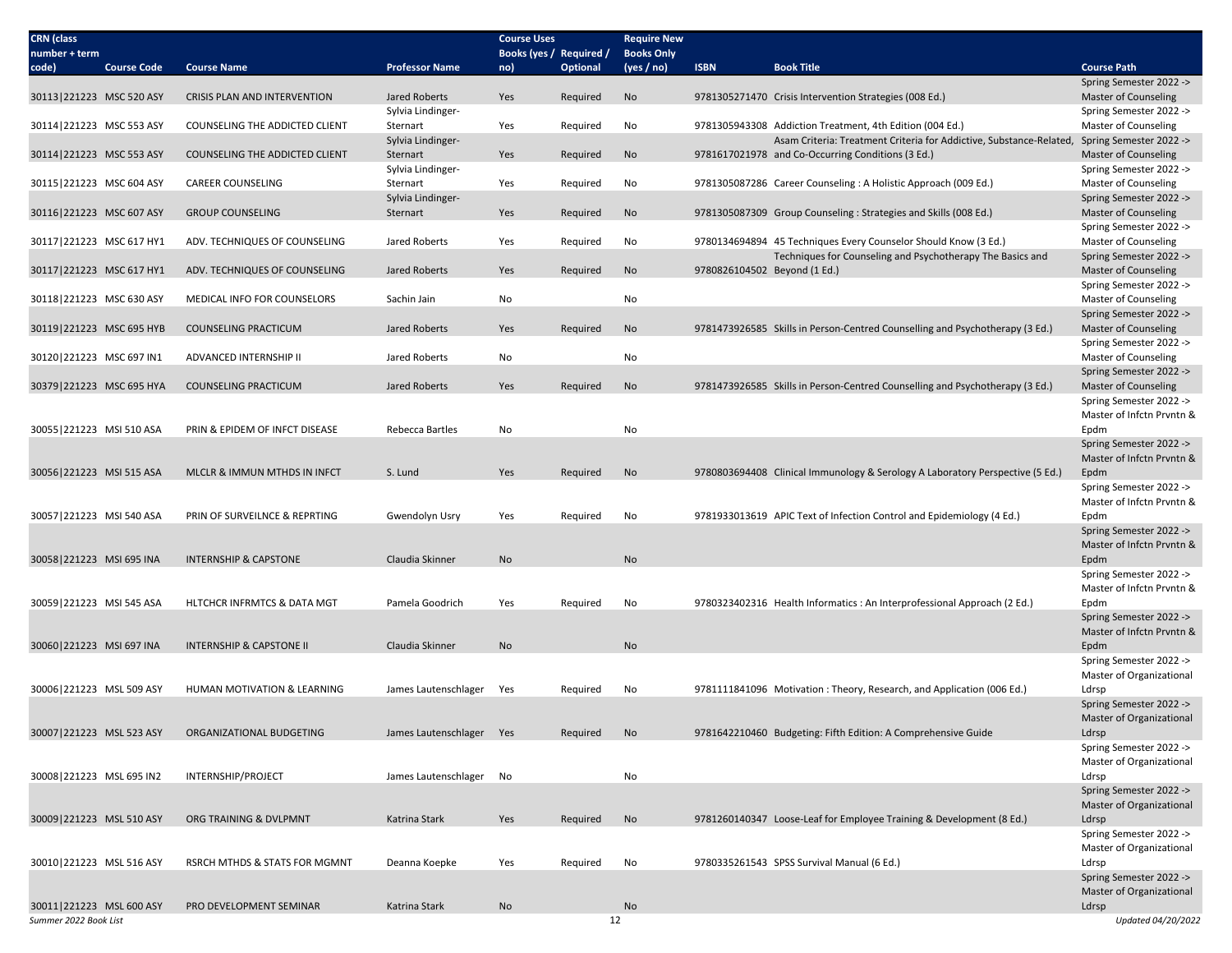| CRN (class number + term code) | Course Code | Course Name | Professor Name | Course Uses Books (yes / no) | Required / Optional | Require New Books Only (yes / no) | ISBN | Book Title | Course Path |
|---|---|---|---|---|---|---|---|---|---|
| 30113\|221223 | MSC 520 ASY | CRISIS PLAN AND INTERVENTION | Jared Roberts | Yes | Required | No | 9781305271470 | Crisis Intervention Strategies (008 Ed.) | Spring Semester 2022 -> Master of Counseling |
| 30114\|221223 | MSC 553 ASY | COUNSELING THE ADDICTED CLIENT | Sylvia Lindinger-Sternart | Yes | Required | No | 9781305943308 | Addiction Treatment, 4th Edition (004 Ed.) | Spring Semester 2022 -> Master of Counseling |
| 30114\|221223 | MSC 553 ASY | COUNSELING THE ADDICTED CLIENT | Sylvia Lindinger-Sternart | Yes | Required | No | 9781617021978 | Asam Criteria: Treatment Criteria for Addictive, Substance-Related, and Co-Occurring Conditions (3 Ed.) | Spring Semester 2022 -> Master of Counseling |
| 30115\|221223 | MSC 604 ASY | CAREER COUNSELING | Sylvia Lindinger-Sternart | Yes | Required | No | 9781305087286 | Career Counseling : A Holistic Approach (009 Ed.) | Spring Semester 2022 -> Master of Counseling |
| 30116\|221223 | MSC 607 ASY | GROUP COUNSELING | Sylvia Lindinger-Sternart | Yes | Required | No | 9781305087309 | Group Counseling : Strategies and Skills (008 Ed.) | Spring Semester 2022 -> Master of Counseling |
| 30117\|221223 | MSC 617 HY1 | ADV. TECHNIQUES OF COUNSELING | Jared Roberts | Yes | Required | No | 9780134694894 | 45 Techniques Every Counselor Should Know (3 Ed.) | Spring Semester 2022 -> Master of Counseling |
| 30117\|221223 | MSC 617 HY1 | ADV. TECHNIQUES OF COUNSELING | Jared Roberts | Yes | Required | No | 9780826104502 | Techniques for Counseling and Psychotherapy The Basics and Beyond (1 Ed.) | Spring Semester 2022 -> Master of Counseling |
| 30118\|221223 | MSC 630 ASY | MEDICAL INFO FOR COUNSELORS | Sachin Jain | No | | No | | | Spring Semester 2022 -> Master of Counseling |
| 30119\|221223 | MSC 695 HYB | COUNSELING PRACTICUM | Jared Roberts | Yes | Required | No | 9781473926585 | Skills in Person-Centred Counselling and Psychotherapy (3 Ed.) | Spring Semester 2022 -> Master of Counseling |
| 30120\|221223 | MSC 697 IN1 | ADVANCED INTERNSHIP II | Jared Roberts | No | | No | | | Spring Semester 2022 -> Master of Counseling |
| 30379\|221223 | MSC 695 HYA | COUNSELING PRACTICUM | Jared Roberts | Yes | Required | No | 9781473926585 | Skills in Person-Centred Counselling and Psychotherapy (3 Ed.) | Spring Semester 2022 -> Master of Counseling |
| 30055\|221223 | MSI 510 ASA | PRIN & EPIDEM OF INFCT DISEASE | Rebecca Bartles | No | | No | | | Spring Semester 2022 -> Master of Infctn Prvntn & Epdm |
| 30056\|221223 | MSI 515 ASA | MLCLR & IMMUN MTHDS IN INFCT | S. Lund | Yes | Required | No | 9780803694408 | Clinical Immunology & Serology A Laboratory Perspective (5 Ed.) | Spring Semester 2022 -> Master of Infctn Prvntn & Epdm |
| 30057\|221223 | MSI 540 ASA | PRIN OF SURVEILNCE & REPRTING | Gwendolyn Usry | Yes | Required | No | 9781933013619 | APIC Text of Infection Control and Epidemiology (4 Ed.) | Spring Semester 2022 -> Master of Infctn Prvntn & Epdm |
| 30058\|221223 | MSI 695 INA | INTERNSHIP & CAPSTONE | Claudia Skinner | No | | No | | | Spring Semester 2022 -> Master of Infctn Prvntn & Epdm |
| 30059\|221223 | MSI 545 ASA | HLTCHCR INFRMTCS & DATA MGT | Pamela Goodrich | Yes | Required | No | 9780323402316 | Health Informatics : An Interprofessional Approach (2 Ed.) | Spring Semester 2022 -> Master of Infctn Prvntn & Epdm |
| 30060\|221223 | MSI 697 INA | INTERNSHIP & CAPSTONE II | Claudia Skinner | No | | No | | | Spring Semester 2022 -> Master of Infctn Prvntn & Epdm |
| 30006\|221223 | MSL 509 ASY | HUMAN MOTIVATION & LEARNING | James Lautenschlager | Yes | Required | No | 9781111841096 | Motivation : Theory, Research, and Application (006 Ed.) | Spring Semester 2022 -> Master of Organizational Ldrsp |
| 30007\|221223 | MSL 523 ASY | ORGANIZATIONAL BUDGETING | James Lautenschlager | Yes | Required | No | 9781642210460 | Budgeting: Fifth Edition: A Comprehensive Guide | Spring Semester 2022 -> Master of Organizational Ldrsp |
| 30008\|221223 | MSL 695 IN2 | INTERNSHIP/PROJECT | James Lautenschlager | No | | No | | | Spring Semester 2022 -> Master of Organizational Ldrsp |
| 30009\|221223 | MSL 510 ASY | ORG TRAINING & DVLPMNT | Katrina Stark | Yes | Required | No | 9781260140347 | Loose-Leaf for Employee Training & Development (8 Ed.) | Spring Semester 2022 -> Master of Organizational Ldrsp |
| 30010\|221223 | MSL 516 ASY | RSRCH MTHDS & STATS FOR MGMNT | Deanna Koepke | Yes | Required | No | 9780335261543 | SPSS Survival Manual (6 Ed.) | Spring Semester 2022 -> Master of Organizational Ldrsp |
| 30011\|221223 | MSL 600 ASY | PRO DEVELOPMENT SEMINAR | Katrina Stark | No | | No | | | Spring Semester 2022 -> Master of Organizational Ldrsp |

*Summer 2022 Book List* *Updated 04/20/2022*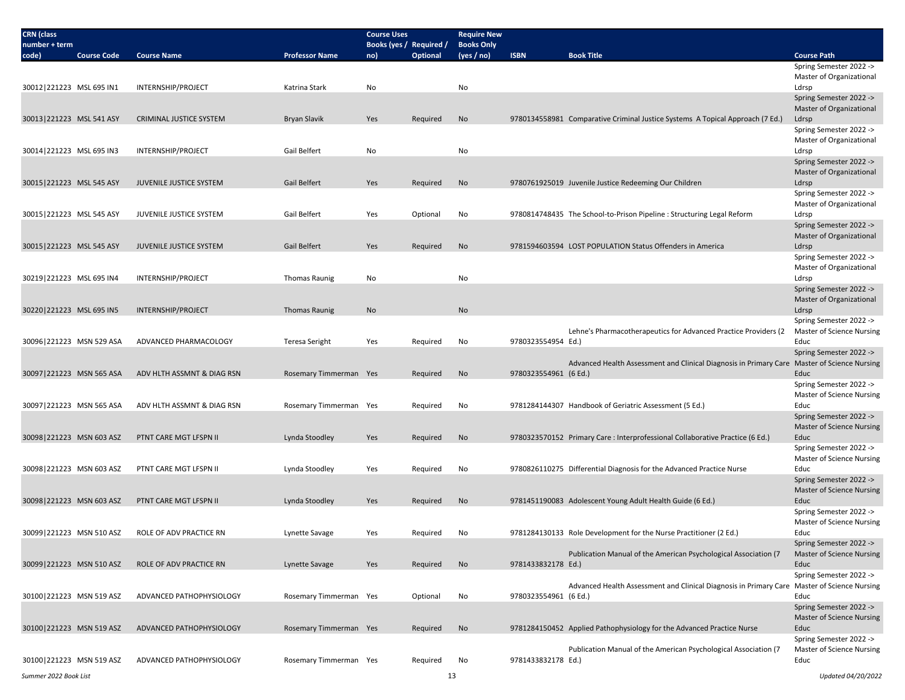| CRN (class number + term code) | Course Code | Course Name | Professor Name | Course Uses Books (yes / no) | Required / Optional | Require New Books Only (yes / no) | ISBN | Book Title | Course Path |
|---|---|---|---|---|---|---|---|---|---|
| 30012\|221223 | MSL 695 IN1 | INTERNSHIP/PROJECT | Katrina Stark | No | | No | | | Spring Semester 2022 -> Master of Organizational Ldrsp |
| 30013\|221223 | MSL 541 ASY | CRIMINAL JUSTICE SYSTEM | Bryan Slavik | Yes | Required | No | 9780134558981 | Comparative Criminal Justice Systems A Topical Approach (7 Ed.) | Spring Semester 2022 -> Master of Organizational Ldrsp |
| 30014\|221223 | MSL 695 IN3 | INTERNSHIP/PROJECT | Gail Belfert | No | | No | | | Spring Semester 2022 -> Master of Organizational Ldrsp |
| 30015\|221223 | MSL 545 ASY | JUVENILE JUSTICE SYSTEM | Gail Belfert | Yes | Required | No | 9780761925019 | Juvenile Justice Redeeming Our Children | Spring Semester 2022 -> Master of Organizational Ldrsp |
| 30015\|221223 | MSL 545 ASY | JUVENILE JUSTICE SYSTEM | Gail Belfert | Yes | Optional | No | 9780814748435 | The School-to-Prison Pipeline : Structuring Legal Reform | Spring Semester 2022 -> Master of Organizational Ldrsp |
| 30015\|221223 | MSL 545 ASY | JUVENILE JUSTICE SYSTEM | Gail Belfert | Yes | Required | No | 9781594603594 | LOST POPULATION Status Offenders in America | Spring Semester 2022 -> Master of Organizational Ldrsp |
| 30219\|221223 | MSL 695 IN4 | INTERNSHIP/PROJECT | Thomas Raunig | No | | No | | | Spring Semester 2022 -> Master of Organizational Ldrsp |
| 30220\|221223 | MSL 695 IN5 | INTERNSHIP/PROJECT | Thomas Raunig | No | | No | | | Spring Semester 2022 -> Master of Organizational Ldrsp |
| 30096\|221223 | MSN 529 ASA | ADVANCED PHARMACOLOGY | Teresa Seright | Yes | Required | No | 9780323554954 | Lehne's Pharmacotherapeutics for Advanced Practice Providers (2 Ed.) | Spring Semester 2022 -> Master of Science Nursing Educ |
| 30097\|221223 | MSN 565 ASA | ADV HLTH ASSMNT & DIAG RSN | Rosemary Timmerman | Yes | Required | No | 9780323554961 | Advanced Health Assessment and Clinical Diagnosis in Primary Care (6 Ed.) | Spring Semester 2022 -> Master of Science Nursing Educ |
| 30097\|221223 | MSN 565 ASA | ADV HLTH ASSMNT & DIAG RSN | Rosemary Timmerman | Yes | Required | No | 9781284144307 | Handbook of Geriatric Assessment (5 Ed.) | Spring Semester 2022 -> Master of Science Nursing Educ |
| 30098\|221223 | MSN 603 ASZ | PTNT CARE MGT LFSPN II | Lynda Stoodley | Yes | Required | No | 9780323570152 | Primary Care : Interprofessional Collaborative Practice (6 Ed.) | Spring Semester 2022 -> Master of Science Nursing Educ |
| 30098\|221223 | MSN 603 ASZ | PTNT CARE MGT LFSPN II | Lynda Stoodley | Yes | Required | No | 9780826110275 | Differential Diagnosis for the Advanced Practice Nurse | Spring Semester 2022 -> Master of Science Nursing Educ |
| 30098\|221223 | MSN 603 ASZ | PTNT CARE MGT LFSPN II | Lynda Stoodley | Yes | Required | No | 9781451190083 | Adolescent Young Adult Health Guide (6 Ed.) | Spring Semester 2022 -> Master of Science Nursing Educ |
| 30099\|221223 | MSN 510 ASZ | ROLE OF ADV PRACTICE RN | Lynette Savage | Yes | Required | No | 9781284130133 | Role Development for the Nurse Practitioner (2 Ed.) | Spring Semester 2022 -> Master of Science Nursing Educ |
| 30099\|221223 | MSN 510 ASZ | ROLE OF ADV PRACTICE RN | Lynette Savage | Yes | Required | No | 9781433832178 | Publication Manual of the American Psychological Association (7 Ed.) | Spring Semester 2022 -> Master of Science Nursing Educ |
| 30100\|221223 | MSN 519 ASZ | ADVANCED PATHOPHYSIOLOGY | Rosemary Timmerman | Yes | Optional | No | 9780323554961 | Advanced Health Assessment and Clinical Diagnosis in Primary Care (6 Ed.) | Spring Semester 2022 -> Master of Science Nursing Educ |
| 30100\|221223 | MSN 519 ASZ | ADVANCED PATHOPHYSIOLOGY | Rosemary Timmerman | Yes | Required | No | 9781284150452 | Applied Pathophysiology for the Advanced Practice Nurse | Spring Semester 2022 -> Master of Science Nursing Educ |
| 30100\|221223 | MSN 519 ASZ | ADVANCED PATHOPHYSIOLOGY | Rosemary Timmerman | Yes | Required | No | 9781433832178 | Publication Manual of the American Psychological Association (7 Ed.) | Spring Semester 2022 -> Master of Science Nursing Educ |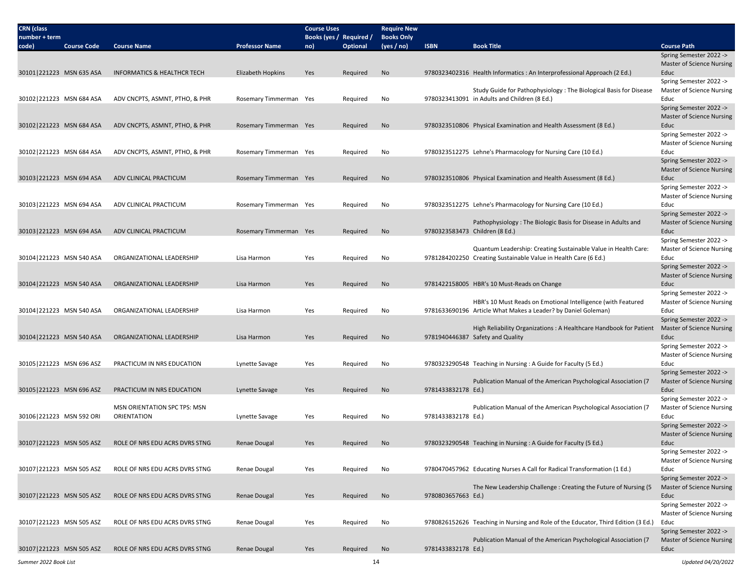| CRN (class number + term code) | Course Code | Course Name | Professor Name | Course Uses Books (yes / no) | Required / Optional | Require New Books Only (yes / no) | ISBN | Book Title | Course Path |
|---|---|---|---|---|---|---|---|---|---|
| 30101\|221223 | MSN 635 ASA | INFORMATICS & HEALTHCR TECH | Elizabeth Hopkins | Yes | Required | No | 9780323402316 | Health Informatics : An Interprofessional Approach (2 Ed.) | Spring Semester 2022 -> Master of Science Nursing Educ |
| 30102\|221223 | MSN 684 ASA | ADV CNCPTS, ASMNT, PTHO, & PHR | Rosemary Timmerman | Yes | Required | No | 9780323413091 | Study Guide for Pathophysiology : The Biological Basis for Disease in Adults and Children (8 Ed.) | Spring Semester 2022 -> Master of Science Nursing Educ |
| 30102\|221223 | MSN 684 ASA | ADV CNCPTS, ASMNT, PTHO, & PHR | Rosemary Timmerman | Yes | Required | No | 9780323510806 | Physical Examination and Health Assessment (8 Ed.) | Spring Semester 2022 -> Master of Science Nursing Educ |
| 30102\|221223 | MSN 684 ASA | ADV CNCPTS, ASMNT, PTHO, & PHR | Rosemary Timmerman | Yes | Required | No | 9780323512275 | Lehne's Pharmacology for Nursing Care (10 Ed.) | Spring Semester 2022 -> Master of Science Nursing Educ |
| 30103\|221223 | MSN 694 ASA | ADV CLINICAL PRACTICUM | Rosemary Timmerman | Yes | Required | No | 9780323510806 | Physical Examination and Health Assessment (8 Ed.) | Spring Semester 2022 -> Master of Science Nursing Educ |
| 30103\|221223 | MSN 694 ASA | ADV CLINICAL PRACTICUM | Rosemary Timmerman | Yes | Required | No | 9780323512275 | Lehne's Pharmacology for Nursing Care (10 Ed.) | Spring Semester 2022 -> Master of Science Nursing Educ |
| 30103\|221223 | MSN 694 ASA | ADV CLINICAL PRACTICUM | Rosemary Timmerman | Yes | Required | No | 9780323583473 | Pathophysiology : The Biologic Basis for Disease in Adults and Children (8 Ed.) | Spring Semester 2022 -> Master of Science Nursing Educ |
| 30104\|221223 | MSN 540 ASA | ORGANIZATIONAL LEADERSHIP | Lisa Harmon | Yes | Required | No | 9781284202250 | Quantum Leadership: Creating Sustainable Value in Health Care: Creating Sustainable Value in Health Care (6 Ed.) | Spring Semester 2022 -> Master of Science Nursing Educ |
| 30104\|221223 | MSN 540 ASA | ORGANIZATIONAL LEADERSHIP | Lisa Harmon | Yes | Required | No | 9781422158005 | HBR's 10 Must-Reads on Change | Spring Semester 2022 -> Master of Science Nursing Educ |
| 30104\|221223 | MSN 540 ASA | ORGANIZATIONAL LEADERSHIP | Lisa Harmon | Yes | Required | No | 9781633690196 | HBR's 10 Must Reads on Emotional Intelligence (with Featured Article What Makes a Leader? by Daniel Goleman) | Spring Semester 2022 -> Master of Science Nursing Educ |
| 30104\|221223 | MSN 540 ASA | ORGANIZATIONAL LEADERSHIP | Lisa Harmon | Yes | Required | No | 9781940446387 | High Reliability Organizations : A Healthcare Handbook for Patient Safety and Quality | Spring Semester 2022 -> Master of Science Nursing Educ |
| 30105\|221223 | MSN 696 ASZ | PRACTICUM IN NRS EDUCATION | Lynette Savage | Yes | Required | No | 9780323290548 | Teaching in Nursing : A Guide for Faculty (5 Ed.) | Spring Semester 2022 -> Master of Science Nursing Educ |
| 30105\|221223 | MSN 696 ASZ | PRACTICUM IN NRS EDUCATION | Lynette Savage | Yes | Required | No | 9781433832178 | Publication Manual of the American Psychological Association (7 Ed.) | Spring Semester 2022 -> Master of Science Nursing Educ |
| 30106\|221223 | MSN 592 ORI | MSN ORIENTATION SPC TPS: MSN ORIENTATION | Lynette Savage | Yes | Required | No | 9781433832178 | Publication Manual of the American Psychological Association (7 Ed.) | Spring Semester 2022 -> Master of Science Nursing Educ |
| 30107\|221223 | MSN 505 ASZ | ROLE OF NRS EDU ACRS DVRS STNG | Renae Dougal | Yes | Required | No | 9780323290548 | Teaching in Nursing : A Guide for Faculty (5 Ed.) | Spring Semester 2022 -> Master of Science Nursing Educ |
| 30107\|221223 | MSN 505 ASZ | ROLE OF NRS EDU ACRS DVRS STNG | Renae Dougal | Yes | Required | No | 9780470457962 | Educating Nurses A Call for Radical Transformation (1 Ed.) | Spring Semester 2022 -> Master of Science Nursing Educ |
| 30107\|221223 | MSN 505 ASZ | ROLE OF NRS EDU ACRS DVRS STNG | Renae Dougal | Yes | Required | No | 9780803657663 | The New Leadership Challenge : Creating the Future of Nursing (5 Ed.) | Spring Semester 2022 -> Master of Science Nursing Educ |
| 30107\|221223 | MSN 505 ASZ | ROLE OF NRS EDU ACRS DVRS STNG | Renae Dougal | Yes | Required | No | 9780826152626 | Teaching in Nursing and Role of the Educator, Third Edition (3 Ed.) | Spring Semester 2022 -> Master of Science Nursing Educ |
| 30107\|221223 | MSN 505 ASZ | ROLE OF NRS EDU ACRS DVRS STNG | Renae Dougal | Yes | Required | No | 9781433832178 | Publication Manual of the American Psychological Association (7 Ed.) | Spring Semester 2022 -> Master of Science Nursing Educ |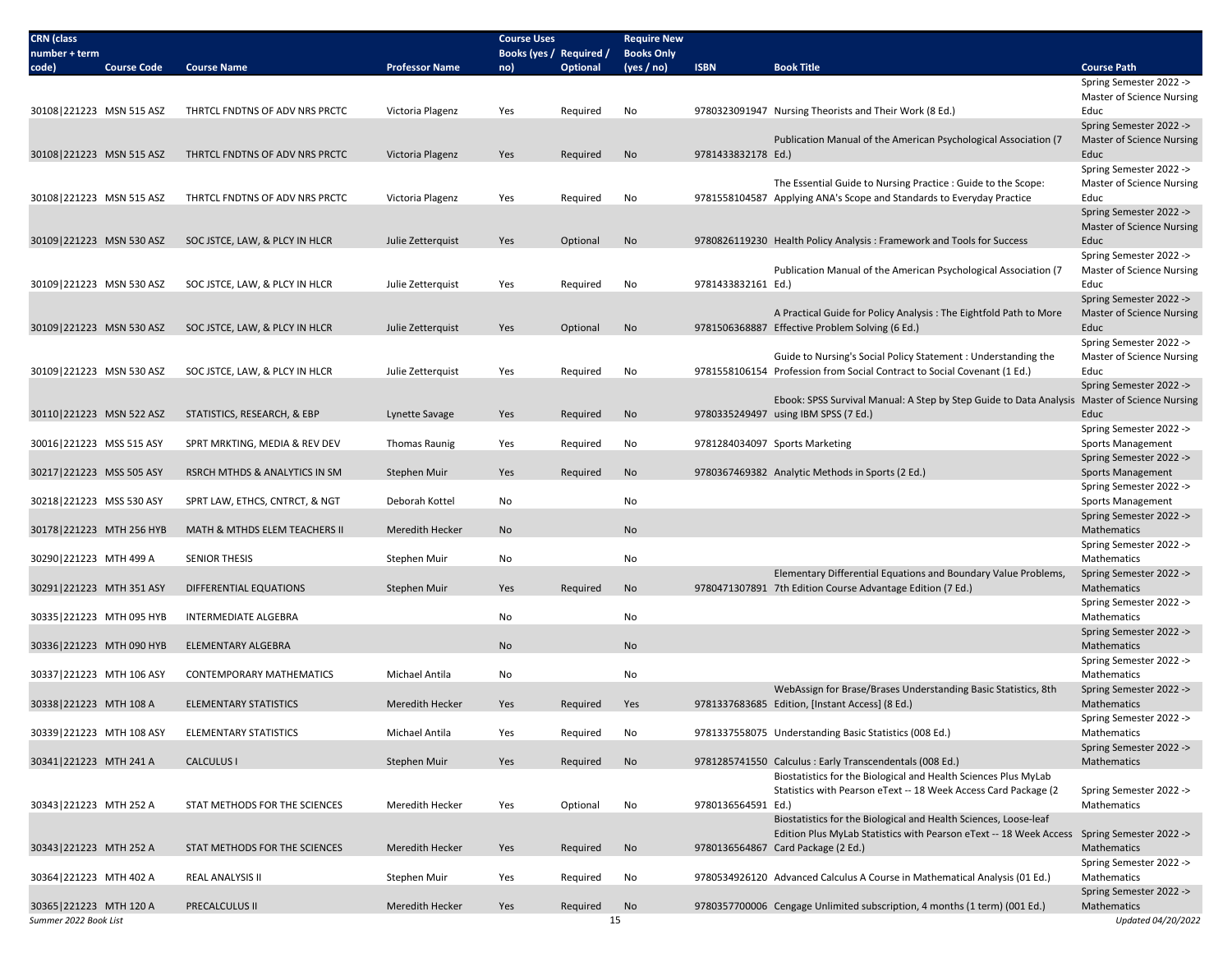| CRN (class number + term code) | Course Code | Course Name | Professor Name | Course Uses Books (yes / no) | Required / Optional | Require New Books Only (yes / no) | ISBN | Book Title | Course Path |
|---|---|---|---|---|---|---|---|---|---|
| 30108\|221223 | MSN 515 ASZ | THRTCL FNDTNS OF ADV NRS PRCTC | Victoria Plagenz | Yes | Required | No | 9780323091947 | Nursing Theorists and Their Work (8 Ed.) | Spring Semester 2022 -> Master of Science Nursing Educ |
| 30108\|221223 | MSN 515 ASZ | THRTCL FNDTNS OF ADV NRS PRCTC | Victoria Plagenz | Yes | Required | No | 9781433832178 | Publication Manual of the American Psychological Association (7 Ed.) | Spring Semester 2022 -> Master of Science Nursing Educ |
| 30108\|221223 | MSN 515 ASZ | THRTCL FNDTNS OF ADV NRS PRCTC | Victoria Plagenz | Yes | Required | No | 9781558104587 | The Essential Guide to Nursing Practice : Guide to the Scope: Applying ANA's Scope and Standards to Everyday Practice | Spring Semester 2022 -> Master of Science Nursing Educ |
| 30109\|221223 | MSN 530 ASZ | SOC JSTCE, LAW, & PLCY IN HLCR | Julie Zetterquist | Yes | Optional | No | 9780826119230 | Health Policy Analysis : Framework and Tools for Success | Spring Semester 2022 -> Master of Science Nursing Educ |
| 30109\|221223 | MSN 530 ASZ | SOC JSTCE, LAW, & PLCY IN HLCR | Julie Zetterquist | Yes | Required | No | 9781433832161 | Publication Manual of the American Psychological Association (7 Ed.) | Spring Semester 2022 -> Master of Science Nursing Educ |
| 30109\|221223 | MSN 530 ASZ | SOC JSTCE, LAW, & PLCY IN HLCR | Julie Zetterquist | Yes | Optional | No | 9781506368887 | A Practical Guide for Policy Analysis : The Eightfold Path to More Effective Problem Solving (6 Ed.) | Spring Semester 2022 -> Master of Science Nursing Educ |
| 30109\|221223 | MSN 530 ASZ | SOC JSTCE, LAW, & PLCY IN HLCR | Julie Zetterquist | Yes | Required | No | 9781558106154 | Guide to Nursing's Social Policy Statement : Understanding the Profession from Social Contract to Social Covenant (1 Ed.) | Spring Semester 2022 -> Master of Science Nursing Educ |
| 30110\|221223 | MSN 522 ASZ | STATISTICS, RESEARCH, & EBP | Lynette Savage | Yes | Required | No | 9780335249497 | Ebook: SPSS Survival Manual: A Step by Step Guide to Data Analysis using IBM SPSS (7 Ed.) | Spring Semester 2022 -> Master of Science Nursing Educ |
| 30016\|221223 | MSS 515 ASY | SPRT MRKTING, MEDIA & REV DEV | Thomas Raunig | Yes | Required | No | 9781284034097 | Sports Marketing | Spring Semester 2022 -> Sports Management |
| 30217\|221223 | MSS 505 ASY | RSRCH MTHDS & ANALYTICS IN SM | Stephen Muir | Yes | Required | No | 9780367469382 | Analytic Methods in Sports (2 Ed.) | Spring Semester 2022 -> Sports Management |
| 30218\|221223 | MSS 530 ASY | SPRT LAW, ETHCS, CNTRCT, & NGT | Deborah Kottel | No | | No | | | Spring Semester 2022 -> Sports Management |
| 30178\|221223 | MTH 256 HYB | MATH & MTHDS ELEM TEACHERS II | Meredith Hecker | No | | No | | | Spring Semester 2022 -> Mathematics |
| 30290\|221223 | MTH 499 A | SENIOR THESIS | Stephen Muir | No | | No | | | Spring Semester 2022 -> Mathematics |
| 30291\|221223 | MTH 351 ASY | DIFFERENTIAL EQUATIONS | Stephen Muir | Yes | Required | No | 9780471307891 | Elementary Differential Equations and Boundary Value Problems, 7th Edition Course Advantage Edition (7 Ed.) | Spring Semester 2022 -> Mathematics |
| 30335\|221223 | MTH 095 HYB | INTERMEDIATE ALGEBRA | | No | | No | | | Spring Semester 2022 -> Mathematics |
| 30336\|221223 | MTH 090 HYB | ELEMENTARY ALGEBRA | | No | | No | | | Spring Semester 2022 -> Mathematics |
| 30337\|221223 | MTH 106 ASY | CONTEMPORARY MATHEMATICS | Michael Antila | No | | No | | | Spring Semester 2022 -> Mathematics |
| 30338\|221223 | MTH 108 A | ELEMENTARY STATISTICS | Meredith Hecker | Yes | Required | Yes | 9781337683685 | WebAssign for Brase/Brases Understanding Basic Statistics, 8th Edition, [Instant Access] (8 Ed.) | Spring Semester 2022 -> Mathematics |
| 30339\|221223 | MTH 108 ASY | ELEMENTARY STATISTICS | Michael Antila | Yes | Required | No | 9781337558075 | Understanding Basic Statistics (008 Ed.) | Spring Semester 2022 -> Mathematics |
| 30341\|221223 | MTH 241 A | CALCULUS I | Stephen Muir | Yes | Required | No | 9781285741550 | Calculus : Early Transcendentals (008 Ed.) | Spring Semester 2022 -> Mathematics |
| 30343\|221223 | MTH 252 A | STAT METHODS FOR THE SCIENCES | Meredith Hecker | Yes | Optional | No | 9780136564591 | Biostatistics for the Biological and Health Sciences Plus MyLab Statistics with Pearson eText -- 18 Week Access Card Package (2 Ed.) | Spring Semester 2022 -> Mathematics |
| 30343\|221223 | MTH 252 A | STAT METHODS FOR THE SCIENCES | Meredith Hecker | Yes | Required | No | 9780136564867 | Biostatistics for the Biological and Health Sciences, Loose-leaf Edition Plus MyLab Statistics with Pearson eText -- 18 Week Access Card Package (2 Ed.) | Spring Semester 2022 -> Mathematics |
| 30364\|221223 | MTH 402 A | REAL ANALYSIS II | Stephen Muir | Yes | Required | No | 9780534926120 | Advanced Calculus A Course in Mathematical Analysis (01 Ed.) | Spring Semester 2022 -> Mathematics |
| 30365\|221223 | MTH 120 A | PRECALCULUS II | Meredith Hecker | Yes | Required | No | 9780357700006 | Cengage Unlimited subscription, 4 months (1 term) (001 Ed.) | Spring Semester 2022 -> Mathematics |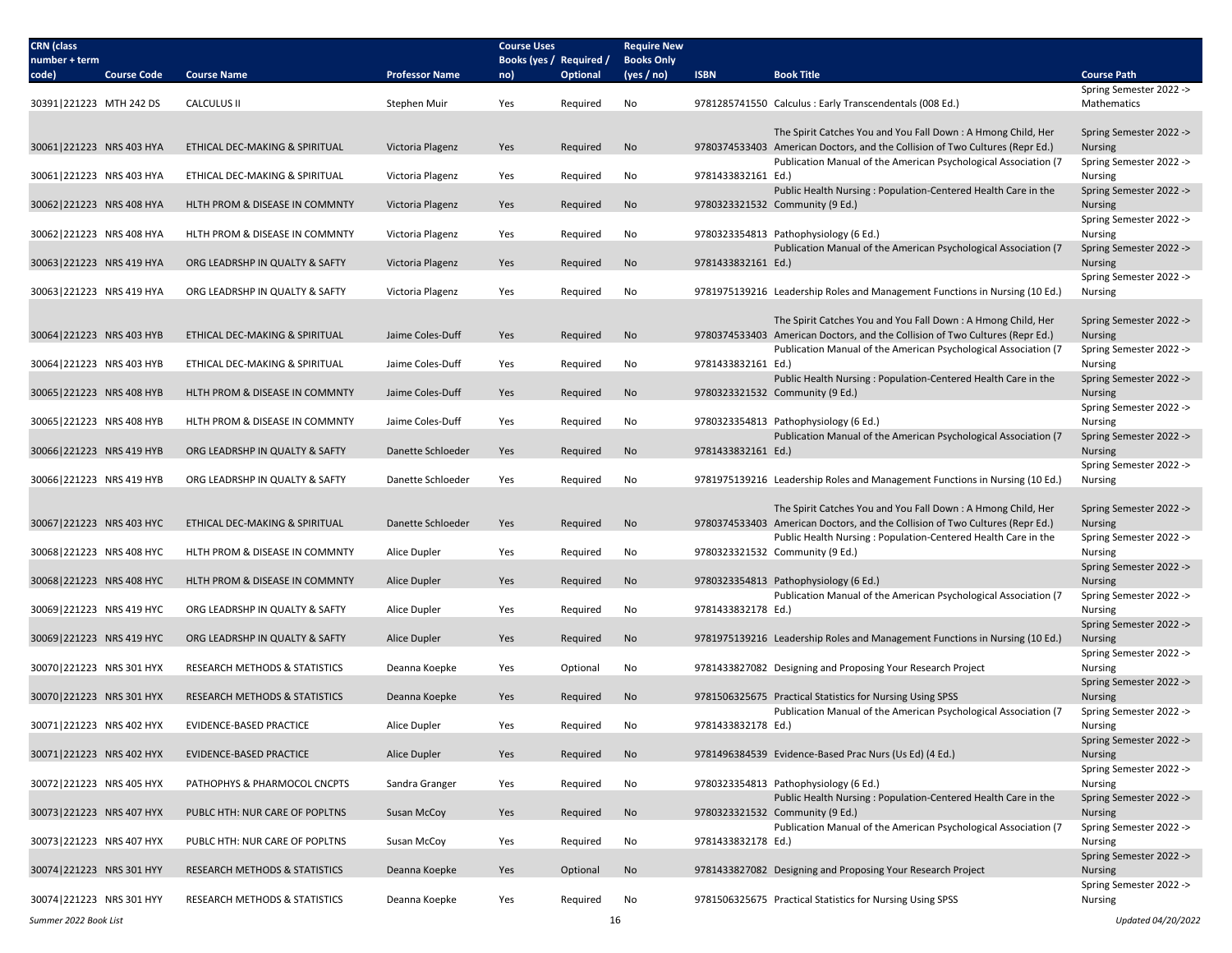| CRN (class number + term code) | Course Code | Course Name | Professor Name | Course Uses Books (yes / no) | Required / Optional | Require New Books Only (yes / no) | ISBN | Book Title | Course Path |
|---|---|---|---|---|---|---|---|---|---|
| 30391\|221223 | MTH 242 DS | CALCULUS II | Stephen Muir | Yes | Required | No | 9781285741550 | Calculus : Early Transcendentals (008 Ed.) | Spring Semester 2022 -> Mathematics |
| 30061\|221223 | NRS 403 HYA | ETHICAL DEC-MAKING & SPIRITUAL | Victoria Plagenz | Yes | Required | No | 9780374533403 | The Spirit Catches You and You Fall Down : A Hmong Child, Her American Doctors, and the Collision of Two Cultures (Repr Ed.) | Spring Semester 2022 -> Nursing |
| 30061\|221223 | NRS 403 HYA | ETHICAL DEC-MAKING & SPIRITUAL | Victoria Plagenz | Yes | Required | No | 9781433832161 | Publication Manual of the American Psychological Association (7 Ed.) | Spring Semester 2022 -> Nursing |
| 30062\|221223 | NRS 408 HYA | HLTH PROM & DISEASE IN COMMNTY | Victoria Plagenz | Yes | Required | No | 9780323321532 | Public Health Nursing : Population-Centered Health Care in the Community (9 Ed.) | Spring Semester 2022 -> Nursing |
| 30062\|221223 | NRS 408 HYA | HLTH PROM & DISEASE IN COMMNTY | Victoria Plagenz | Yes | Required | No | 9780323354813 | Pathophysiology (6 Ed.) | Spring Semester 2022 -> Nursing |
| 30063\|221223 | NRS 419 HYA | ORG LEADRSHP IN QUALTY & SAFTY | Victoria Plagenz | Yes | Required | No | 9781433832161 | Publication Manual of the American Psychological Association (7 Ed.) | Spring Semester 2022 -> Nursing |
| 30063\|221223 | NRS 419 HYA | ORG LEADRSHP IN QUALTY & SAFTY | Victoria Plagenz | Yes | Required | No | 9781975139216 | Leadership Roles and Management Functions in Nursing (10 Ed.) | Spring Semester 2022 -> Nursing |
| 30064\|221223 | NRS 403 HYB | ETHICAL DEC-MAKING & SPIRITUAL | Jaime Coles-Duff | Yes | Required | No | 9780374533403 | The Spirit Catches You and You Fall Down : A Hmong Child, Her American Doctors, and the Collision of Two Cultures (Repr Ed.) | Spring Semester 2022 -> Nursing |
| 30064\|221223 | NRS 403 HYB | ETHICAL DEC-MAKING & SPIRITUAL | Jaime Coles-Duff | Yes | Required | No | 9781433832161 | Publication Manual of the American Psychological Association (7 Ed.) | Spring Semester 2022 -> Nursing |
| 30065\|221223 | NRS 408 HYB | HLTH PROM & DISEASE IN COMMNTY | Jaime Coles-Duff | Yes | Required | No | 9780323321532 | Public Health Nursing : Population-Centered Health Care in the Community (9 Ed.) | Spring Semester 2022 -> Nursing |
| 30065\|221223 | NRS 408 HYB | HLTH PROM & DISEASE IN COMMNTY | Jaime Coles-Duff | Yes | Required | No | 9780323354813 | Pathophysiology (6 Ed.) | Spring Semester 2022 -> Nursing |
| 30066\|221223 | NRS 419 HYB | ORG LEADRSHP IN QUALTY & SAFTY | Danette Schloeder | Yes | Required | No | 9781433832161 | Publication Manual of the American Psychological Association (7 Ed.) | Spring Semester 2022 -> Nursing |
| 30066\|221223 | NRS 419 HYB | ORG LEADRSHP IN QUALTY & SAFTY | Danette Schloeder | Yes | Required | No | 9781975139216 | Leadership Roles and Management Functions in Nursing (10 Ed.) | Spring Semester 2022 -> Nursing |
| 30067\|221223 | NRS 403 HYC | ETHICAL DEC-MAKING & SPIRITUAL | Danette Schloeder | Yes | Required | No | 9780374533403 | The Spirit Catches You and You Fall Down : A Hmong Child, Her American Doctors, and the Collision of Two Cultures (Repr Ed.) | Spring Semester 2022 -> Nursing |
| 30068\|221223 | NRS 408 HYC | HLTH PROM & DISEASE IN COMMNTY | Alice Dupler | Yes | Required | No | 9780323321532 | Public Health Nursing : Population-Centered Health Care in the Community (9 Ed.) | Spring Semester 2022 -> Nursing |
| 30068\|221223 | NRS 408 HYC | HLTH PROM & DISEASE IN COMMNTY | Alice Dupler | Yes | Required | No | 9780323354813 | Pathophysiology (6 Ed.) | Spring Semester 2022 -> Nursing |
| 30069\|221223 | NRS 419 HYC | ORG LEADRSHP IN QUALTY & SAFTY | Alice Dupler | Yes | Required | No | 9781433832178 | Publication Manual of the American Psychological Association (7 Ed.) | Spring Semester 2022 -> Nursing |
| 30069\|221223 | NRS 419 HYC | ORG LEADRSHP IN QUALTY & SAFTY | Alice Dupler | Yes | Required | No | 9781975139216 | Leadership Roles and Management Functions in Nursing (10 Ed.) | Spring Semester 2022 -> Nursing |
| 30070\|221223 | NRS 301 HYX | RESEARCH METHODS & STATISTICS | Deanna Koepke | Yes | Optional | No | 9781433827082 | Designing and Proposing Your Research Project | Spring Semester 2022 -> Nursing |
| 30070\|221223 | NRS 301 HYX | RESEARCH METHODS & STATISTICS | Deanna Koepke | Yes | Required | No | 9781506325675 | Practical Statistics for Nursing Using SPSS | Spring Semester 2022 -> Nursing |
| 30071\|221223 | NRS 402 HYX | EVIDENCE-BASED PRACTICE | Alice Dupler | Yes | Required | No | 9781433832178 | Publication Manual of the American Psychological Association (7 Ed.) | Spring Semester 2022 -> Nursing |
| 30071\|221223 | NRS 402 HYX | EVIDENCE-BASED PRACTICE | Alice Dupler | Yes | Required | No | 9781496384539 | Evidence-Based Prac Nurs (Us Ed) (4 Ed.) | Spring Semester 2022 -> Nursing |
| 30072\|221223 | NRS 405 HYX | PATHOPHYS & PHARMOCOL CNCPTS | Sandra Granger | Yes | Required | No | 9780323354813 | Pathophysiology (6 Ed.) | Spring Semester 2022 -> Nursing |
| 30073\|221223 | NRS 407 HYX | PUBLC HTH: NUR CARE OF POPLTNS | Susan McCoy | Yes | Required | No | 9780323321532 | Public Health Nursing : Population-Centered Health Care in the Community (9 Ed.) | Spring Semester 2022 -> Nursing |
| 30073\|221223 | NRS 407 HYX | PUBLC HTH: NUR CARE OF POPLTNS | Susan McCoy | Yes | Required | No | 9781433832178 | Publication Manual of the American Psychological Association (7 Ed.) | Spring Semester 2022 -> Nursing |
| 30074\|221223 | NRS 301 HYY | RESEARCH METHODS & STATISTICS | Deanna Koepke | Yes | Optional | No | 9781433827082 | Designing and Proposing Your Research Project | Spring Semester 2022 -> Nursing |
| 30074\|221223 | NRS 301 HYY | RESEARCH METHODS & STATISTICS | Deanna Koepke | Yes | Required | No | 9781506325675 | Practical Statistics for Nursing Using SPSS | Spring Semester 2022 -> Nursing |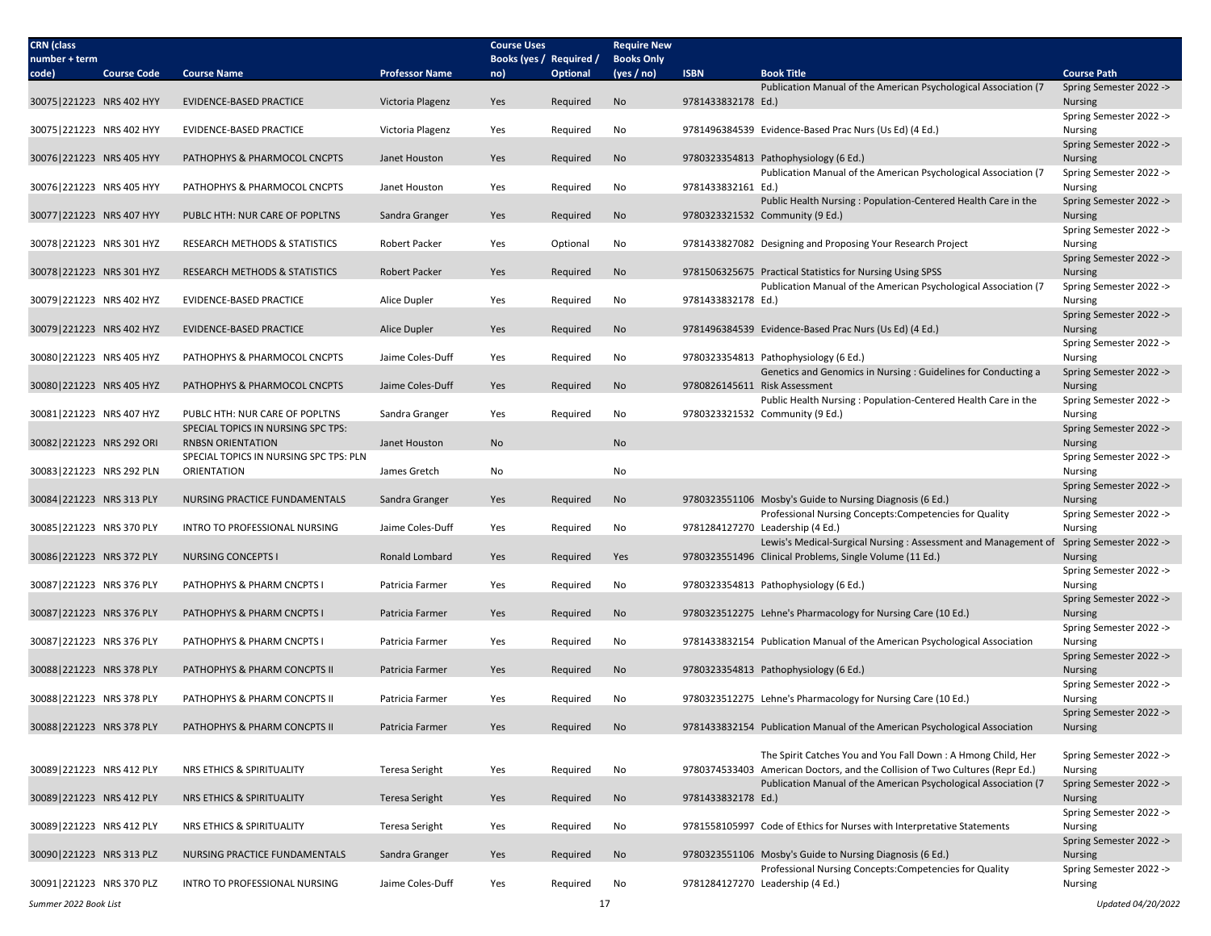| CRN (class number + term code) | Course Code | Course Name | Professor Name | Course Uses Books (yes / no) | Required / Optional | Require New Books Only (yes / no) | ISBN | Book Title | Course Path |
|---|---|---|---|---|---|---|---|---|---|
| 30075\|221223 | NRS 402 HYY | EVIDENCE-BASED PRACTICE | Victoria Plagenz | Yes | Required | No | 9781433832178 | Publication Manual of the American Psychological Association (7 Ed.) | Spring Semester 2022 -> Nursing |
| 30075\|221223 | NRS 402 HYY | EVIDENCE-BASED PRACTICE | Victoria Plagenz | Yes | Required | No | 9781496384539 | Evidence-Based Prac Nurs (Us Ed) (4 Ed.) | Spring Semester 2022 -> Nursing |
| 30076\|221223 | NRS 405 HYY | PATHOPHYS & PHARMOCOL CNCPTS | Janet Houston | Yes | Required | No | 9780323354813 | Pathophysiology (6 Ed.) | Spring Semester 2022 -> Nursing |
| 30076\|221223 | NRS 405 HYY | PATHOPHYS & PHARMOCOL CNCPTS | Janet Houston | Yes | Required | No | 9781433832161 | Publication Manual of the American Psychological Association (7 Ed.) | Spring Semester 2022 -> Nursing |
| 30077\|221223 | NRS 407 HYY | PUBLC HTH: NUR CARE OF POPLTNS | Sandra Granger | Yes | Required | No | 9780323321532 | Public Health Nursing : Population-Centered Health Care in the Community (9 Ed.) | Spring Semester 2022 -> Nursing |
| 30078\|221223 | NRS 301 HYZ | RESEARCH METHODS & STATISTICS | Robert Packer | Yes | Optional | No | 9781433827082 | Designing and Proposing Your Research Project | Spring Semester 2022 -> Nursing |
| 30078\|221223 | NRS 301 HYZ | RESEARCH METHODS & STATISTICS | Robert Packer | Yes | Required | No | 9781506325675 | Practical Statistics for Nursing Using SPSS | Spring Semester 2022 -> Nursing |
| 30079\|221223 | NRS 402 HYZ | EVIDENCE-BASED PRACTICE | Alice Dupler | Yes | Required | No | 9781433832178 | Publication Manual of the American Psychological Association (7 Ed.) | Spring Semester 2022 -> Nursing |
| 30079\|221223 | NRS 402 HYZ | EVIDENCE-BASED PRACTICE | Alice Dupler | Yes | Required | No | 9781496384539 | Evidence-Based Prac Nurs (Us Ed) (4 Ed.) | Spring Semester 2022 -> Nursing |
| 30080\|221223 | NRS 405 HYZ | PATHOPHYS & PHARMOCOL CNCPTS | Jaime Coles-Duff | Yes | Required | No | 9780323354813 | Pathophysiology (6 Ed.) | Spring Semester 2022 -> Nursing |
| 30080\|221223 | NRS 405 HYZ | PATHOPHYS & PHARMOCOL CNCPTS | Jaime Coles-Duff | Yes | Required | No | 9780826145611 | Genetics and Genomics in Nursing : Guidelines for Conducting a Risk Assessment | Spring Semester 2022 -> Nursing |
| 30081\|221223 | NRS 407 HYZ | PUBLC HTH: NUR CARE OF POPLTNS | Sandra Granger | Yes | Required | No | 9780323321532 | Public Health Nursing : Population-Centered Health Care in the Community (9 Ed.) | Spring Semester 2022 -> Nursing |
| 30082\|221223 | NRS 292 ORI | SPECIAL TOPICS IN NURSING SPC TPS: RNBSN ORIENTATION | Janet Houston | No | | No | | | Spring Semester 2022 -> Nursing |
| 30083\|221223 | NRS 292 PLN | SPECIAL TOPICS IN NURSING SPC TPS: PLN ORIENTATION | James Gretch | No | | No | | | Spring Semester 2022 -> Nursing |
| 30084\|221223 | NRS 313 PLY | NURSING PRACTICE FUNDAMENTALS | Sandra Granger | Yes | Required | No | 9780323551106 | Mosby's Guide to Nursing Diagnosis (6 Ed.) | Spring Semester 2022 -> Nursing |
| 30085\|221223 | NRS 370 PLY | INTRO TO PROFESSIONAL NURSING | Jaime Coles-Duff | Yes | Required | No | 9781284127270 | Professional Nursing Concepts:Competencies for Quality Leadership (4 Ed.) | Spring Semester 2022 -> Nursing |
| 30086\|221223 | NRS 372 PLY | NURSING CONCEPTS I | Ronald Lombard | Yes | Required | Yes | 9780323551496 | Lewis's Medical-Surgical Nursing : Assessment and Management of Clinical Problems, Single Volume (11 Ed.) | Spring Semester 2022 -> Nursing |
| 30087\|221223 | NRS 376 PLY | PATHOPHYS & PHARM CNCPTS I | Patricia Farmer | Yes | Required | No | 9780323354813 | Pathophysiology (6 Ed.) | Spring Semester 2022 -> Nursing |
| 30087\|221223 | NRS 376 PLY | PATHOPHYS & PHARM CNCPTS I | Patricia Farmer | Yes | Required | No | 9780323512275 | Lehne's Pharmacology for Nursing Care (10 Ed.) | Spring Semester 2022 -> Nursing |
| 30087\|221223 | NRS 376 PLY | PATHOPHYS & PHARM CNCPTS I | Patricia Farmer | Yes | Required | No | 9781433832154 | Publication Manual of the American Psychological Association | Spring Semester 2022 -> Nursing |
| 30088\|221223 | NRS 378 PLY | PATHOPHYS & PHARM CONCPTS II | Patricia Farmer | Yes | Required | No | 9780323354813 | Pathophysiology (6 Ed.) | Spring Semester 2022 -> Nursing |
| 30088\|221223 | NRS 378 PLY | PATHOPHYS & PHARM CONCPTS II | Patricia Farmer | Yes | Required | No | 9780323512275 | Lehne's Pharmacology for Nursing Care (10 Ed.) | Spring Semester 2022 -> Nursing |
| 30088\|221223 | NRS 378 PLY | PATHOPHYS & PHARM CONCPTS II | Patricia Farmer | Yes | Required | No | 9781433832154 | Publication Manual of the American Psychological Association | Spring Semester 2022 -> Nursing |
| 30089\|221223 | NRS 412 PLY | NRS ETHICS & SPIRITUALITY | Teresa Seright | Yes | Required | No | 9780374533403 | The Spirit Catches You and You Fall Down : A Hmong Child, Her American Doctors, and the Collision of Two Cultures (Repr Ed.) | Spring Semester 2022 -> Nursing |
| 30089\|221223 | NRS 412 PLY | NRS ETHICS & SPIRITUALITY | Teresa Seright | Yes | Required | No | 9781433832178 | Publication Manual of the American Psychological Association (7 Ed.) | Spring Semester 2022 -> Nursing |
| 30089\|221223 | NRS 412 PLY | NRS ETHICS & SPIRITUALITY | Teresa Seright | Yes | Required | No | 9781558105997 | Code of Ethics for Nurses with Interpretative Statements | Spring Semester 2022 -> Nursing |
| 30090\|221223 | NRS 313 PLZ | NURSING PRACTICE FUNDAMENTALS | Sandra Granger | Yes | Required | No | 9780323551106 | Mosby's Guide to Nursing Diagnosis (6 Ed.) | Spring Semester 2022 -> Nursing |
| 30091\|221223 | NRS 370 PLZ | INTRO TO PROFESSIONAL NURSING | Jaime Coles-Duff | Yes | Required | No | 9781284127270 | Professional Nursing Concepts:Competencies for Quality Leadership (4 Ed.) | Spring Semester 2022 -> Nursing |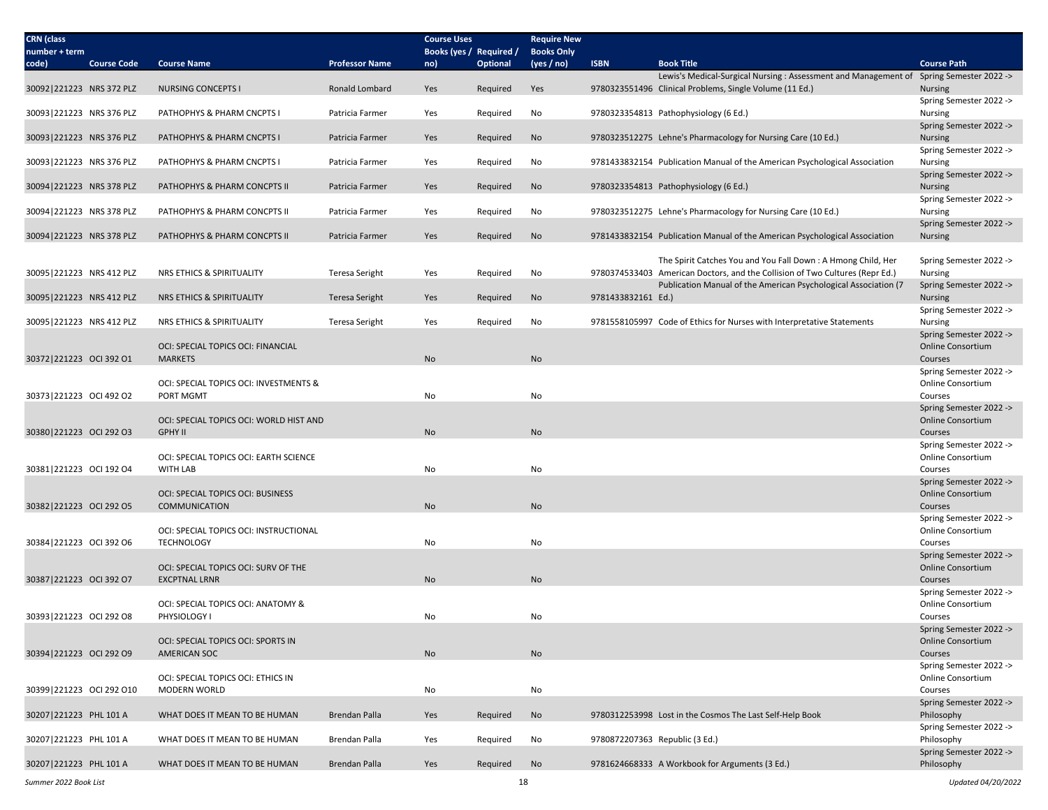| CRN (class number + term code) | Course Code | Course Name | Professor Name | Course Uses Books (yes / no) | Required / Optional | Require New Books Only (yes / no) | ISBN | Book Title | Course Path |
|---|---|---|---|---|---|---|---|---|---|
| 30092\|221223 | NRS 372 PLZ | NURSING CONCEPTS I | Ronald Lombard | Yes | Required | Yes | 9780323551496 | Lewis's Medical-Surgical Nursing : Assessment and Management of Clinical Problems, Single Volume (11 Ed.) | Spring Semester 2022 -> Nursing |
| 30093\|221223 | NRS 376 PLZ | PATHOPHYS & PHARM CNCPTS I | Patricia Farmer | Yes | Required | No | 9780323354813 | Pathophysiology (6 Ed.) | Spring Semester 2022 -> Nursing |
| 30093\|221223 | NRS 376 PLZ | PATHOPHYS & PHARM CNCPTS I | Patricia Farmer | Yes | Required | No | 9780323512275 | Lehne's Pharmacology for Nursing Care (10 Ed.) | Spring Semester 2022 -> Nursing |
| 30093\|221223 | NRS 376 PLZ | PATHOPHYS & PHARM CNCPTS I | Patricia Farmer | Yes | Required | No | 9781433832154 | Publication Manual of the American Psychological Association | Spring Semester 2022 -> Nursing |
| 30094\|221223 | NRS 378 PLZ | PATHOPHYS & PHARM CONCPTS II | Patricia Farmer | Yes | Required | No | 9780323354813 | Pathophysiology (6 Ed.) | Spring Semester 2022 -> Nursing |
| 30094\|221223 | NRS 378 PLZ | PATHOPHYS & PHARM CONCPTS II | Patricia Farmer | Yes | Required | No | 9780323512275 | Lehne's Pharmacology for Nursing Care (10 Ed.) | Spring Semester 2022 -> Nursing |
| 30094\|221223 | NRS 378 PLZ | PATHOPHYS & PHARM CONCPTS II | Patricia Farmer | Yes | Required | No | 9781433832154 | Publication Manual of the American Psychological Association | Spring Semester 2022 -> Nursing |
| 30095\|221223 | NRS 412 PLZ | NRS ETHICS & SPIRITUALITY | Teresa Seright | Yes | Required | No | 9780374533403 | The Spirit Catches You and You Fall Down : A Hmong Child, Her American Doctors, and the Collision of Two Cultures (Repr Ed.) | Spring Semester 2022 -> Nursing |
| 30095\|221223 | NRS 412 PLZ | NRS ETHICS & SPIRITUALITY | Teresa Seright | Yes | Required | No | 9781433832161 | Publication Manual of the American Psychological Association (7 Ed.) | Spring Semester 2022 -> Nursing |
| 30095\|221223 | NRS 412 PLZ | NRS ETHICS & SPIRITUALITY | Teresa Seright | Yes | Required | No | 9781558105997 | Code of Ethics for Nurses with Interpretative Statements | Spring Semester 2022 -> Nursing |
| 30372\|221223 | OCI 392 O1 | OCI: SPECIAL TOPICS OCI: FINANCIAL MARKETS | | No | | No | | | Spring Semester 2022 -> Online Consortium Courses |
| 30373\|221223 | OCI 492 O2 | OCI: SPECIAL TOPICS OCI: INVESTMENTS & PORT MGMT | | No | | No | | | Spring Semester 2022 -> Online Consortium Courses |
| 30380\|221223 | OCI 292 O3 | OCI: SPECIAL TOPICS OCI: WORLD HIST AND GPHY II | | No | | No | | | Spring Semester 2022 -> Online Consortium Courses |
| 30381\|221223 | OCI 192 O4 | OCI: SPECIAL TOPICS OCI: EARTH SCIENCE WITH LAB | | No | | No | | | Spring Semester 2022 -> Online Consortium Courses |
| 30382\|221223 | OCI 292 O5 | OCI: SPECIAL TOPICS OCI: BUSINESS COMMUNICATION | | No | | No | | | Spring Semester 2022 -> Online Consortium Courses |
| 30384\|221223 | OCI 392 O6 | OCI: SPECIAL TOPICS OCI: INSTRUCTIONAL TECHNOLOGY | | No | | No | | | Spring Semester 2022 -> Online Consortium Courses |
| 30387\|221223 | OCI 392 O7 | OCI: SPECIAL TOPICS OCI: SURV OF THE EXCPTNAL LRNR | | No | | No | | | Spring Semester 2022 -> Online Consortium Courses |
| 30393\|221223 | OCI 292 O8 | OCI: SPECIAL TOPICS OCI: ANATOMY & PHYSIOLOGY I | | No | | No | | | Spring Semester 2022 -> Online Consortium Courses |
| 30394\|221223 | OCI 292 O9 | OCI: SPECIAL TOPICS OCI: SPORTS IN AMERICAN SOC | | No | | No | | | Spring Semester 2022 -> Online Consortium Courses |
| 30399\|221223 | OCI 292 O10 | OCI: SPECIAL TOPICS OCI: ETHICS IN MODERN WORLD | | No | | No | | | Spring Semester 2022 -> Online Consortium Courses |
| 30207\|221223 | PHL 101 A | WHAT DOES IT MEAN TO BE HUMAN | Brendan Palla | Yes | Required | No | 9780312253998 | Lost in the Cosmos The Last Self-Help Book | Spring Semester 2022 -> Philosophy |
| 30207\|221223 | PHL 101 A | WHAT DOES IT MEAN TO BE HUMAN | Brendan Palla | Yes | Required | No | 9780872207363 | Republic (3 Ed.) | Spring Semester 2022 -> Philosophy |
| 30207\|221223 | PHL 101 A | WHAT DOES IT MEAN TO BE HUMAN | Brendan Palla | Yes | Required | No | 9781624668333 | A Workbook for Arguments (3 Ed.) | Spring Semester 2022 -> Philosophy |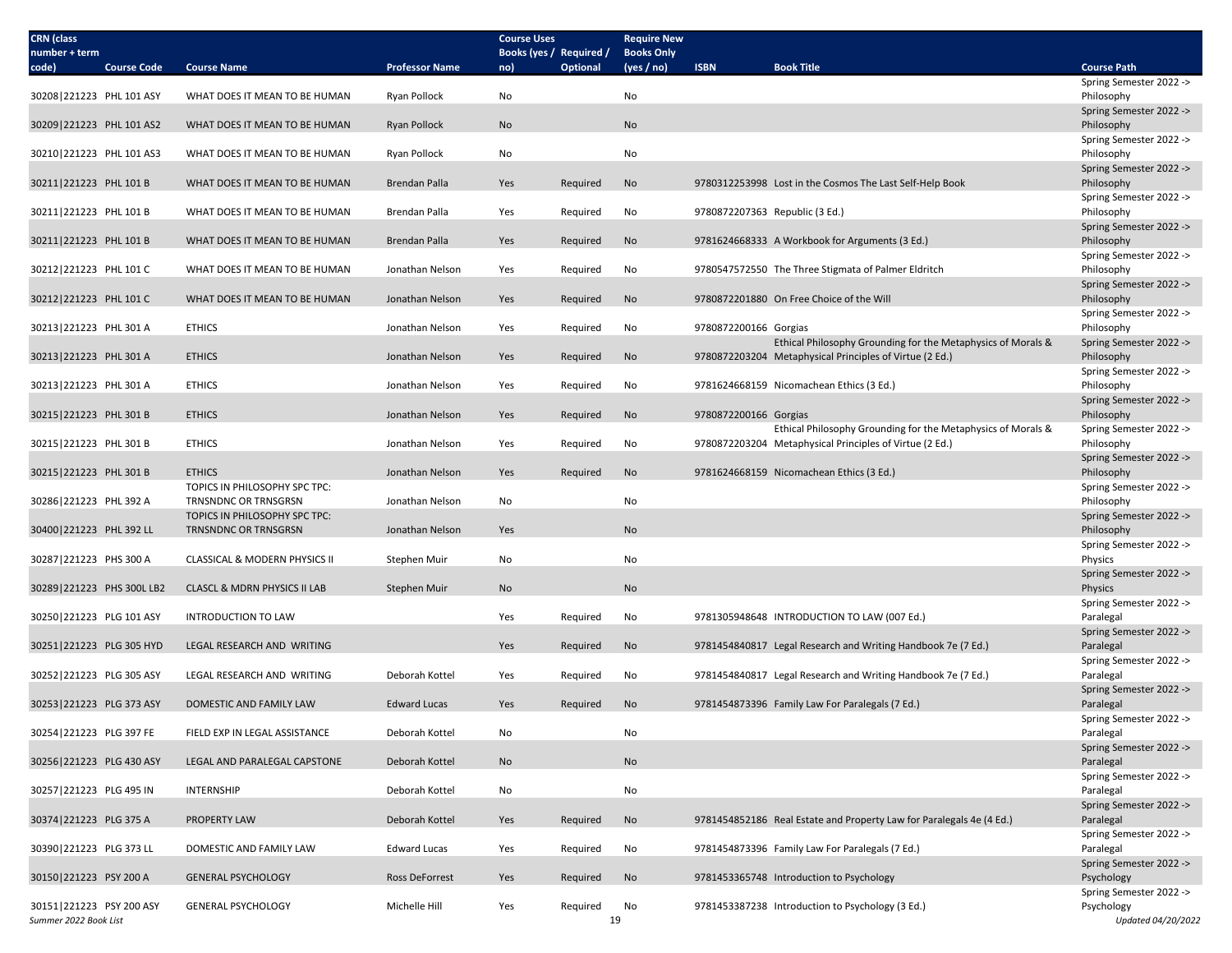| CRN (class number + term code) | Course Code | Course Name | Professor Name | Course Uses Books (yes / no) | Required / Optional | Require New Books Only (yes / no) | ISBN | Book Title | Course Path |
|---|---|---|---|---|---|---|---|---|---|
| 30208\|221223 | PHL 101 ASY | WHAT DOES IT MEAN TO BE HUMAN | Ryan Pollock | No | | No | | | Spring Semester 2022 -> Philosophy |
| 30209\|221223 | PHL 101 AS2 | WHAT DOES IT MEAN TO BE HUMAN | Ryan Pollock | No | | No | | | Spring Semester 2022 -> Philosophy |
| 30210\|221223 | PHL 101 AS3 | WHAT DOES IT MEAN TO BE HUMAN | Ryan Pollock | No | | No | | | Spring Semester 2022 -> Philosophy |
| 30211\|221223 | PHL 101 B | WHAT DOES IT MEAN TO BE HUMAN | Brendan Palla | Yes | Required | No | 9780312253998 | Lost in the Cosmos The Last Self-Help Book | Spring Semester 2022 -> Philosophy |
| 30211\|221223 | PHL 101 B | WHAT DOES IT MEAN TO BE HUMAN | Brendan Palla | Yes | Required | No | 9780872207363 | Republic (3 Ed.) | Spring Semester 2022 -> Philosophy |
| 30211\|221223 | PHL 101 B | WHAT DOES IT MEAN TO BE HUMAN | Brendan Palla | Yes | Required | No | 9781624668333 | A Workbook for Arguments (3 Ed.) | Spring Semester 2022 -> Philosophy |
| 30212\|221223 | PHL 101 C | WHAT DOES IT MEAN TO BE HUMAN | Jonathan Nelson | Yes | Required | No | 9780547572550 | The Three Stigmata of Palmer Eldritch | Spring Semester 2022 -> Philosophy |
| 30212\|221223 | PHL 101 C | WHAT DOES IT MEAN TO BE HUMAN | Jonathan Nelson | Yes | Required | No | 9780872201880 | On Free Choice of the Will | Spring Semester 2022 -> Philosophy |
| 30213\|221223 | PHL 301 A | ETHICS | Jonathan Nelson | Yes | Required | No | 9780872200166 | Gorgias | Spring Semester 2022 -> Philosophy |
| 30213\|221223 | PHL 301 A | ETHICS | Jonathan Nelson | Yes | Required | No | 9780872203204 | Ethical Philosophy Grounding for the Metaphysics of Morals & Metaphysical Principles of Virtue (2 Ed.) | Spring Semester 2022 -> Philosophy |
| 30213\|221223 | PHL 301 A | ETHICS | Jonathan Nelson | Yes | Required | No | 9781624668159 | Nicomachean Ethics (3 Ed.) | Spring Semester 2022 -> Philosophy |
| 30215\|221223 | PHL 301 B | ETHICS | Jonathan Nelson | Yes | Required | No | 9780872200166 | Gorgias | Spring Semester 2022 -> Philosophy |
| 30215\|221223 | PHL 301 B | ETHICS | Jonathan Nelson | Yes | Required | No | 9780872203204 | Ethical Philosophy Grounding for the Metaphysics of Morals & Metaphysical Principles of Virtue (2 Ed.) | Spring Semester 2022 -> Philosophy |
| 30215\|221223 | PHL 301 B | ETHICS | Jonathan Nelson | Yes | Required | No | 9781624668159 | Nicomachean Ethics (3 Ed.) | Spring Semester 2022 -> Philosophy |
| 30286\|221223 | PHL 392 A | TOPICS IN PHILOSOPHY SPC TPC: TRNSNDNC OR TRNSGRSN | Jonathan Nelson | No | | No | | | Spring Semester 2022 -> Philosophy |
| 30400\|221223 | PHL 392 LL | TOPICS IN PHILOSOPHY SPC TPC: TRNSNDNC OR TRNSGRSN | Jonathan Nelson | Yes | | No | | | Spring Semester 2022 -> Philosophy |
| 30287\|221223 | PHS 300 A | CLASSICAL & MODERN PHYSICS II | Stephen Muir | No | | No | | | Spring Semester 2022 -> Physics |
| 30289\|221223 | PHS 300L LB2 | CLASCL & MDRN PHYSICS II LAB | Stephen Muir | No | | No | | | Spring Semester 2022 -> Physics |
| 30250\|221223 | PLG 101 ASY | INTRODUCTION TO LAW | | Yes | Required | No | 9781305948648 | INTRODUCTION TO LAW (007 Ed.) | Spring Semester 2022 -> Paralegal |
| 30251\|221223 | PLG 305 HYD | LEGAL RESEARCH AND WRITING | | Yes | Required | No | 9781454840817 | Legal Research and Writing Handbook 7e (7 Ed.) | Spring Semester 2022 -> Paralegal |
| 30252\|221223 | PLG 305 ASY | LEGAL RESEARCH AND WRITING | Deborah Kottel | Yes | Required | No | 9781454840817 | Legal Research and Writing Handbook 7e (7 Ed.) | Spring Semester 2022 -> Paralegal |
| 30253\|221223 | PLG 373 ASY | DOMESTIC AND FAMILY LAW | Edward Lucas | Yes | Required | No | 9781454873396 | Family Law For Paralegals (7 Ed.) | Spring Semester 2022 -> Paralegal |
| 30254\|221223 | PLG 397 FE | FIELD EXP IN LEGAL ASSISTANCE | Deborah Kottel | No | | No | | | Spring Semester 2022 -> Paralegal |
| 30256\|221223 | PLG 430 ASY | LEGAL AND PARALEGAL CAPSTONE | Deborah Kottel | No | | No | | | Spring Semester 2022 -> Paralegal |
| 30257\|221223 | PLG 495 IN | INTERNSHIP | Deborah Kottel | No | | No | | | Spring Semester 2022 -> Paralegal |
| 30374\|221223 | PLG 375 A | PROPERTY LAW | Deborah Kottel | Yes | Required | No | 9781454852186 | Real Estate and Property Law for Paralegals 4e (4 Ed.) | Spring Semester 2022 -> Paralegal |
| 30390\|221223 | PLG 373 LL | DOMESTIC AND FAMILY LAW | Edward Lucas | Yes | Required | No | 9781454873396 | Family Law For Paralegals (7 Ed.) | Spring Semester 2022 -> Paralegal |
| 30150\|221223 | PSY 200 A | GENERAL PSYCHOLOGY | Ross DeForrest | Yes | Required | No | 9781453365748 | Introduction to Psychology | Spring Semester 2022 -> Psychology |
| 30151\|221223 | PSY 200 ASY | GENERAL PSYCHOLOGY | Michelle Hill | Yes | Required | No | 9781453387238 | Introduction to Psychology (3 Ed.) | Spring Semester 2022 -> Psychology |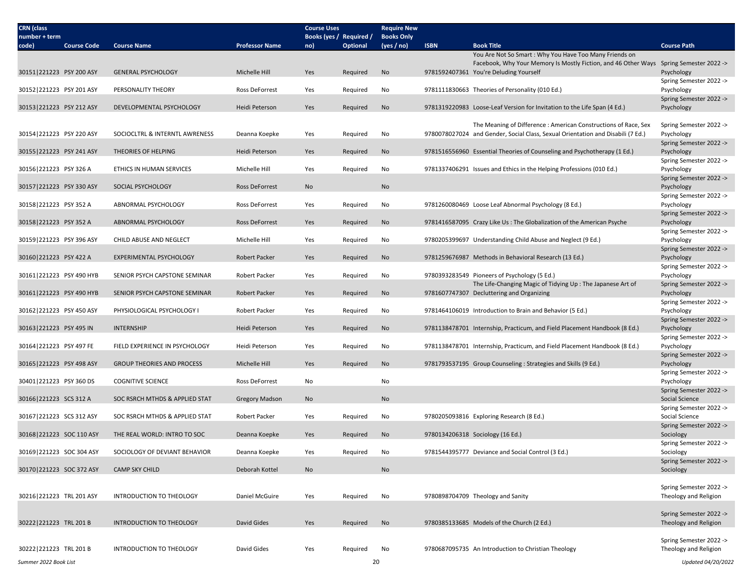| CRN (class number + term code) | Course Code | Course Name | Professor Name | Course Uses Books (yes / no) | Required / Optional | Require New Books Only (yes / no) | ISBN | Book Title | Course Path |
|---|---|---|---|---|---|---|---|---|---|
| 30151\|221223 | PSY 200 ASY | GENERAL PSYCHOLOGY | Michelle Hill | Yes | Required | No | 9781592407361 | You Are Not So Smart : Why You Have Too Many Friends on Facebook, Why Your Memory Is Mostly Fiction, and 46 Other Ways You're Deluding Yourself | Spring Semester 2022 -> Psychology |
| 30152\|221223 | PSY 201 ASY | PERSONALITY THEORY | Ross DeForrest | Yes | Required | No | 9781111830663 | Theories of Personality (010 Ed.) | Spring Semester 2022 -> Psychology |
| 30153\|221223 | PSY 212 ASY | DEVELOPMENTAL PSYCHOLOGY | Heidi Peterson | Yes | Required | No | 9781319220983 | Loose-Leaf Version for Invitation to the Life Span (4 Ed.) | Spring Semester 2022 -> Psychology |
| 30154\|221223 | PSY 220 ASY | SOCIOCLTRL & INTERNTL AWRENESS | Deanna Koepke | Yes | Required | No | 9780078027024 | The Meaning of Difference : American Constructions of Race, Sex and Gender, Social Class, Sexual Orientation and Disabili (7 Ed.) | Spring Semester 2022 -> Psychology |
| 30155\|221223 | PSY 241 ASY | THEORIES OF HELPING | Heidi Peterson | Yes | Required | No | 9781516556960 | Essential Theories of Counseling and Psychotherapy (1 Ed.) | Spring Semester 2022 -> Psychology |
| 30156\|221223 | PSY 326 A | ETHICS IN HUMAN SERVICES | Michelle Hill | Yes | Required | No | 9781337406291 | Issues and Ethics in the Helping Professions (010 Ed.) | Spring Semester 2022 -> Psychology |
| 30157\|221223 | PSY 330 ASY | SOCIAL PSYCHOLOGY | Ross DeForrest | No | | No | | | Spring Semester 2022 -> Psychology |
| 30158\|221223 | PSY 352 A | ABNORMAL PSYCHOLOGY | Ross DeForrest | Yes | Required | No | 9781260080469 | Loose Leaf Abnormal Psychology (8 Ed.) | Spring Semester 2022 -> Psychology |
| 30158\|221223 | PSY 352 A | ABNORMAL PSYCHOLOGY | Ross DeForrest | Yes | Required | No | 9781416587095 | Crazy Like Us : The Globalization of the American Psyche | Spring Semester 2022 -> Psychology |
| 30159\|221223 | PSY 396 ASY | CHILD ABUSE AND NEGLECT | Michelle Hill | Yes | Required | No | 9780205399697 | Understanding Child Abuse and Neglect (9 Ed.) | Spring Semester 2022 -> Psychology |
| 30160\|221223 | PSY 422 A | EXPERIMENTAL PSYCHOLOGY | Robert Packer | Yes | Required | No | 9781259676987 | Methods in Behavioral Research (13 Ed.) | Spring Semester 2022 -> Psychology |
| 30161\|221223 | PSY 490 HYB | SENIOR PSYCH CAPSTONE SEMINAR | Robert Packer | Yes | Required | No | 9780393283549 | Pioneers of Psychology (5 Ed.) | Spring Semester 2022 -> Psychology |
| 30161\|221223 | PSY 490 HYB | SENIOR PSYCH CAPSTONE SEMINAR | Robert Packer | Yes | Required | No | 9781607747307 | The Life-Changing Magic of Tidying Up : The Japanese Art of Decluttering and Organizing | Spring Semester 2022 -> Psychology |
| 30162\|221223 | PSY 450 ASY | PHYSIOLOGICAL PSYCHOLOGY I | Robert Packer | Yes | Required | No | 9781464106019 | Introduction to Brain and Behavior (5 Ed.) | Spring Semester 2022 -> Psychology |
| 30163\|221223 | PSY 495 IN | INTERNSHIP | Heidi Peterson | Yes | Required | No | 9781138478701 | Internship, Practicum, and Field Placement Handbook (8 Ed.) | Spring Semester 2022 -> Psychology |
| 30164\|221223 | PSY 497 FE | FIELD EXPERIENCE IN PSYCHOLOGY | Heidi Peterson | Yes | Required | No | 9781138478701 | Internship, Practicum, and Field Placement Handbook (8 Ed.) | Spring Semester 2022 -> Psychology |
| 30165\|221223 | PSY 498 ASY | GROUP THEORIES AND PROCESS | Michelle Hill | Yes | Required | No | 9781793537195 | Group Counseling : Strategies and Skills (9 Ed.) | Spring Semester 2022 -> Psychology |
| 30401\|221223 | PSY 360 DS | COGNITIVE SCIENCE | Ross DeForrest | No | | No | | | Spring Semester 2022 -> Psychology |
| 30166\|221223 | SCS 312 A | SOC RSRCH MTHDS & APPLIED STAT | Gregory Madson | No | | No | | | Spring Semester 2022 -> Social Science |
| 30167\|221223 | SCS 312 ASY | SOC RSRCH MTHDS & APPLIED STAT | Robert Packer | Yes | Required | No | 9780205093816 | Exploring Research (8 Ed.) | Spring Semester 2022 -> Social Science |
| 30168\|221223 | SOC 110 ASY | THE REAL WORLD: INTRO TO SOC | Deanna Koepke | Yes | Required | No | 9780134206318 | Sociology (16 Ed.) | Spring Semester 2022 -> Sociology |
| 30169\|221223 | SOC 304 ASY | SOCIOLOGY OF DEVIANT BEHAVIOR | Deanna Koepke | Yes | Required | No | 9781544395777 | Deviance and Social Control (3 Ed.) | Spring Semester 2022 -> Sociology |
| 30170\|221223 | SOC 372 ASY | CAMP SKY CHILD | Deborah Kottel | No | | No | | | Spring Semester 2022 -> Sociology |
| 30216\|221223 | TRL 201 ASY | INTRODUCTION TO THEOLOGY | Daniel McGuire | Yes | Required | No | 9780898704709 | Theology and Sanity | Spring Semester 2022 -> Theology and Religion |
| 30222\|221223 | TRL 201 B | INTRODUCTION TO THEOLOGY | David Gides | Yes | Required | No | 9780385133685 | Models of the Church (2 Ed.) | Spring Semester 2022 -> Theology and Religion |
| 30222\|221223 | TRL 201 B | INTRODUCTION TO THEOLOGY | David Gides | Yes | Required | No | 9780687095735 | An Introduction to Christian Theology | Spring Semester 2022 -> Theology and Religion |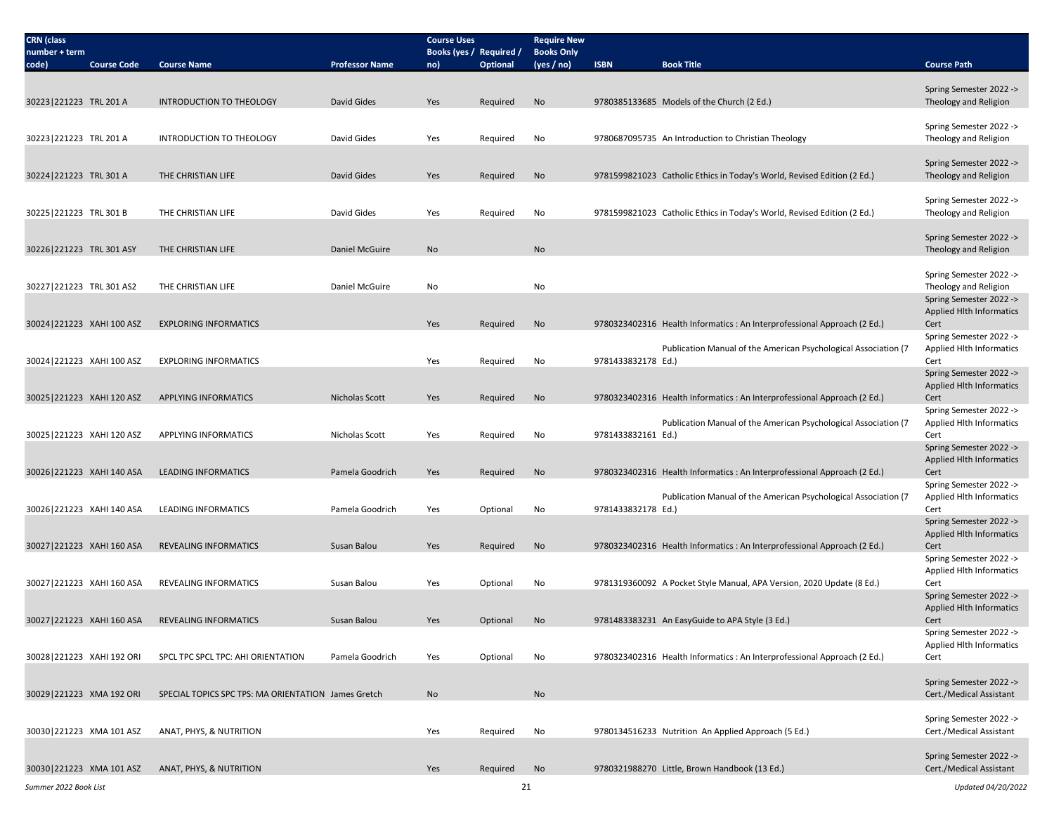| CRN (class number + term code) | Course Code | Course Name | Professor Name | Course Uses Books (yes / no) | Required / Optional | Require New Books Only (yes / no) | ISBN | Book Title | Course Path |
|---|---|---|---|---|---|---|---|---|---|
| 30223\|221223 | TRL 201 A | INTRODUCTION TO THEOLOGY | David Gides | Yes | Required | No | 9780385133685 | Models of the Church (2 Ed.) | Spring Semester 2022 -> Theology and Religion |
| 30223\|221223 | TRL 201 A | INTRODUCTION TO THEOLOGY | David Gides | Yes | Required | No | 9780687095735 | An Introduction to Christian Theology | Spring Semester 2022 -> Theology and Religion |
| 30224\|221223 | TRL 301 A | THE CHRISTIAN LIFE | David Gides | Yes | Required | No | 9781599821023 | Catholic Ethics in Today's World, Revised Edition (2 Ed.) | Spring Semester 2022 -> Theology and Religion |
| 30225\|221223 | TRL 301 B | THE CHRISTIAN LIFE | David Gides | Yes | Required | No | 9781599821023 | Catholic Ethics in Today's World, Revised Edition (2 Ed.) | Spring Semester 2022 -> Theology and Religion |
| 30226\|221223 | TRL 301 ASY | THE CHRISTIAN LIFE | Daniel McGuire | No | | No | | | Spring Semester 2022 -> Theology and Religion |
| 30227\|221223 | TRL 301 AS2 | THE CHRISTIAN LIFE | Daniel McGuire | No | | No | | | Spring Semester 2022 -> Theology and Religion |
| 30024\|221223 | XAHI 100 ASZ | EXPLORING INFORMATICS | | Yes | Required | No | 9780323402316 | Health Informatics : An Interprofessional Approach (2 Ed.) | Spring Semester 2022 -> Applied Hlth Informatics Cert |
| 30024\|221223 | XAHI 100 ASZ | EXPLORING INFORMATICS | | Yes | Required | No | 9781433832178 | Publication Manual of the American Psychological Association (7 Ed.) | Spring Semester 2022 -> Applied Hlth Informatics Cert |
| 30025\|221223 | XAHI 120 ASZ | APPLYING INFORMATICS | Nicholas Scott | Yes | Required | No | 9780323402316 | Health Informatics : An Interprofessional Approach (2 Ed.) | Spring Semester 2022 -> Applied Hlth Informatics Cert |
| 30025\|221223 | XAHI 120 ASZ | APPLYING INFORMATICS | Nicholas Scott | Yes | Required | No | 9781433832161 | Publication Manual of the American Psychological Association (7 Ed.) | Spring Semester 2022 -> Applied Hlth Informatics Cert |
| 30026\|221223 | XAHI 140 ASA | LEADING INFORMATICS | Pamela Goodrich | Yes | Required | No | 9780323402316 | Health Informatics : An Interprofessional Approach (2 Ed.) | Spring Semester 2022 -> Applied Hlth Informatics Cert |
| 30026\|221223 | XAHI 140 ASA | LEADING INFORMATICS | Pamela Goodrich | Yes | Optional | No | 9781433832178 | Publication Manual of the American Psychological Association (7 Ed.) | Spring Semester 2022 -> Applied Hlth Informatics Cert |
| 30027\|221223 | XAHI 160 ASA | REVEALING INFORMATICS | Susan Balou | Yes | Required | No | 9780323402316 | Health Informatics : An Interprofessional Approach (2 Ed.) | Spring Semester 2022 -> Applied Hlth Informatics Cert |
| 30027\|221223 | XAHI 160 ASA | REVEALING INFORMATICS | Susan Balou | Yes | Optional | No | 9781319360092 | A Pocket Style Manual, APA Version, 2020 Update (8 Ed.) | Spring Semester 2022 -> Applied Hlth Informatics Cert |
| 30027\|221223 | XAHI 160 ASA | REVEALING INFORMATICS | Susan Balou | Yes | Optional | No | 9781483383231 | An EasyGuide to APA Style (3 Ed.) | Spring Semester 2022 -> Applied Hlth Informatics Cert |
| 30028\|221223 | XAHI 192 ORI | SPCL TPC SPCL TPC: AHI ORIENTATION | Pamela Goodrich | Yes | Optional | No | 9780323402316 | Health Informatics : An Interprofessional Approach (2 Ed.) | Spring Semester 2022 -> Applied Hlth Informatics Cert |
| 30029\|221223 | XMA 192 ORI | SPECIAL TOPICS SPC TPS: MA ORIENTATION | James Gretch | No | | No | | | Spring Semester 2022 -> Cert./Medical Assistant |
| 30030\|221223 | XMA 101 ASZ | ANAT, PHYS, & NUTRITION | | Yes | Required | No | 9780134516233 | Nutrition An Applied Approach (5 Ed.) | Spring Semester 2022 -> Cert./Medical Assistant |
| 30030\|221223 | XMA 101 ASZ | ANAT, PHYS, & NUTRITION | | Yes | Required | No | 9780321988270 | Little, Brown Handbook (13 Ed.) | Spring Semester 2022 -> Cert./Medical Assistant |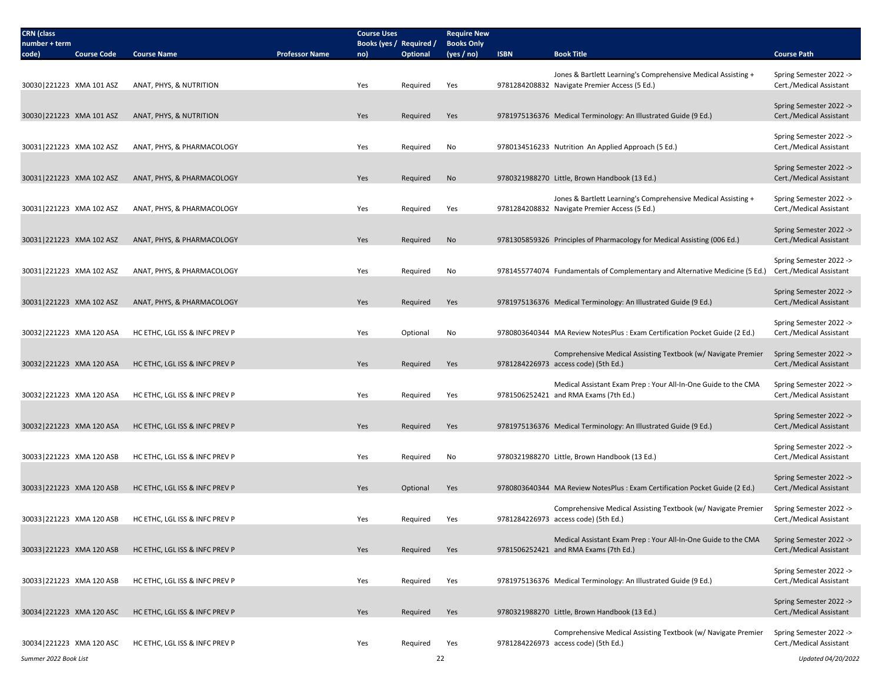| CRN (class number + term code) | Course Code | Course Name | Professor Name | Course Uses Books (yes / no) | Required / Optional | Require New Books Only (yes / no) | ISBN | Book Title | Course Path |
|---|---|---|---|---|---|---|---|---|---|
| 30030\|221223 | XMA 101 ASZ | ANAT, PHYS, & NUTRITION | | Yes | Required | Yes | 9781284208832 | Jones & Bartlett Learning's Comprehensive Medical Assisting + Navigate Premier Access (5 Ed.) | Spring Semester 2022 -> Cert./Medical Assistant |
| 30030\|221223 | XMA 101 ASZ | ANAT, PHYS, & NUTRITION | | Yes | Required | Yes | 9781975136376 | Medical Terminology: An Illustrated Guide (9 Ed.) | Spring Semester 2022 -> Cert./Medical Assistant |
| 30031\|221223 | XMA 102 ASZ | ANAT, PHYS, & PHARMACOLOGY | | Yes | Required | No | 9780134516233 | Nutrition An Applied Approach (5 Ed.) | Spring Semester 2022 -> Cert./Medical Assistant |
| 30031\|221223 | XMA 102 ASZ | ANAT, PHYS, & PHARMACOLOGY | | Yes | Required | No | 9780321988270 | Little, Brown Handbook (13 Ed.) | Spring Semester 2022 -> Cert./Medical Assistant |
| 30031\|221223 | XMA 102 ASZ | ANAT, PHYS, & PHARMACOLOGY | | Yes | Required | Yes | 9781284208832 | Jones & Bartlett Learning's Comprehensive Medical Assisting + Navigate Premier Access (5 Ed.) | Spring Semester 2022 -> Cert./Medical Assistant |
| 30031\|221223 | XMA 102 ASZ | ANAT, PHYS, & PHARMACOLOGY | | Yes | Required | No | 9781305859326 | Principles of Pharmacology for Medical Assisting (006 Ed.) | Spring Semester 2022 -> Cert./Medical Assistant |
| 30031\|221223 | XMA 102 ASZ | ANAT, PHYS, & PHARMACOLOGY | | Yes | Required | No | 9781455774074 | Fundamentals of Complementary and Alternative Medicine (5 Ed.) | Spring Semester 2022 -> Cert./Medical Assistant |
| 30031\|221223 | XMA 102 ASZ | ANAT, PHYS, & PHARMACOLOGY | | Yes | Required | Yes | 9781975136376 | Medical Terminology: An Illustrated Guide (9 Ed.) | Spring Semester 2022 -> Cert./Medical Assistant |
| 30032\|221223 | XMA 120 ASA | HC ETHC, LGL ISS & INFC PREV P | | Yes | Optional | No | 9780803640344 | MA Review NotesPlus : Exam Certification Pocket Guide (2 Ed.) | Spring Semester 2022 -> Cert./Medical Assistant |
| 30032\|221223 | XMA 120 ASA | HC ETHC, LGL ISS & INFC PREV P | | Yes | Required | Yes | 9781284226973 | Comprehensive Medical Assisting Textbook (w/ Navigate Premier access code) (5th Ed.) | Spring Semester 2022 -> Cert./Medical Assistant |
| 30032\|221223 | XMA 120 ASA | HC ETHC, LGL ISS & INFC PREV P | | Yes | Required | Yes | 9781506252421 | Medical Assistant Exam Prep : Your All-In-One Guide to the CMA and RMA Exams (7th Ed.) | Spring Semester 2022 -> Cert./Medical Assistant |
| 30032\|221223 | XMA 120 ASA | HC ETHC, LGL ISS & INFC PREV P | | Yes | Required | Yes | 9781975136376 | Medical Terminology: An Illustrated Guide (9 Ed.) | Spring Semester 2022 -> Cert./Medical Assistant |
| 30033\|221223 | XMA 120 ASB | HC ETHC, LGL ISS & INFC PREV P | | Yes | Required | No | 9780321988270 | Little, Brown Handbook (13 Ed.) | Spring Semester 2022 -> Cert./Medical Assistant |
| 30033\|221223 | XMA 120 ASB | HC ETHC, LGL ISS & INFC PREV P | | Yes | Optional | Yes | 9780803640344 | MA Review NotesPlus : Exam Certification Pocket Guide (2 Ed.) | Spring Semester 2022 -> Cert./Medical Assistant |
| 30033\|221223 | XMA 120 ASB | HC ETHC, LGL ISS & INFC PREV P | | Yes | Required | Yes | 9781284226973 | Comprehensive Medical Assisting Textbook (w/ Navigate Premier access code) (5th Ed.) | Spring Semester 2022 -> Cert./Medical Assistant |
| 30033\|221223 | XMA 120 ASB | HC ETHC, LGL ISS & INFC PREV P | | Yes | Required | Yes | 9781506252421 | Medical Assistant Exam Prep : Your All-In-One Guide to the CMA and RMA Exams (7th Ed.) | Spring Semester 2022 -> Cert./Medical Assistant |
| 30033\|221223 | XMA 120 ASB | HC ETHC, LGL ISS & INFC PREV P | | Yes | Required | Yes | 9781975136376 | Medical Terminology: An Illustrated Guide (9 Ed.) | Spring Semester 2022 -> Cert./Medical Assistant |
| 30034\|221223 | XMA 120 ASC | HC ETHC, LGL ISS & INFC PREV P | | Yes | Required | Yes | 9780321988270 | Little, Brown Handbook (13 Ed.) | Spring Semester 2022 -> Cert./Medical Assistant |
| 30034\|221223 | XMA 120 ASC | HC ETHC, LGL ISS & INFC PREV P | | Yes | Required | Yes | 9781284226973 | Comprehensive Medical Assisting Textbook (w/ Navigate Premier access code) (5th Ed.) | Spring Semester 2022 -> Cert./Medical Assistant |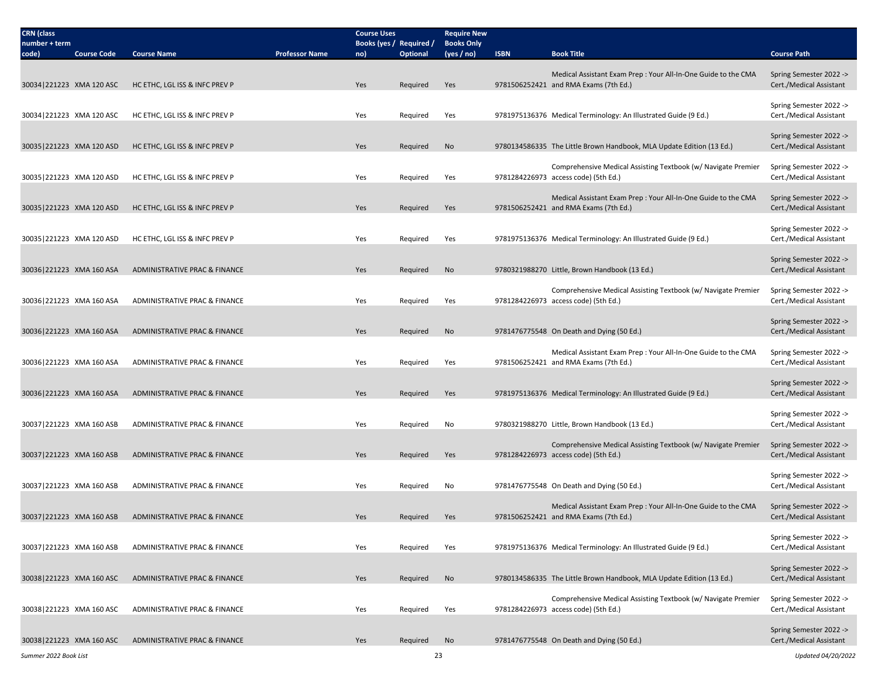| CRN (class number + term code) | Course Code | Course Name | Professor Name | Course Uses Books (yes / no) | Required / Optional | Require New Books Only (yes / no) | ISBN | Book Title | Course Path |
|---|---|---|---|---|---|---|---|---|---|
| 30034\|221223 | XMA 120 ASC | HC ETHC, LGL ISS & INFC PREV P | | Yes | Required | Yes | 9781506252421 | Medical Assistant Exam Prep : Your All-In-One Guide to the CMA and RMA Exams (7th Ed.) | Spring Semester 2022 -> Cert./Medical Assistant |
| 30034\|221223 | XMA 120 ASC | HC ETHC, LGL ISS & INFC PREV P | | Yes | Required | Yes | 9781975136376 | Medical Terminology: An Illustrated Guide (9 Ed.) | Spring Semester 2022 -> Cert./Medical Assistant |
| 30035\|221223 | XMA 120 ASD | HC ETHC, LGL ISS & INFC PREV P | | Yes | Required | No | 9780134586335 | The Little Brown Handbook, MLA Update Edition (13 Ed.) | Spring Semester 2022 -> Cert./Medical Assistant |
| 30035\|221223 | XMA 120 ASD | HC ETHC, LGL ISS & INFC PREV P | | Yes | Required | Yes | 9781284226973 | Comprehensive Medical Assisting Textbook (w/ Navigate Premier access code) (5th Ed.) | Spring Semester 2022 -> Cert./Medical Assistant |
| 30035\|221223 | XMA 120 ASD | HC ETHC, LGL ISS & INFC PREV P | | Yes | Required | Yes | 9781506252421 | Medical Assistant Exam Prep : Your All-In-One Guide to the CMA and RMA Exams (7th Ed.) | Spring Semester 2022 -> Cert./Medical Assistant |
| 30035\|221223 | XMA 120 ASD | HC ETHC, LGL ISS & INFC PREV P | | Yes | Required | Yes | 9781975136376 | Medical Terminology: An Illustrated Guide (9 Ed.) | Spring Semester 2022 -> Cert./Medical Assistant |
| 30036\|221223 | XMA 160 ASA | ADMINISTRATIVE PRAC & FINANCE | | Yes | Required | No | 9780321988270 | Little, Brown Handbook (13 Ed.) | Spring Semester 2022 -> Cert./Medical Assistant |
| 30036\|221223 | XMA 160 ASA | ADMINISTRATIVE PRAC & FINANCE | | Yes | Required | Yes | 9781284226973 | Comprehensive Medical Assisting Textbook (w/ Navigate Premier access code) (5th Ed.) | Spring Semester 2022 -> Cert./Medical Assistant |
| 30036\|221223 | XMA 160 ASA | ADMINISTRATIVE PRAC & FINANCE | | Yes | Required | No | 9781476775548 | On Death and Dying (50 Ed.) | Spring Semester 2022 -> Cert./Medical Assistant |
| 30036\|221223 | XMA 160 ASA | ADMINISTRATIVE PRAC & FINANCE | | Yes | Required | Yes | 9781506252421 | Medical Assistant Exam Prep : Your All-In-One Guide to the CMA and RMA Exams (7th Ed.) | Spring Semester 2022 -> Cert./Medical Assistant |
| 30036\|221223 | XMA 160 ASA | ADMINISTRATIVE PRAC & FINANCE | | Yes | Required | Yes | 9781975136376 | Medical Terminology: An Illustrated Guide (9 Ed.) | Spring Semester 2022 -> Cert./Medical Assistant |
| 30037\|221223 | XMA 160 ASB | ADMINISTRATIVE PRAC & FINANCE | | Yes | Required | No | 9780321988270 | Little, Brown Handbook (13 Ed.) | Spring Semester 2022 -> Cert./Medical Assistant |
| 30037\|221223 | XMA 160 ASB | ADMINISTRATIVE PRAC & FINANCE | | Yes | Required | Yes | 9781284226973 | Comprehensive Medical Assisting Textbook (w/ Navigate Premier access code) (5th Ed.) | Spring Semester 2022 -> Cert./Medical Assistant |
| 30037\|221223 | XMA 160 ASB | ADMINISTRATIVE PRAC & FINANCE | | Yes | Required | No | 9781476775548 | On Death and Dying (50 Ed.) | Spring Semester 2022 -> Cert./Medical Assistant |
| 30037\|221223 | XMA 160 ASB | ADMINISTRATIVE PRAC & FINANCE | | Yes | Required | Yes | 9781506252421 | Medical Assistant Exam Prep : Your All-In-One Guide to the CMA and RMA Exams (7th Ed.) | Spring Semester 2022 -> Cert./Medical Assistant |
| 30037\|221223 | XMA 160 ASB | ADMINISTRATIVE PRAC & FINANCE | | Yes | Required | Yes | 9781975136376 | Medical Terminology: An Illustrated Guide (9 Ed.) | Spring Semester 2022 -> Cert./Medical Assistant |
| 30038\|221223 | XMA 160 ASC | ADMINISTRATIVE PRAC & FINANCE | | Yes | Required | No | 9780134586335 | The Little Brown Handbook, MLA Update Edition (13 Ed.) | Spring Semester 2022 -> Cert./Medical Assistant |
| 30038\|221223 | XMA 160 ASC | ADMINISTRATIVE PRAC & FINANCE | | Yes | Required | Yes | 9781284226973 | Comprehensive Medical Assisting Textbook (w/ Navigate Premier access code) (5th Ed.) | Spring Semester 2022 -> Cert./Medical Assistant |
| 30038\|221223 | XMA 160 ASC | ADMINISTRATIVE PRAC & FINANCE | | Yes | Required | No | 9781476775548 | On Death and Dying (50 Ed.) | Spring Semester 2022 -> Cert./Medical Assistant |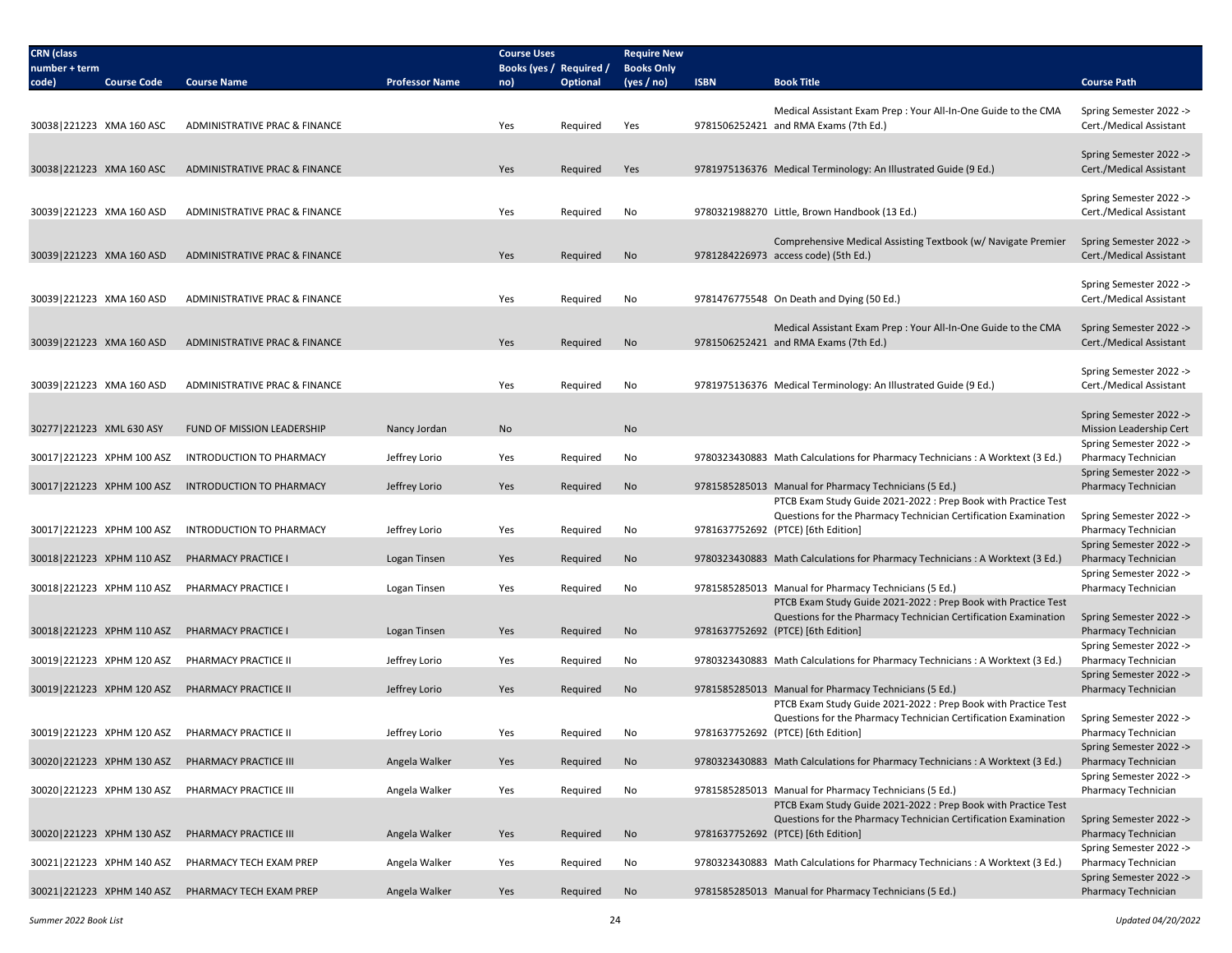| CRN (class number + term code) | Course Code | Course Name | Professor Name | Course Uses Books (yes / no) | Required / Optional | Require New Books Only (yes / no) | ISBN | Book Title | Course Path |
|---|---|---|---|---|---|---|---|---|---|
| 30038\|221223 | XMA 160 ASC | ADMINISTRATIVE PRAC & FINANCE | | Yes | Required | Yes | 9781506252421 | Medical Assistant Exam Prep : Your All-In-One Guide to the CMA and RMA Exams (7th Ed.) | Spring Semester 2022 -> Cert./Medical Assistant |
| 30038\|221223 | XMA 160 ASC | ADMINISTRATIVE PRAC & FINANCE | | Yes | Required | Yes | 9781975136376 | Medical Terminology: An Illustrated Guide (9 Ed.) | Spring Semester 2022 -> Cert./Medical Assistant |
| 30039\|221223 | XMA 160 ASD | ADMINISTRATIVE PRAC & FINANCE | | Yes | Required | No | 9780321988270 | Little, Brown Handbook (13 Ed.) | Spring Semester 2022 -> Cert./Medical Assistant |
| 30039\|221223 | XMA 160 ASD | ADMINISTRATIVE PRAC & FINANCE | | Yes | Required | No | 9781284226973 | Comprehensive Medical Assisting Textbook (w/ Navigate Premier access code) (5th Ed.) | Spring Semester 2022 -> Cert./Medical Assistant |
| 30039\|221223 | XMA 160 ASD | ADMINISTRATIVE PRAC & FINANCE | | Yes | Required | No | 9781476775548 | On Death and Dying (50 Ed.) | Spring Semester 2022 -> Cert./Medical Assistant |
| 30039\|221223 | XMA 160 ASD | ADMINISTRATIVE PRAC & FINANCE | | Yes | Required | No | 9781506252421 | Medical Assistant Exam Prep : Your All-In-One Guide to the CMA and RMA Exams (7th Ed.) | Spring Semester 2022 -> Cert./Medical Assistant |
| 30039\|221223 | XMA 160 ASD | ADMINISTRATIVE PRAC & FINANCE | | Yes | Required | No | 9781975136376 | Medical Terminology: An Illustrated Guide (9 Ed.) | Spring Semester 2022 -> Cert./Medical Assistant |
| 30277\|221223 | XML 630 ASY | FUND OF MISSION LEADERSHIP | Nancy Jordan | No | | No | | | Spring Semester 2022 -> Mission Leadership Cert |
| 30017\|221223 | XPHM 100 ASZ | INTRODUCTION TO PHARMACY | Jeffrey Lorio | Yes | Required | No | 9780323430883 | Math Calculations for Pharmacy Technicians : A Worktext (3 Ed.) | Spring Semester 2022 -> Pharmacy Technician |
| 30017\|221223 | XPHM 100 ASZ | INTRODUCTION TO PHARMACY | Jeffrey Lorio | Yes | Required | No | 9781585285013 | Manual for Pharmacy Technicians (5 Ed.) | Spring Semester 2022 -> Pharmacy Technician |
| 30017\|221223 | XPHM 100 ASZ | INTRODUCTION TO PHARMACY | Jeffrey Lorio | Yes | Required | No | 9781637752692 | PTCB Exam Study Guide 2021-2022 : Prep Book with Practice Test Questions for the Pharmacy Technician Certification Examination (PTCE) [6th Edition] | Spring Semester 2022 -> Pharmacy Technician |
| 30018\|221223 | XPHM 110 ASZ | PHARMACY PRACTICE I | Logan Tinsen | Yes | Required | No | 9780323430883 | Math Calculations for Pharmacy Technicians : A Worktext (3 Ed.) | Spring Semester 2022 -> Pharmacy Technician |
| 30018\|221223 | XPHM 110 ASZ | PHARMACY PRACTICE I | Logan Tinsen | Yes | Required | No | 9781585285013 | Manual for Pharmacy Technicians (5 Ed.) | Spring Semester 2022 -> Pharmacy Technician |
| 30018\|221223 | XPHM 110 ASZ | PHARMACY PRACTICE I | Logan Tinsen | Yes | Required | No | 9781637752692 | PTCB Exam Study Guide 2021-2022 : Prep Book with Practice Test Questions for the Pharmacy Technician Certification Examination (PTCE) [6th Edition] | Spring Semester 2022 -> Pharmacy Technician |
| 30019\|221223 | XPHM 120 ASZ | PHARMACY PRACTICE II | Jeffrey Lorio | Yes | Required | No | 9780323430883 | Math Calculations for Pharmacy Technicians : A Worktext (3 Ed.) | Spring Semester 2022 -> Pharmacy Technician |
| 30019\|221223 | XPHM 120 ASZ | PHARMACY PRACTICE II | Jeffrey Lorio | Yes | Required | No | 9781585285013 | Manual for Pharmacy Technicians (5 Ed.) | Spring Semester 2022 -> Pharmacy Technician |
| 30019\|221223 | XPHM 120 ASZ | PHARMACY PRACTICE II | Jeffrey Lorio | Yes | Required | No | 9781637752692 | PTCB Exam Study Guide 2021-2022 : Prep Book with Practice Test Questions for the Pharmacy Technician Certification Examination (PTCE) [6th Edition] | Spring Semester 2022 -> Pharmacy Technician |
| 30020\|221223 | XPHM 130 ASZ | PHARMACY PRACTICE III | Angela Walker | Yes | Required | No | 9780323430883 | Math Calculations for Pharmacy Technicians : A Worktext (3 Ed.) | Spring Semester 2022 -> Pharmacy Technician |
| 30020\|221223 | XPHM 130 ASZ | PHARMACY PRACTICE III | Angela Walker | Yes | Required | No | 9781585285013 | Manual for Pharmacy Technicians (5 Ed.) | Spring Semester 2022 -> Pharmacy Technician |
| 30020\|221223 | XPHM 130 ASZ | PHARMACY PRACTICE III | Angela Walker | Yes | Required | No | 9781637752692 | PTCB Exam Study Guide 2021-2022 : Prep Book with Practice Test Questions for the Pharmacy Technician Certification Examination (PTCE) [6th Edition] | Spring Semester 2022 -> Pharmacy Technician |
| 30021\|221223 | XPHM 140 ASZ | PHARMACY TECH EXAM PREP | Angela Walker | Yes | Required | No | 9780323430883 | Math Calculations for Pharmacy Technicians : A Worktext (3 Ed.) | Spring Semester 2022 -> Pharmacy Technician |
| 30021\|221223 | XPHM 140 ASZ | PHARMACY TECH EXAM PREP | Angela Walker | Yes | Required | No | 9781585285013 | Manual for Pharmacy Technicians (5 Ed.) | Spring Semester 2022 -> Pharmacy Technician |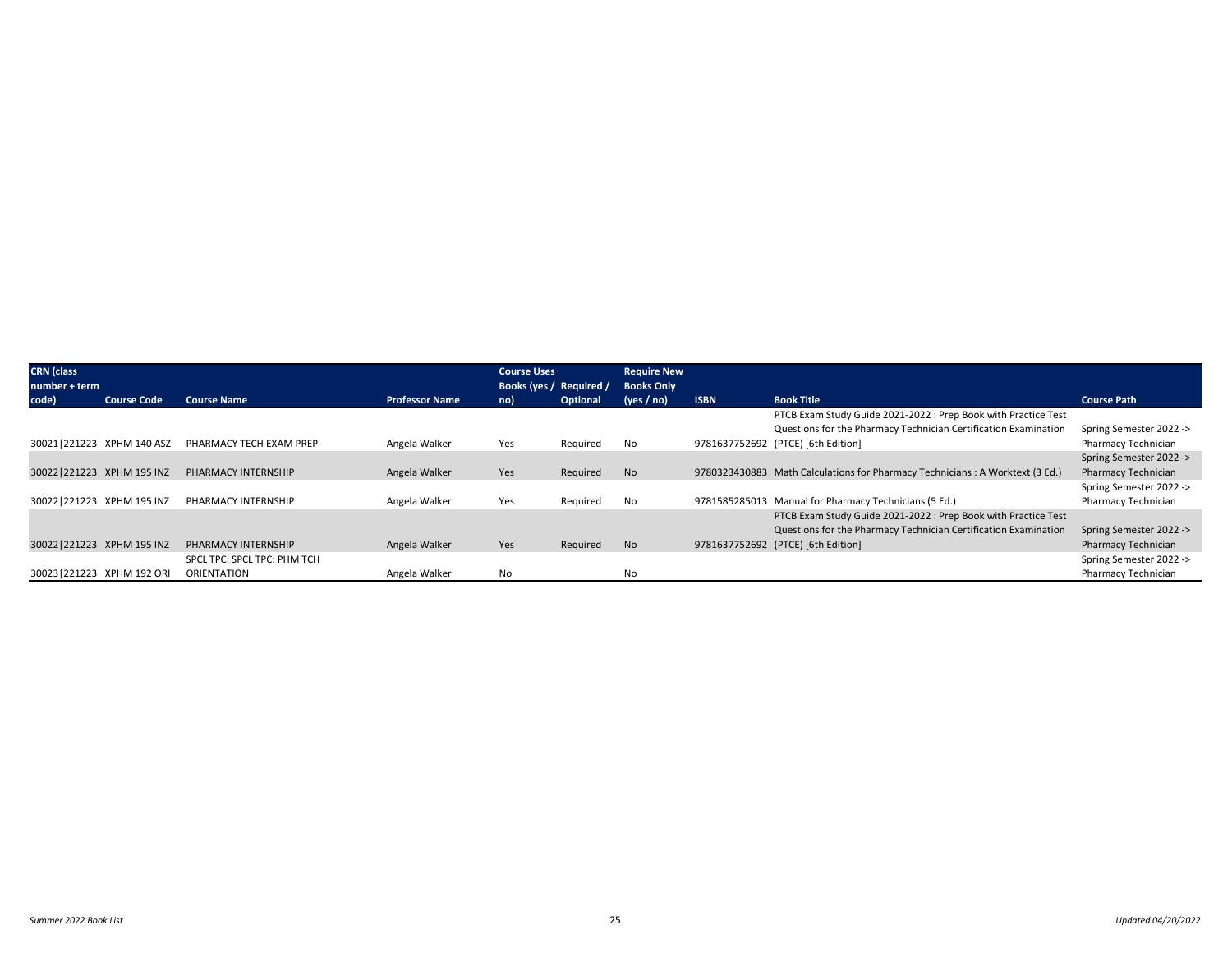| CRN (class number + term code) | Course Code | Course Name | Professor Name | Course Uses Books (yes / no) | Required / Optional | Require New Books Only (yes / no) | ISBN | Book Title | Course Path |
|---|---|---|---|---|---|---|---|---|---|
| 30021\|221223 | XPHM 140 ASZ | PHARMACY TECH EXAM PREP | Angela Walker | Yes | Required | No | 9781637752692 | PTCB Exam Study Guide 2021-2022 : Prep Book with Practice Test Questions for the Pharmacy Technician Certification Examination (PTCE) [6th Edition] | Spring Semester 2022 -> Pharmacy Technician |
| 30022\|221223 | XPHM 195 INZ | PHARMACY INTERNSHIP | Angela Walker | Yes | Required | No | 9780323430883 | Math Calculations for Pharmacy Technicians : A Worktext (3 Ed.) | Spring Semester 2022 -> Pharmacy Technician |
| 30022\|221223 | XPHM 195 INZ | PHARMACY INTERNSHIP | Angela Walker | Yes | Required | No | 9781585285013 | Manual for Pharmacy Technicians (5 Ed.) | Spring Semester 2022 -> Pharmacy Technician |
| 30022\|221223 | XPHM 195 INZ | PHARMACY INTERNSHIP | Angela Walker | Yes | Required | No | 9781637752692 | PTCB Exam Study Guide 2021-2022 : Prep Book with Practice Test Questions for the Pharmacy Technician Certification Examination (PTCE) [6th Edition] | Spring Semester 2022 -> Pharmacy Technician |
| 30023\|221223 | XPHM 192 ORI | SPCL TPC: SPCL TPC: PHM TCH ORIENTATION | Angela Walker | No | | No | | | Spring Semester 2022 -> Pharmacy Technician |